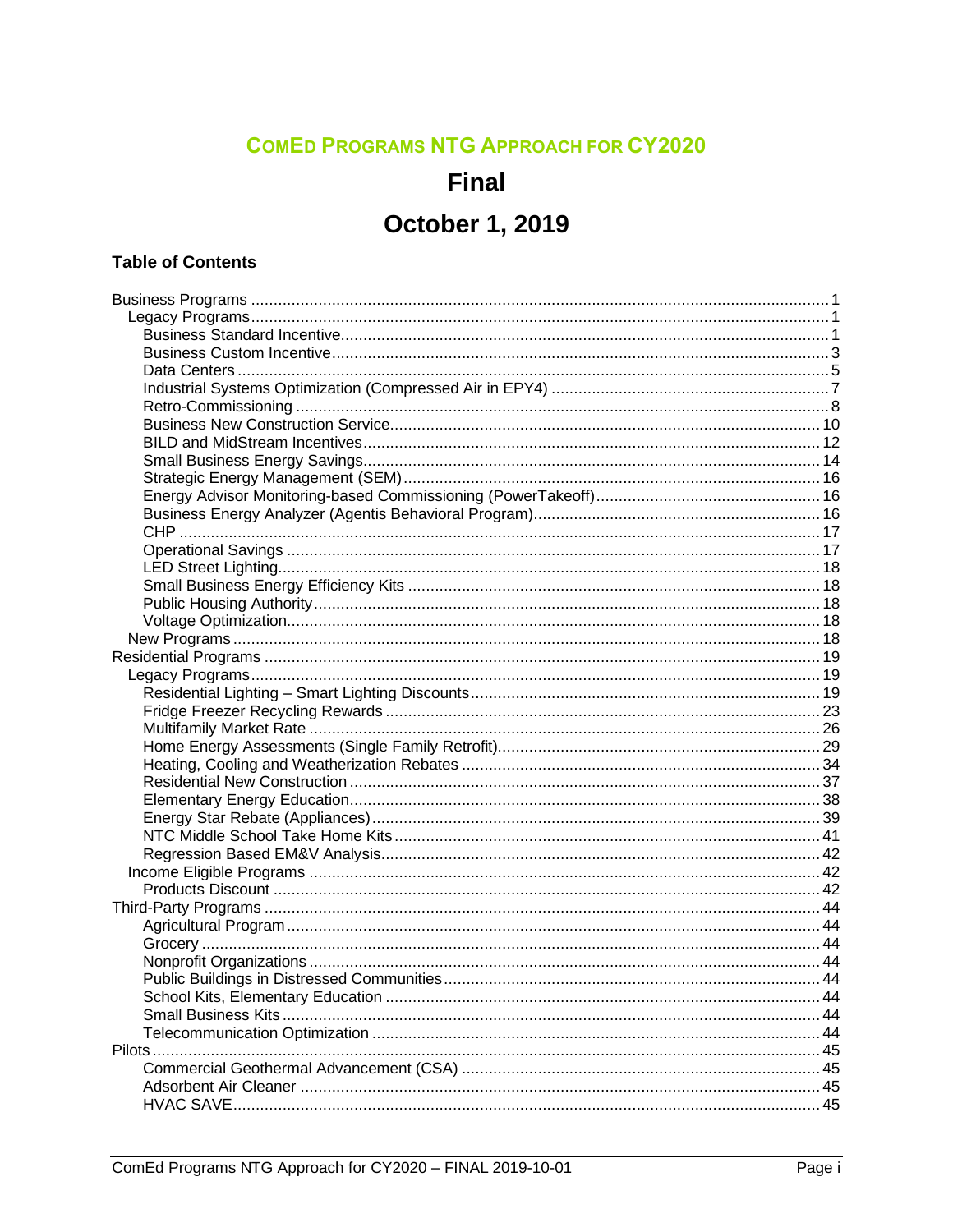# COMED PROGRAMS NTG APPROACH FOR CY2020

# Final

# October 1, 2019

## Table of Contents

- Business Programs ..... 1
  - Legacy Programs ..... 1
    - Business Standard Incentive ..... 1
    - Business Custom Incentive ..... 3
    - Data Centers ..... 5
    - Industrial Systems Optimization (Compressed Air in EPY4) ..... 7
    - Retro-Commissioning ..... 8
    - Business New Construction Service ..... 10
    - BILD and MidStream Incentives ..... 12
    - Small Business Energy Savings ..... 14
    - Strategic Energy Management (SEM) ..... 16
    - Energy Advisor Monitoring-based Commissioning (PowerTakeoff) ..... 16
    - Business Energy Analyzer (Agentis Behavioral Program) ..... 16
    - CHP ..... 17
    - Operational Savings ..... 17
    - LED Street Lighting ..... 18
    - Small Business Energy Efficiency Kits ..... 18
    - Public Housing Authority ..... 18
    - Voltage Optimization ..... 18
  - New Programs ..... 18
- Residential Programs ..... 19
  - Legacy Programs ..... 19
    - Residential Lighting – Smart Lighting Discounts ..... 19
    - Fridge Freezer Recycling Rewards ..... 23
    - Multifamily Market Rate ..... 26
    - Home Energy Assessments (Single Family Retrofit) ..... 29
    - Heating, Cooling and Weatherization Rebates ..... 34
    - Residential New Construction ..... 37
    - Elementary Energy Education ..... 38
    - Energy Star Rebate (Appliances) ..... 39
    - NTC Middle School Take Home Kits ..... 41
    - Regression Based EM&V Analysis ..... 42
  - Income Eligible Programs ..... 42
    - Products Discount ..... 42
- Third-Party Programs ..... 44
  - Agricultural Program ..... 44
  - Grocery ..... 44
  - Nonprofit Organizations ..... 44
  - Public Buildings in Distressed Communities ..... 44
  - School Kits, Elementary Education ..... 44
  - Small Business Kits ..... 44
  - Telecommunication Optimization ..... 44
- Pilots ..... 45
  - Commercial Geothermal Advancement (CSA) ..... 45
  - Adsorbent Air Cleaner ..... 45
  - HVAC SAVE ..... 45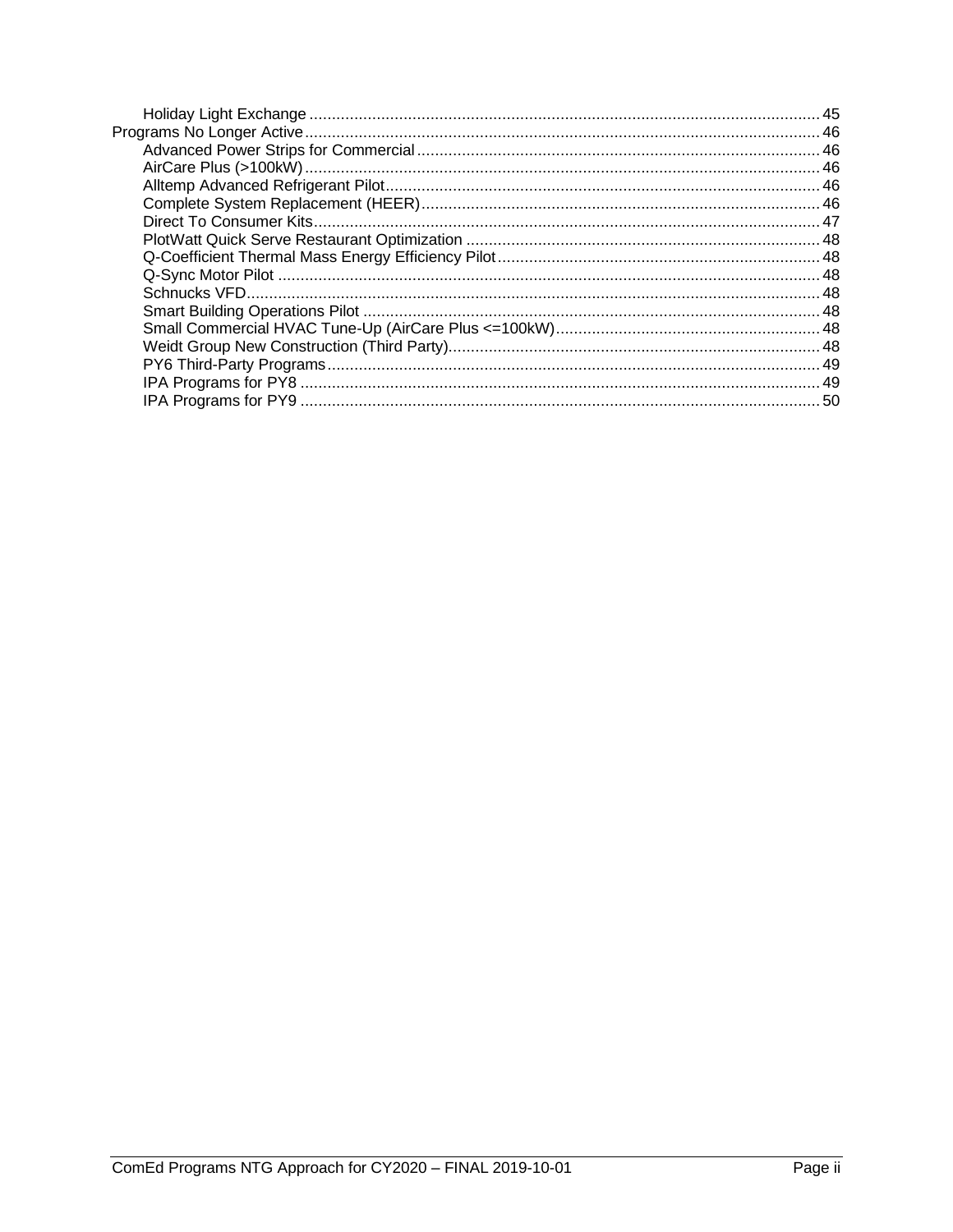Holiday Light Exchange ........................................................................................................ 45

Programs No Longer Active ........................................................................................................ 46

Advanced Power Strips for Commercial ........................................................................................................ 46

AirCare Plus (>100kW) ........................................................................................................ 46

Alltemp Advanced Refrigerant Pilot ........................................................................................................ 46

Complete System Replacement (HEER) ........................................................................................................ 46

Direct To Consumer Kits ........................................................................................................ 47

PlotWatt Quick Serve Restaurant Optimization ........................................................................................................ 48

Q-Coefficient Thermal Mass Energy Efficiency Pilot ........................................................................................................ 48

Q-Sync Motor Pilot ........................................................................................................ 48

Schnucks VFD ........................................................................................................ 48

Smart Building Operations Pilot ........................................................................................................ 48

Small Commercial HVAC Tune-Up (AirCare Plus <=100kW) ........................................................................................................ 48

Weidt Group New Construction (Third Party) ........................................................................................................ 48

PY6 Third-Party Programs ........................................................................................................ 49

IPA Programs for PY8 ........................................................................................................ 49

IPA Programs for PY9 ........................................................................................................ 50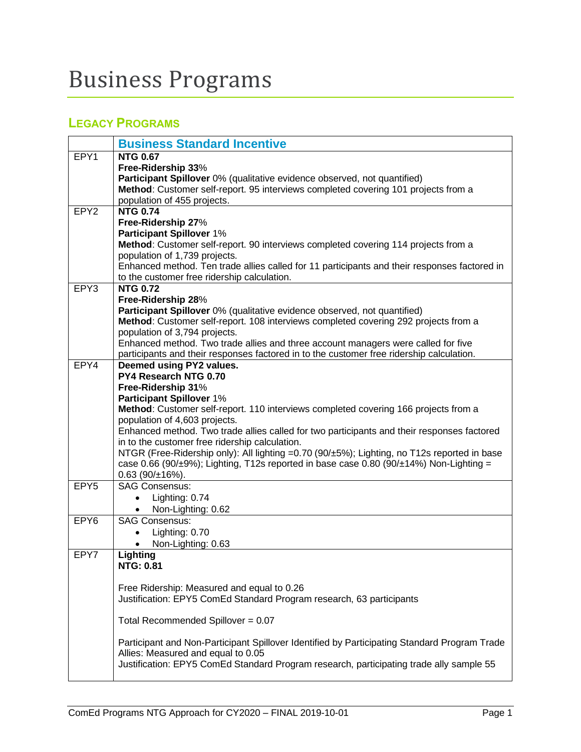# Business Programs

## LEGACY PROGRAMS

| | Business Standard Incentive |
|---|---|
| EPY1 | **NTG 0.67**<br>**Free-Ridership 33**%<br>**Participant Spillover** 0% (qualitative evidence observed, not quantified)<br>**Method**: Customer self-report. 95 interviews completed covering 101 projects from a population of 455 projects. |
| EPY2 | **NTG 0.74**<br>**Free-Ridership 27**%<br>**Participant Spillover** 1%<br>**Method**: Customer self-report. 90 interviews completed covering 114 projects from a population of 1,739 projects.<br>Enhanced method. Ten trade allies called for 11 participants and their responses factored in to the customer free ridership calculation. |
| EPY3 | **NTG 0.72**<br>**Free-Ridership 28**%<br>**Participant Spillover** 0% (qualitative evidence observed, not quantified)<br>**Method**: Customer self-report. 108 interviews completed covering 292 projects from a population of 3,794 projects.<br>Enhanced method. Two trade allies and three account managers were called for five participants and their responses factored in to the customer free ridership calculation. |
| EPY4 | **Deemed using PY2 values.**<br>**PY4 Research NTG 0.70**<br>**Free-Ridership 31**%<br>**Participant Spillover** 1%<br>**Method**: Customer self-report. 110 interviews completed covering 166 projects from a population of 4,603 projects.<br>Enhanced method. Two trade allies called for two participants and their responses factored in to the customer free ridership calculation.<br>NTGR (Free-Ridership only): All lighting =0.70 (90/±5%); Lighting, no T12s reported in base case 0.66 (90/±9%); Lighting, T12s reported in base case 0.80 (90/±14%) Non-Lighting = 0.63 (90/±16%). |
| EPY5 | SAG Consensus:<br>• Lighting: 0.74<br>• Non-Lighting: 0.62 |
| EPY6 | SAG Consensus:<br>• Lighting: 0.70<br>• Non-Lighting: 0.63 |
| EPY7 | **Lighting**<br>**NTG: 0.81**<br><br>Free Ridership: Measured and equal to 0.26<br>Justification: EPY5 ComEd Standard Program research, 63 participants<br><br>Total Recommended Spillover = 0.07<br><br>Participant and Non-Participant Spillover Identified by Participating Standard Program Trade Allies: Measured and equal to 0.05<br>Justification: EPY5 ComEd Standard Program research, participating trade ally sample 55 |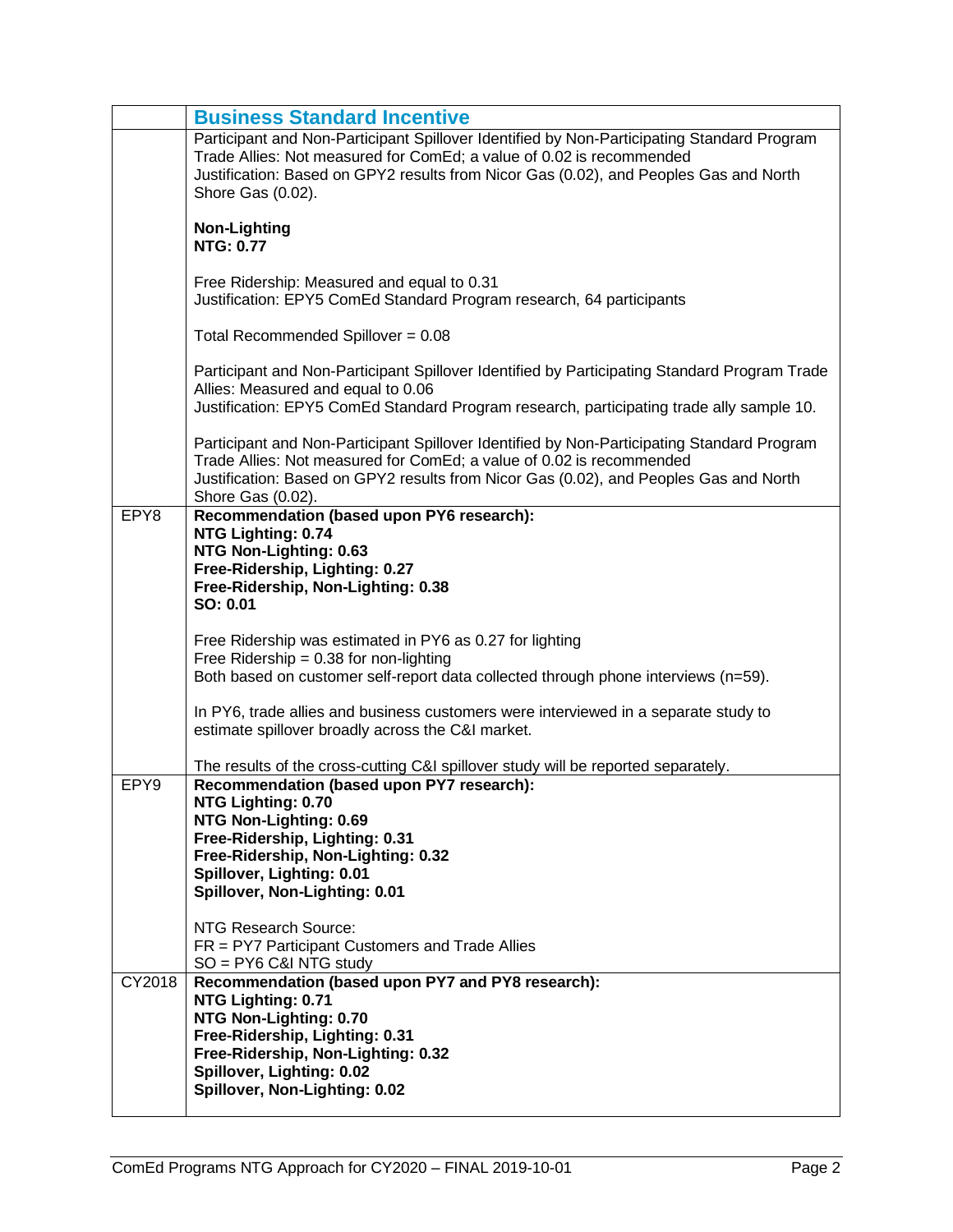|  | Business Standard Incentive |
|---|---|
|  | Participant and Non-Participant Spillover Identified by Non-Participating Standard Program Trade Allies: Not measured for ComEd; a value of 0.02 is recommended<br>Justification: Based on GPY2 results from Nicor Gas (0.02), and Peoples Gas and North Shore Gas (0.02).<br><br>**Non-Lighting**<br>**NTG: 0.77**<br><br>Free Ridership: Measured and equal to 0.31<br>Justification: EPY5 ComEd Standard Program research, 64 participants<br><br>Total Recommended Spillover = 0.08<br><br>Participant and Non-Participant Spillover Identified by Participating Standard Program Trade Allies: Measured and equal to 0.06<br>Justification: EPY5 ComEd Standard Program research, participating trade ally sample 10.<br><br>Participant and Non-Participant Spillover Identified by Non-Participating Standard Program Trade Allies: Not measured for ComEd; a value of 0.02 is recommended<br>Justification: Based on GPY2 results from Nicor Gas (0.02), and Peoples Gas and North Shore Gas (0.02). |
| EPY8 | **Recommendation (based upon PY6 research):**<br>**NTG Lighting: 0.74**<br>**NTG Non-Lighting: 0.63**<br>**Free-Ridership, Lighting: 0.27**<br>**Free-Ridership, Non-Lighting: 0.38**<br>**SO: 0.01**<br><br>Free Ridership was estimated in PY6 as 0.27 for lighting<br>Free Ridership = 0.38 for non-lighting<br>Both based on customer self-report data collected through phone interviews (n=59).<br><br>In PY6, trade allies and business customers were interviewed in a separate study to estimate spillover broadly across the C&I market.<br><br>The results of the cross-cutting C&I spillover study will be reported separately. |
| EPY9 | **Recommendation (based upon PY7 research):**<br>**NTG Lighting: 0.70**<br>**NTG Non-Lighting: 0.69**<br>**Free-Ridership, Lighting: 0.31**<br>**Free-Ridership, Non-Lighting: 0.32**<br>**Spillover, Lighting: 0.01**<br>**Spillover, Non-Lighting: 0.01**<br><br>NTG Research Source:<br>FR = PY7 Participant Customers and Trade Allies<br>SO = PY6 C&I NTG study |
| CY2018 | **Recommendation (based upon PY7 and PY8 research):**<br>**NTG Lighting: 0.71**<br>**NTG Non-Lighting: 0.70**<br>**Free-Ridership, Lighting: 0.31**<br>**Free-Ridership, Non-Lighting: 0.32**<br>**Spillover, Lighting: 0.02**<br>**Spillover, Non-Lighting: 0.02** |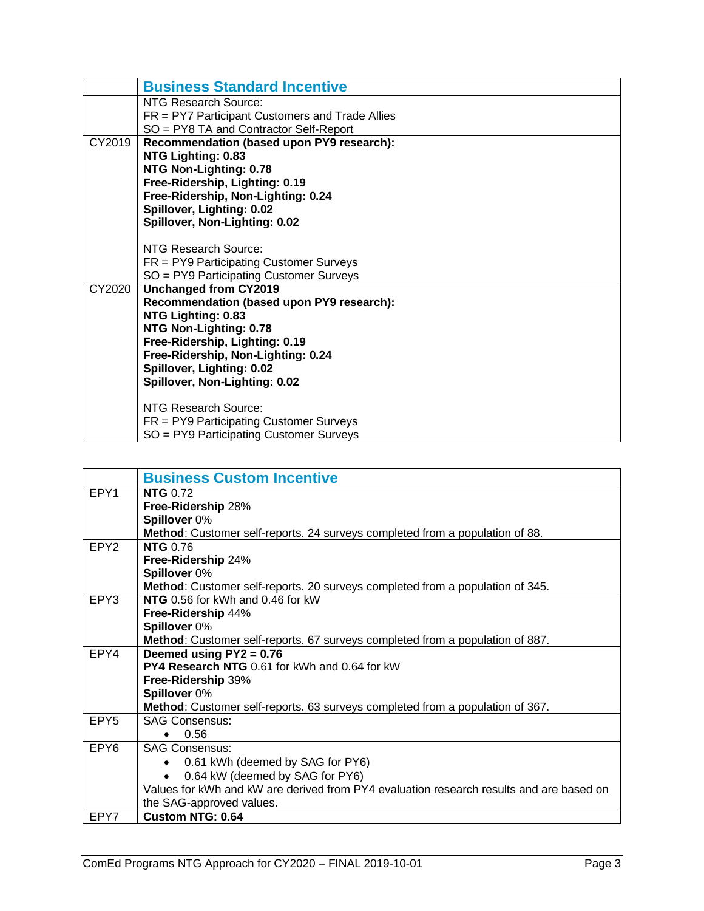| | Business Standard Incentive |
|---|---|
| | NTG Research Source:<br>FR = PY7 Participant Customers and Trade Allies<br>SO = PY8 TA and Contractor Self-Report |
| CY2019 | **Recommendation (based upon PY9 research):**<br>**NTG Lighting: 0.83**<br>**NTG Non-Lighting: 0.78**<br>**Free-Ridership, Lighting: 0.19**<br>**Free-Ridership, Non-Lighting: 0.24**<br>**Spillover, Lighting: 0.02**<br>**Spillover, Non-Lighting: 0.02**<br><br>NTG Research Source:<br>FR = PY9 Participating Customer Surveys<br>SO = PY9 Participating Customer Surveys |
| CY2020 | **Unchanged from CY2019**<br>**Recommendation (based upon PY9 research):**<br>**NTG Lighting: 0.83**<br>**NTG Non-Lighting: 0.78**<br>**Free-Ridership, Lighting: 0.19**<br>**Free-Ridership, Non-Lighting: 0.24**<br>**Spillover, Lighting: 0.02**<br>**Spillover, Non-Lighting: 0.02**<br><br>NTG Research Source:<br>FR = PY9 Participating Customer Surveys<br>SO = PY9 Participating Customer Surveys |

| | Business Custom Incentive |
|---|---|
| EPY1 | **NTG** 0.72<br>**Free-Ridership** 28%<br>**Spillover** 0%<br>**Method**: Customer self-reports. 24 surveys completed from a population of 88. |
| EPY2 | **NTG** 0.76<br>**Free-Ridership** 24%<br>**Spillover** 0%<br>**Method**: Customer self-reports. 20 surveys completed from a population of 345. |
| EPY3 | **NTG** 0.56 for kWh and 0.46 for kW<br>**Free-Ridership** 44%<br>**Spillover** 0%<br>**Method**: Customer self-reports. 67 surveys completed from a population of 887. |
| EPY4 | **Deemed using PY2 = 0.76**<br>**PY4 Research NTG** 0.61 for kWh and 0.64 for kW<br>**Free-Ridership** 39%<br>**Spillover** 0%<br>**Method**: Customer self-reports. 63 surveys completed from a population of 367. |
| EPY5 | SAG Consensus:<br>• 0.56 |
| EPY6 | SAG Consensus:<br>• 0.61 kWh (deemed by SAG for PY6)<br>• 0.64 kW (deemed by SAG for PY6)<br>Values for kWh and kW are derived from PY4 evaluation research results and are based on the SAG-approved values. |
| EPY7 | **Custom NTG: 0.64** |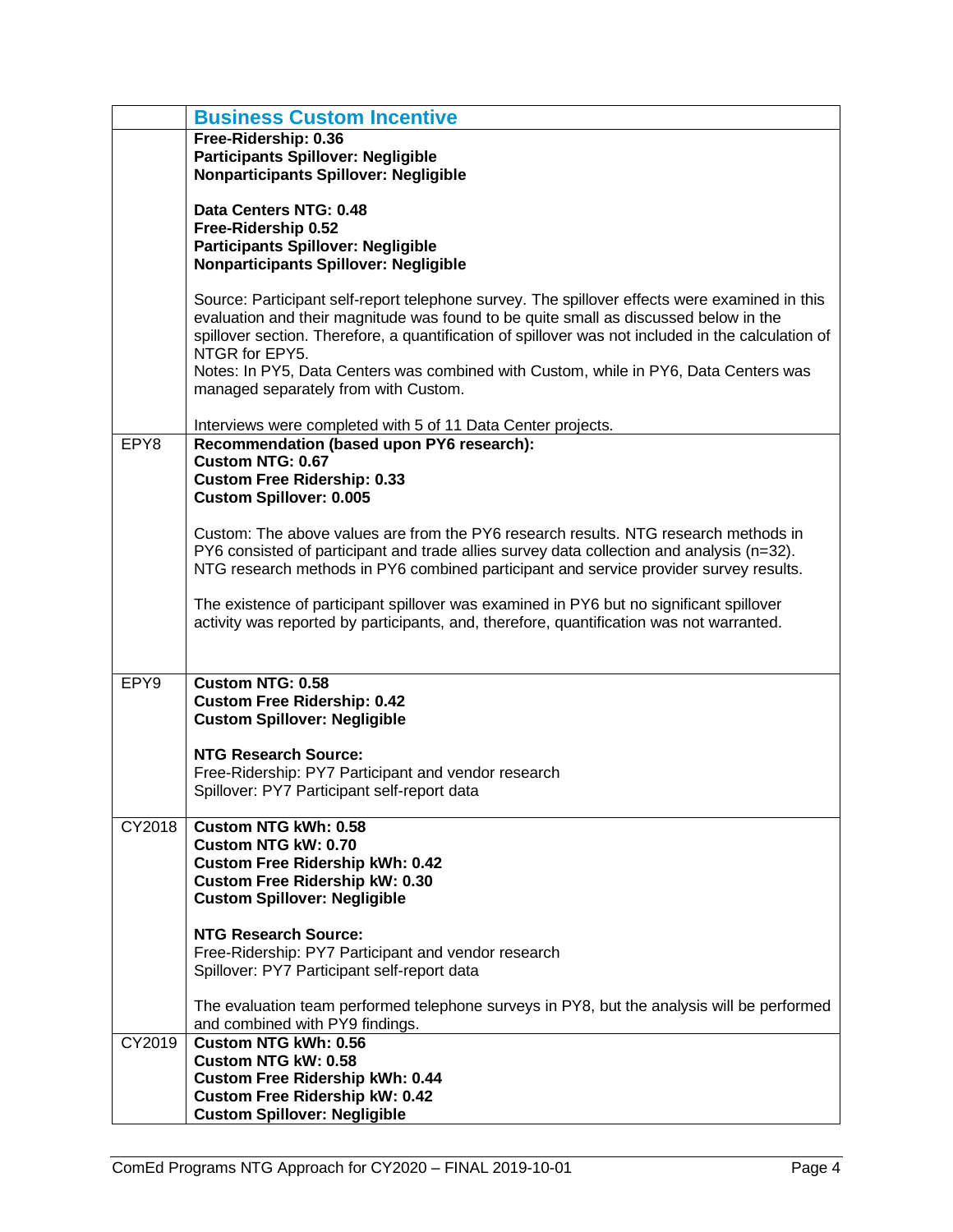|  | **Business Custom Incentive** |
|---|---|
|  | **Free-Ridership: 0.36**<br>**Participants Spillover: Negligible**<br>**Nonparticipants Spillover: Negligible**<br><br>**Data Centers NTG: 0.48**<br>**Free-Ridership 0.52**<br>**Participants Spillover: Negligible**<br>**Nonparticipants Spillover: Negligible**<br><br>Source: Participant self-report telephone survey. The spillover effects were examined in this evaluation and their magnitude was found to be quite small as discussed below in the spillover section. Therefore, a quantification of spillover was not included in the calculation of NTGR for EPY5.<br>Notes: In PY5, Data Centers was combined with Custom, while in PY6, Data Centers was managed separately from with Custom.<br><br>Interviews were completed with 5 of 11 Data Center projects. |
| EPY8 | **Recommendation (based upon PY6 research):**<br>**Custom NTG: 0.67**<br>**Custom Free Ridership: 0.33**<br>**Custom Spillover: 0.005**<br><br>Custom: The above values are from the PY6 research results. NTG research methods in PY6 consisted of participant and trade allies survey data collection and analysis (n=32). NTG research methods in PY6 combined participant and service provider survey results.<br><br>The existence of participant spillover was examined in PY6 but no significant spillover activity was reported by participants, and, therefore, quantification was not warranted. |
| EPY9 | **Custom NTG: 0.58**<br>**Custom Free Ridership: 0.42**<br>**Custom Spillover: Negligible**<br><br>**NTG Research Source:**<br>Free-Ridership: PY7 Participant and vendor research<br>Spillover: PY7 Participant self-report data |
| CY2018 | **Custom NTG kWh: 0.58**<br>**Custom NTG kW: 0.70**<br>**Custom Free Ridership kWh: 0.42**<br>**Custom Free Ridership kW: 0.30**<br>**Custom Spillover: Negligible**<br><br>**NTG Research Source:**<br>Free-Ridership: PY7 Participant and vendor research<br>Spillover: PY7 Participant self-report data<br><br>The evaluation team performed telephone surveys in PY8, but the analysis will be performed and combined with PY9 findings. |
| CY2019 | **Custom NTG kWh: 0.56**<br>**Custom NTG kW: 0.58**<br>**Custom Free Ridership kWh: 0.44**<br>**Custom Free Ridership kW: 0.42**<br>**Custom Spillover: Negligible** |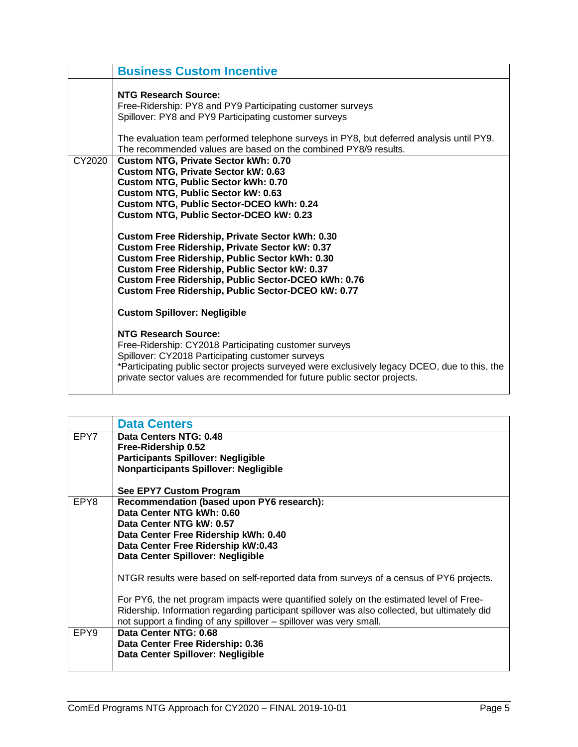| | **Business Custom Incentive** |
|---|---|
| | **NTG Research Source:**<br>Free-Ridership: PY8 and PY9 Participating customer surveys<br>Spillover: PY8 and PY9 Participating customer surveys<br><br>The evaluation team performed telephone surveys in PY8, but deferred analysis until PY9. The recommended values are based on the combined PY8/9 results. |
| CY2020 | **Custom NTG, Private Sector kWh: 0.70**<br>**Custom NTG, Private Sector kW: 0.63**<br>**Custom NTG, Public Sector kWh: 0.70**<br>**Custom NTG, Public Sector kW: 0.63**<br>**Custom NTG, Public Sector-DCEO kWh: 0.24**<br>**Custom NTG, Public Sector-DCEO kW: 0.23**<br><br>**Custom Free Ridership, Private Sector kWh: 0.30**<br>**Custom Free Ridership, Private Sector kW: 0.37**<br>**Custom Free Ridership, Public Sector kWh: 0.30**<br>**Custom Free Ridership, Public Sector kW: 0.37**<br>**Custom Free Ridership, Public Sector-DCEO kWh: 0.76**<br>**Custom Free Ridership, Public Sector-DCEO kW: 0.77**<br><br>**Custom Spillover: Negligible**<br><br>**NTG Research Source:**<br>Free-Ridership: CY2018 Participating customer surveys<br>Spillover: CY2018 Participating customer surveys<br>*Participating public sector projects surveyed were exclusively legacy DCEO, due to this, the private sector values are recommended for future public sector projects. |

| | **Data Centers** |
|---|---|
| EPY7 | **Data Centers NTG: 0.48**<br>**Free-Ridership 0.52**<br>**Participants Spillover: Negligible**<br>**Nonparticipants Spillover: Negligible**<br><br>**See EPY7 Custom Program** |
| EPY8 | **Recommendation (based upon PY6 research):**<br>**Data Center NTG kWh: 0.60**<br>**Data Center NTG kW: 0.57**<br>**Data Center Free Ridership kWh: 0.40**<br>**Data Center Free Ridership kW:0.43**<br>**Data Center Spillover: Negligible**<br><br>NTGR results were based on self-reported data from surveys of a census of PY6 projects.<br><br>For PY6, the net program impacts were quantified solely on the estimated level of Free-Ridership. Information regarding participant spillover was also collected, but ultimately did not support a finding of any spillover – spillover was very small. |
| EPY9 | **Data Center NTG: 0.68**<br>**Data Center Free Ridership: 0.36**<br>**Data Center Spillover: Negligible** |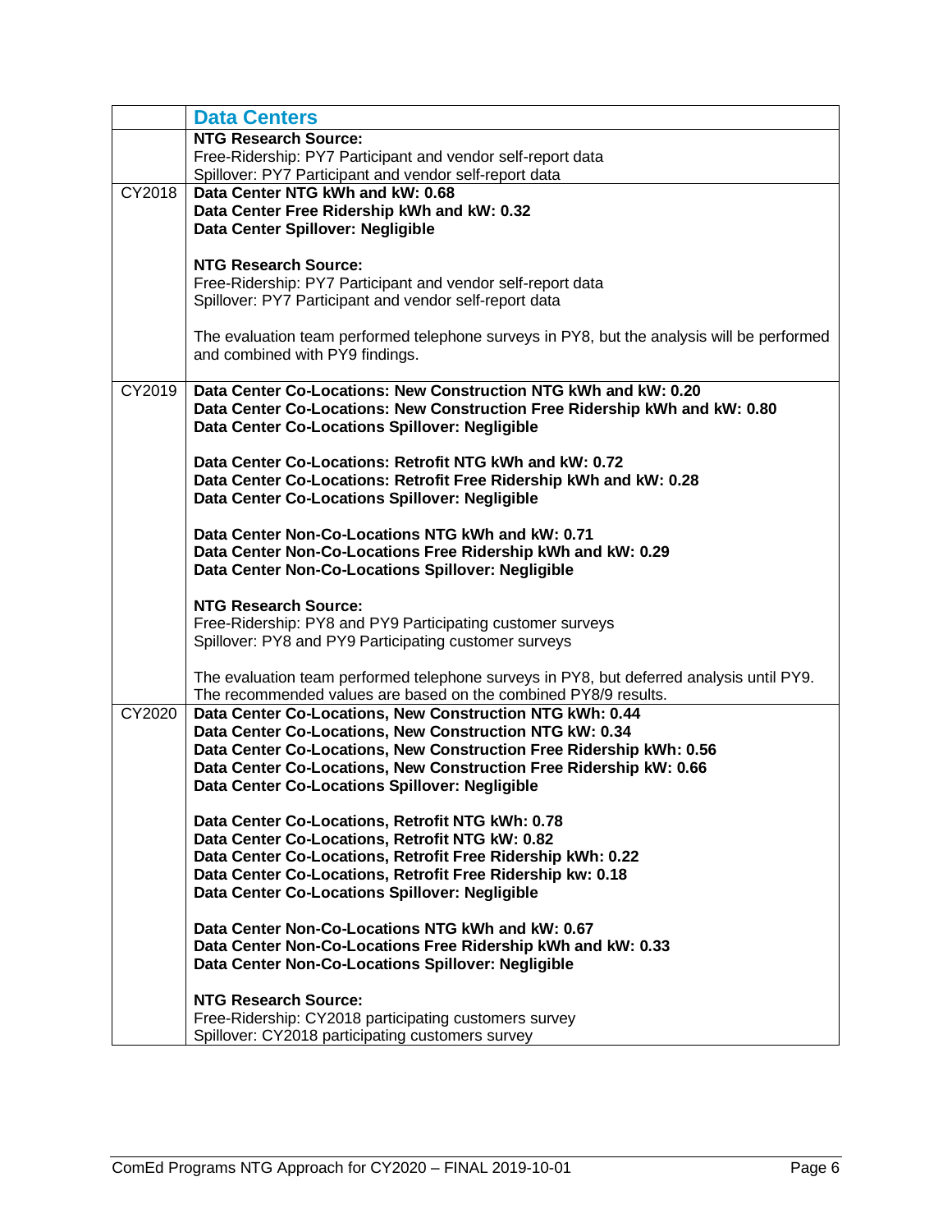| | Data Centers |
|---|---|
| | **NTG Research Source:**<br>Free-Ridership: PY7 Participant and vendor self-report data<br>Spillover: PY7 Participant and vendor self-report data |
| CY2018 | **Data Center NTG kWh and kW: 0.68**<br>**Data Center Free Ridership kWh and kW: 0.32**<br>**Data Center Spillover: Negligible**<br><br>**NTG Research Source:**<br>Free-Ridership: PY7 Participant and vendor self-report data<br>Spillover: PY7 Participant and vendor self-report data<br><br>The evaluation team performed telephone surveys in PY8, but the analysis will be performed and combined with PY9 findings. |
| CY2019 | **Data Center Co-Locations: New Construction NTG kWh and kW: 0.20**<br>**Data Center Co-Locations: New Construction Free Ridership kWh and kW: 0.80**<br>**Data Center Co-Locations Spillover: Negligible**<br><br>**Data Center Co-Locations: Retrofit NTG kWh and kW: 0.72**<br>**Data Center Co-Locations: Retrofit Free Ridership kWh and kW: 0.28**<br>**Data Center Co-Locations Spillover: Negligible**<br><br>**Data Center Non-Co-Locations NTG kWh and kW: 0.71**<br>**Data Center Non-Co-Locations Free Ridership kWh and kW: 0.29**<br>**Data Center Non-Co-Locations Spillover: Negligible**<br><br>**NTG Research Source:**<br>Free-Ridership: PY8 and PY9 Participating customer surveys<br>Spillover: PY8 and PY9 Participating customer surveys<br><br>The evaluation team performed telephone surveys in PY8, but deferred analysis until PY9. The recommended values are based on the combined PY8/9 results. |
| CY2020 | **Data Center Co-Locations, New Construction NTG kWh: 0.44**<br>**Data Center Co-Locations, New Construction NTG kW: 0.34**<br>**Data Center Co-Locations, New Construction Free Ridership kWh: 0.56**<br>**Data Center Co-Locations, New Construction Free Ridership kW: 0.66**<br>**Data Center Co-Locations Spillover: Negligible**<br><br>**Data Center Co-Locations, Retrofit NTG kWh: 0.78**<br>**Data Center Co-Locations, Retrofit NTG kW: 0.82**<br>**Data Center Co-Locations, Retrofit Free Ridership kWh: 0.22**<br>**Data Center Co-Locations, Retrofit Free Ridership kw: 0.18**<br>**Data Center Co-Locations Spillover: Negligible**<br><br>**Data Center Non-Co-Locations NTG kWh and kW: 0.67**<br>**Data Center Non-Co-Locations Free Ridership kWh and kW: 0.33**<br>**Data Center Non-Co-Locations Spillover: Negligible**<br><br>**NTG Research Source:**<br>Free-Ridership: CY2018 participating customers survey<br>Spillover: CY2018 participating customers survey |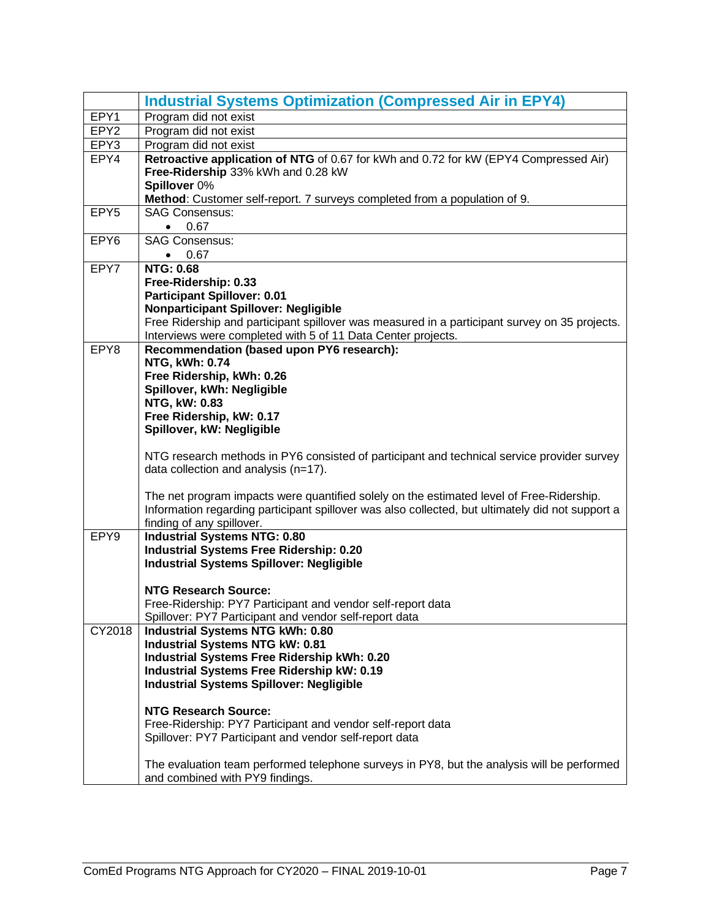| | Industrial Systems Optimization (Compressed Air in EPY4) |
|---|---|
| EPY1 | Program did not exist |
| EPY2 | Program did not exist |
| EPY3 | Program did not exist |
| EPY4 | **Retroactive application of NTG** of 0.67 for kWh and 0.72 for kW (EPY4 Compressed Air)<br>**Free-Ridership** 33% kWh and 0.28 kW<br>**Spillover** 0%<br>**Method**: Customer self-report. 7 surveys completed from a population of 9. |
| EPY5 | SAG Consensus:<br>• 0.67 |
| EPY6 | SAG Consensus:<br>• 0.67 |
| EPY7 | **NTG: 0.68**<br>**Free-Ridership: 0.33**<br>**Participant Spillover: 0.01**<br>**Nonparticipant Spillover: Negligible**<br>Free Ridership and participant spillover was measured in a participant survey on 35 projects. Interviews were completed with 5 of 11 Data Center projects. |
| EPY8 | **Recommendation (based upon PY6 research):**<br>**NTG, kWh: 0.74**<br>**Free Ridership, kWh: 0.26**<br>**Spillover, kWh: Negligible**<br>**NTG, kW: 0.83**<br>**Free Ridership, kW: 0.17**<br>**Spillover, kW: Negligible**<br><br>NTG research methods in PY6 consisted of participant and technical service provider survey data collection and analysis (n=17).<br><br>The net program impacts were quantified solely on the estimated level of Free-Ridership. Information regarding participant spillover was also collected, but ultimately did not support a finding of any spillover. |
| EPY9 | **Industrial Systems NTG: 0.80**<br>**Industrial Systems Free Ridership: 0.20**<br>**Industrial Systems Spillover: Negligible**<br><br>**NTG Research Source:**<br>Free-Ridership: PY7 Participant and vendor self-report data<br>Spillover: PY7 Participant and vendor self-report data |
| CY2018 | **Industrial Systems NTG kWh: 0.80**<br>**Industrial Systems NTG kW: 0.81**<br>**Industrial Systems Free Ridership kWh: 0.20**<br>**Industrial Systems Free Ridership kW: 0.19**<br>**Industrial Systems Spillover: Negligible**<br><br>**NTG Research Source:**<br>Free-Ridership: PY7 Participant and vendor self-report data<br>Spillover: PY7 Participant and vendor self-report data<br><br>The evaluation team performed telephone surveys in PY8, but the analysis will be performed and combined with PY9 findings. |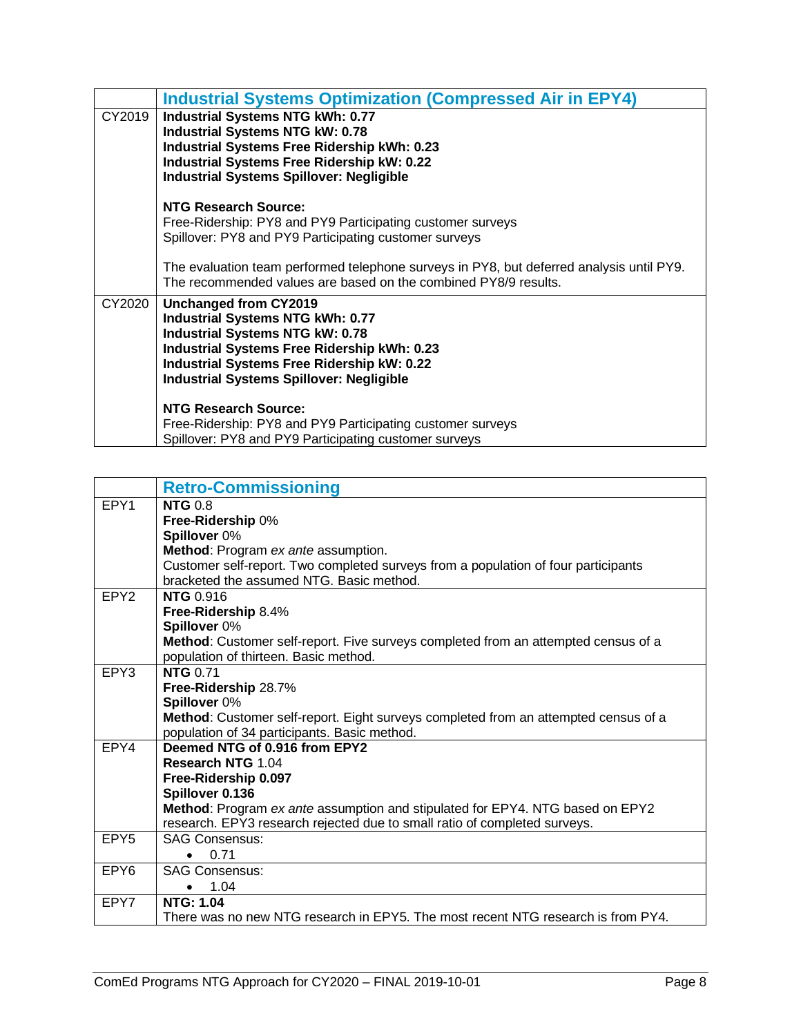| | Industrial Systems Optimization (Compressed Air in EPY4) |
|---|---|
| CY2019 | **Industrial Systems NTG kWh: 0.77**<br>**Industrial Systems NTG kW: 0.78**<br>**Industrial Systems Free Ridership kWh: 0.23**<br>**Industrial Systems Free Ridership kW: 0.22**<br>**Industrial Systems Spillover: Negligible**<br><br>**NTG Research Source:**<br>Free-Ridership: PY8 and PY9 Participating customer surveys<br>Spillover: PY8 and PY9 Participating customer surveys<br><br>The evaluation team performed telephone surveys in PY8, but deferred analysis until PY9. The recommended values are based on the combined PY8/9 results. |
| CY2020 | **Unchanged from CY2019**<br>**Industrial Systems NTG kWh: 0.77**<br>**Industrial Systems NTG kW: 0.78**<br>**Industrial Systems Free Ridership kWh: 0.23**<br>**Industrial Systems Free Ridership kW: 0.22**<br>**Industrial Systems Spillover: Negligible**<br><br>**NTG Research Source:**<br>Free-Ridership: PY8 and PY9 Participating customer surveys<br>Spillover: PY8 and PY9 Participating customer surveys |

| | Retro-Commissioning |
|---|---|
| EPY1 | **NTG** 0.8<br>**Free-Ridership** 0%<br>**Spillover** 0%<br>**Method**: Program *ex ante* assumption.<br>Customer self-report. Two completed surveys from a population of four participants bracketed the assumed NTG. Basic method. |
| EPY2 | **NTG** 0.916<br>**Free-Ridership** 8.4%<br>**Spillover** 0%<br>**Method**: Customer self-report. Five surveys completed from an attempted census of a population of thirteen. Basic method. |
| EPY3 | **NTG** 0.71<br>**Free-Ridership** 28.7%<br>**Spillover** 0%<br>**Method**: Customer self-report. Eight surveys completed from an attempted census of a population of 34 participants. Basic method. |
| EPY4 | **Deemed NTG of 0.916 from EPY2**<br>**Research NTG** 1.04<br>**Free-Ridership 0.097**<br>**Spillover 0.136**<br>**Method**: Program *ex ante* assumption and stipulated for EPY4. NTG based on EPY2 research. EPY3 research rejected due to small ratio of completed surveys. |
| EPY5 | SAG Consensus:<br>• 0.71 |
| EPY6 | SAG Consensus:<br>• 1.04 |
| EPY7 | **NTG: 1.04**<br>There was no new NTG research in EPY5. The most recent NTG research is from PY4. |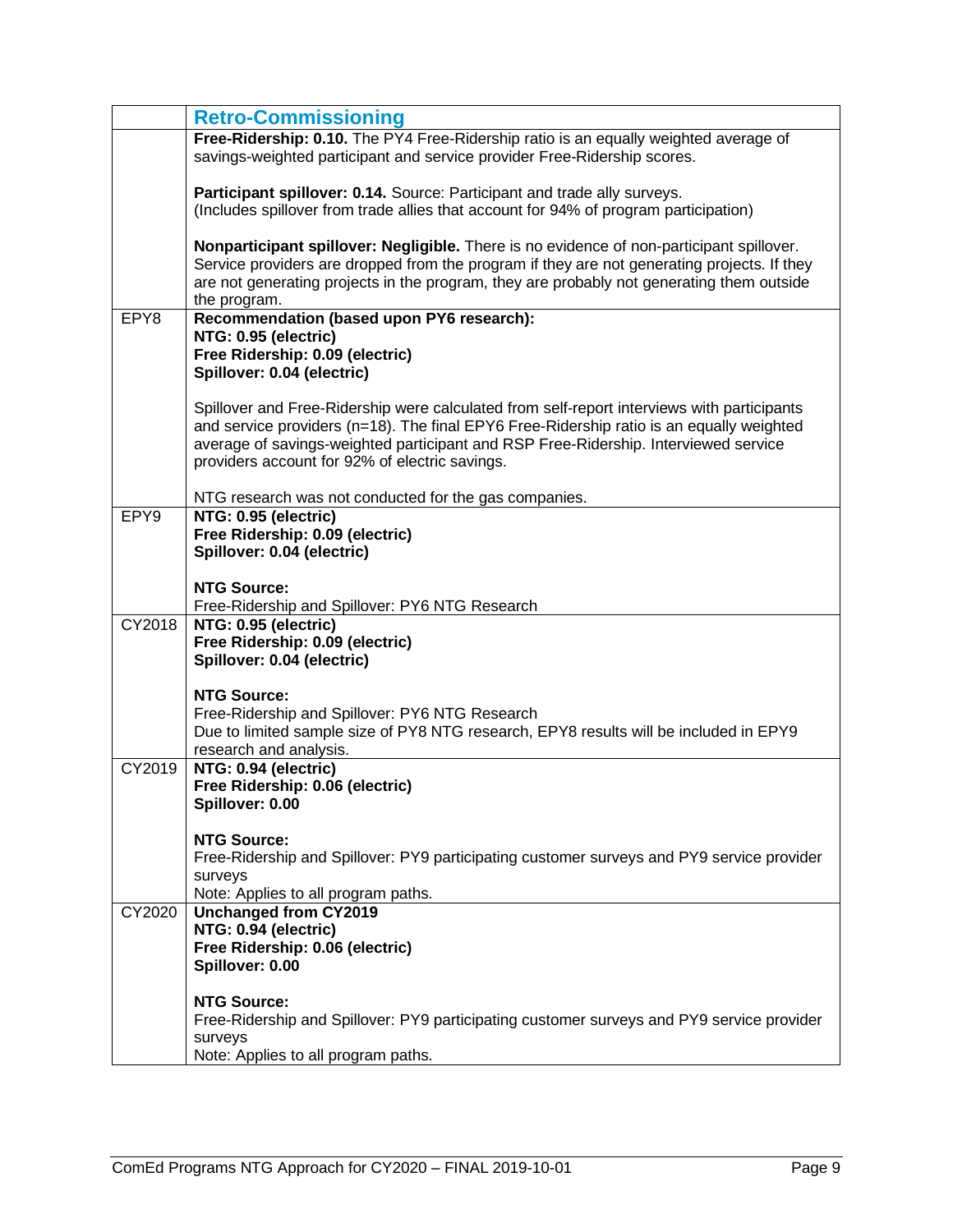| | Retro-Commissioning |
|---|---|
| | **Free-Ridership: 0.10.** The PY4 Free-Ridership ratio is an equally weighted average of savings-weighted participant and service provider Free-Ridership scores.<br><br>**Participant spillover: 0.14.** Source: Participant and trade ally surveys. (Includes spillover from trade allies that account for 94% of program participation)<br><br>**Nonparticipant spillover: Negligible.** There is no evidence of non-participant spillover. Service providers are dropped from the program if they are not generating projects. If they are not generating projects in the program, they are probably not generating them outside the program. |
| EPY8 | **Recommendation (based upon PY6 research):**<br>**NTG: 0.95 (electric)**<br>**Free Ridership: 0.09 (electric)**<br>**Spillover: 0.04 (electric)**<br><br>Spillover and Free-Ridership were calculated from self-report interviews with participants and service providers (n=18). The final EPY6 Free-Ridership ratio is an equally weighted average of savings-weighted participant and RSP Free-Ridership. Interviewed service providers account for 92% of electric savings.<br><br>NTG research was not conducted for the gas companies. |
| EPY9 | **NTG: 0.95 (electric)**<br>**Free Ridership: 0.09 (electric)**<br>**Spillover: 0.04 (electric)**<br><br>**NTG Source:**<br>Free-Ridership and Spillover: PY6 NTG Research |
| CY2018 | **NTG: 0.95 (electric)**<br>**Free Ridership: 0.09 (electric)**<br>**Spillover: 0.04 (electric)**<br><br>**NTG Source:**<br>Free-Ridership and Spillover: PY6 NTG Research<br>Due to limited sample size of PY8 NTG research, EPY8 results will be included in EPY9 research and analysis. |
| CY2019 | **NTG: 0.94 (electric)**<br>**Free Ridership: 0.06 (electric)**<br>**Spillover: 0.00**<br><br>**NTG Source:**<br>Free-Ridership and Spillover: PY9 participating customer surveys and PY9 service provider surveys<br>Note: Applies to all program paths. |
| CY2020 | **Unchanged from CY2019**<br>**NTG: 0.94 (electric)**<br>**Free Ridership: 0.06 (electric)**<br>**Spillover: 0.00**<br><br>**NTG Source:**<br>Free-Ridership and Spillover: PY9 participating customer surveys and PY9 service provider surveys<br>Note: Applies to all program paths. |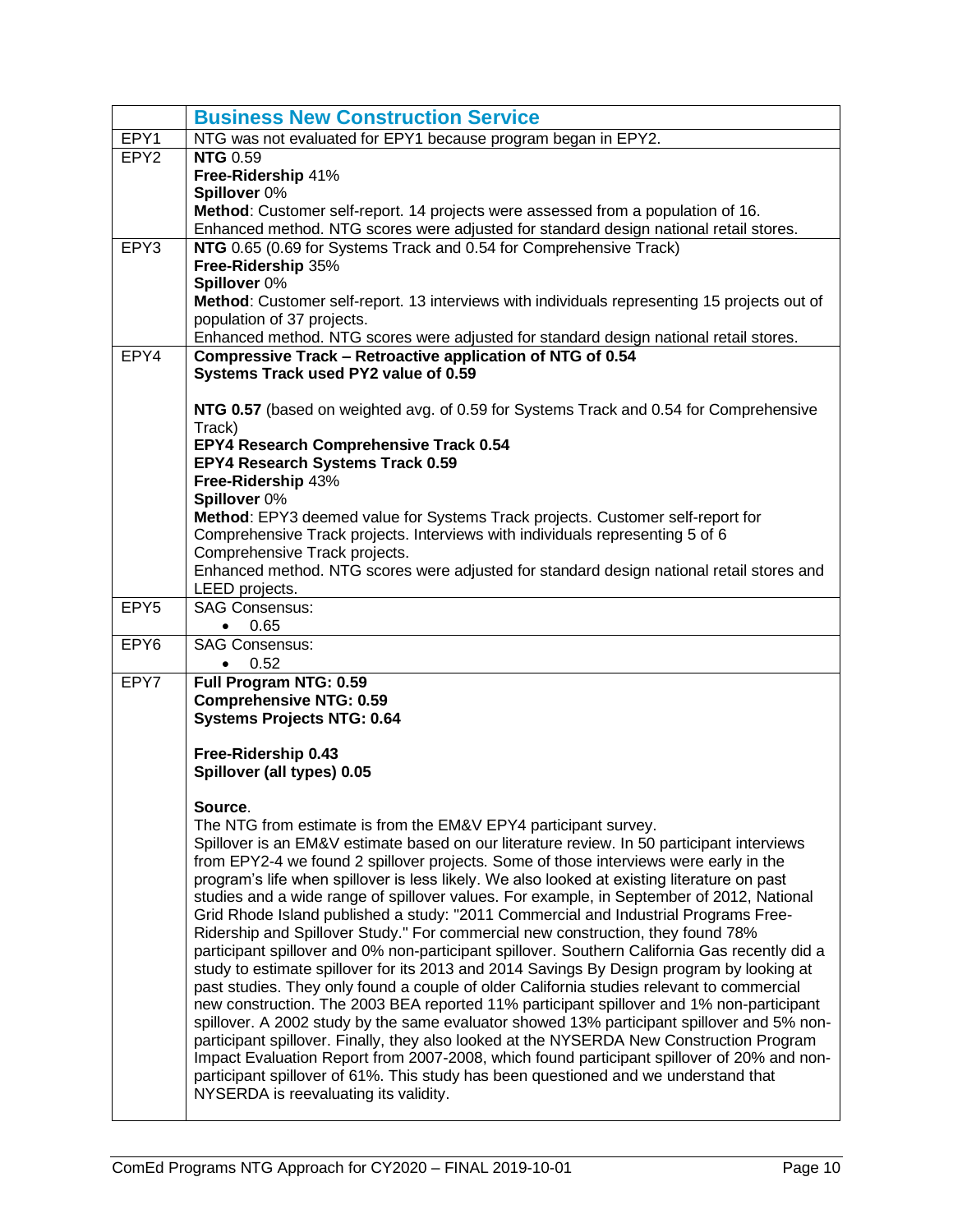| | **Business New Construction Service** |
|---|---|
| EPY1 | NTG was not evaluated for EPY1 because program began in EPY2. |
| EPY2 | **NTG** 0.59<br>**Free-Ridership** 41%<br>**Spillover** 0%<br>**Method**: Customer self-report. 14 projects were assessed from a population of 16.<br>Enhanced method. NTG scores were adjusted for standard design national retail stores. |
| EPY3 | **NTG** 0.65 (0.69 for Systems Track and 0.54 for Comprehensive Track)<br>**Free-Ridership** 35%<br>**Spillover** 0%<br>**Method**: Customer self-report. 13 interviews with individuals representing 15 projects out of population of 37 projects.<br>Enhanced method. NTG scores were adjusted for standard design national retail stores. |
| EPY4 | **Compressive Track – Retroactive application of NTG of 0.54**<br>**Systems Track used PY2 value of 0.59**<br><br>**NTG 0.57** (based on weighted avg. of 0.59 for Systems Track and 0.54 for Comprehensive Track)<br>**EPY4 Research Comprehensive Track 0.54**<br>**EPY4 Research Systems Track 0.59**<br>**Free-Ridership** 43%<br>**Spillover** 0%<br>**Method**: EPY3 deemed value for Systems Track projects. Customer self-report for Comprehensive Track projects. Interviews with individuals representing 5 of 6 Comprehensive Track projects.<br>Enhanced method. NTG scores were adjusted for standard design national retail stores and LEED projects. |
| EPY5 | SAG Consensus:<br>• 0.65 |
| EPY6 | SAG Consensus:<br>• 0.52 |
| EPY7 | **Full Program NTG: 0.59**<br>**Comprehensive NTG: 0.59**<br>**Systems Projects NTG: 0.64**<br><br>**Free-Ridership 0.43**<br>**Spillover (all types) 0.05**<br><br>**Source**.<br>The NTG from estimate is from the EM&V EPY4 participant survey.<br>Spillover is an EM&V estimate based on our literature review. In 50 participant interviews from EPY2-4 we found 2 spillover projects. Some of those interviews were early in the program's life when spillover is less likely. We also looked at existing literature on past studies and a wide range of spillover values. For example, in September of 2012, National Grid Rhode Island published a study: "2011 Commercial and Industrial Programs Free-Ridership and Spillover Study." For commercial new construction, they found 78% participant spillover and 0% non-participant spillover. Southern California Gas recently did a study to estimate spillover for its 2013 and 2014 Savings By Design program by looking at past studies. They only found a couple of older California studies relevant to commercial new construction. The 2003 BEA reported 11% participant spillover and 1% non-participant spillover. A 2002 study by the same evaluator showed 13% participant spillover and 5% non-participant spillover. Finally, they also looked at the NYSERDA New Construction Program Impact Evaluation Report from 2007-2008, which found participant spillover of 20% and non-participant spillover of 61%. This study has been questioned and we understand that NYSERDA is reevaluating its validity. |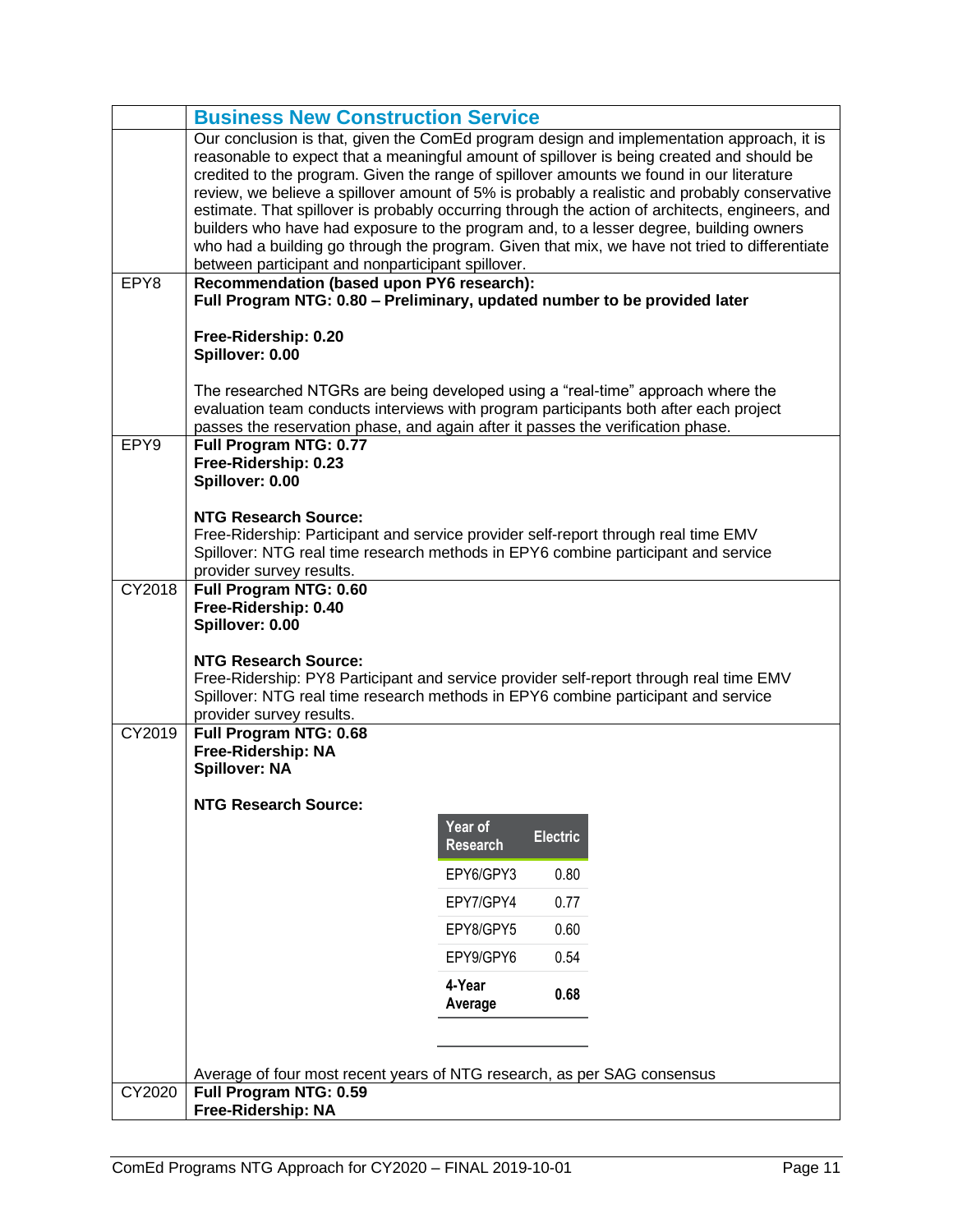| | Business New Construction Service |
|---|---|
| | Our conclusion is that, given the ComEd program design and implementation approach, it is reasonable to expect that a meaningful amount of spillover is being created and should be credited to the program. Given the range of spillover amounts we found in our literature review, we believe a spillover amount of 5% is probably a realistic and probably conservative estimate. That spillover is probably occurring through the action of architects, engineers, and builders who have had exposure to the program and, to a lesser degree, building owners who had a building go through the program. Given that mix, we have not tried to differentiate between participant and nonparticipant spillover. |
| EPY8 | **Recommendation (based upon PY6 research):**<br>**Full Program NTG: 0.80 – Preliminary, updated number to be provided later**<br><br>**Free-Ridership: 0.20**<br>**Spillover: 0.00**<br><br>The researched NTGRs are being developed using a “real-time” approach where the evaluation team conducts interviews with program participants both after each project passes the reservation phase, and again after it passes the verification phase. |
| EPY9 | **Full Program NTG: 0.77**<br>**Free-Ridership: 0.23**<br>**Spillover: 0.00**<br><br>**NTG Research Source:**<br>Free-Ridership: Participant and service provider self-report through real time EMV<br>Spillover: NTG real time research methods in EPY6 combine participant and service provider survey results. |
| CY2018 | **Full Program NTG: 0.60**<br>**Free-Ridership: 0.40**<br>**Spillover: 0.00**<br><br>**NTG Research Source:**<br>Free-Ridership: PY8 Participant and service provider self-report through real time EMV<br>Spillover: NTG real time research methods in EPY6 combine participant and service provider survey results. |
| CY2019 | **Full Program NTG: 0.68**<br>**Free-Ridership: NA**<br>**Spillover: NA**<br><br>**NTG Research Source:**<br><br>Year of Research / Electric:<br>EPY6/GPY3: 0.80<br>EPY7/GPY4: 0.77<br>EPY8/GPY5: 0.60<br>EPY9/GPY6: 0.54<br>**4-Year Average: 0.68**<br><br>Average of four most recent years of NTG research, as per SAG consensus |
| CY2020 | **Full Program NTG: 0.59**<br>**Free-Ridership: NA** |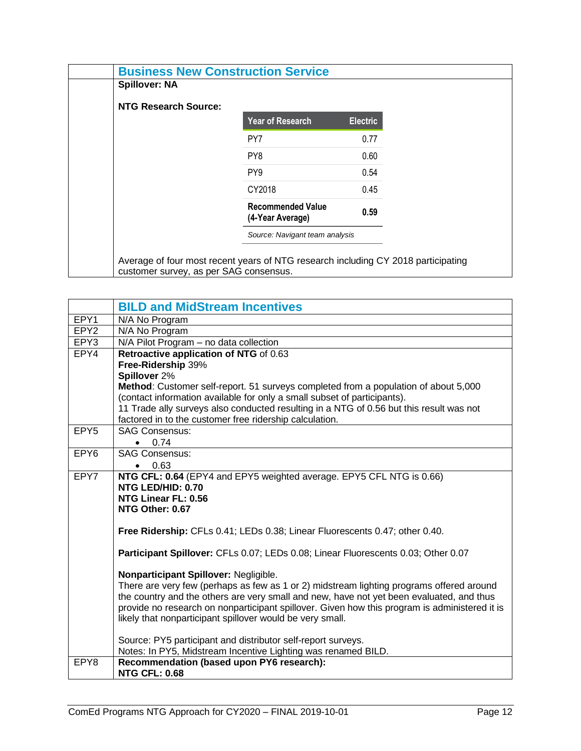| | **Business New Construction Service** |
|---|---|
| | **Spillover: NA**<br><br>**NTG Research Source:** |

| Year of Research | Electric |
|---|---|
| PY7 | 0.77 |
| PY8 | 0.60 |
| PY9 | 0.54 |
| CY2018 | 0.45 |
| **Recommended Value (4-Year Average)** | **0.59** |

*Source: Navigant team analysis*

Average of four most recent years of NTG research including CY 2018 participating customer survey, as per SAG consensus.

| | **BILD and MidStream Incentives** |
|---|---|
| EPY1 | N/A No Program |
| EPY2 | N/A No Program |
| EPY3 | N/A Pilot Program – no data collection |
| EPY4 | **Retroactive application of NTG** of 0.63<br>**Free-Ridership** 39%<br>**Spillover** 2%<br>**Method**: Customer self-report. 51 surveys completed from a population of about 5,000 (contact information available for only a small subset of participants).<br>11 Trade ally surveys also conducted resulting in a NTG of 0.56 but this result was not factored in to the customer free ridership calculation. |
| EPY5 | SAG Consensus:<br>• 0.74 |
| EPY6 | SAG Consensus:<br>• 0.63 |
| EPY7 | **NTG CFL: 0.64** (EPY4 and EPY5 weighted average. EPY5 CFL NTG is 0.66)<br>**NTG LED/HID: 0.70**<br>**NTG Linear FL: 0.56**<br>**NTG Other: 0.67**<br><br>**Free Ridership:** CFLs 0.41; LEDs 0.38; Linear Fluorescents 0.47; other 0.40.<br><br>**Participant Spillover:** CFLs 0.07; LEDs 0.08; Linear Fluorescents 0.03; Other 0.07<br><br>**Nonparticipant Spillover:** Negligible.<br>There are very few (perhaps as few as 1 or 2) midstream lighting programs offered around the country and the others are very small and new, have not yet been evaluated, and thus provide no research on nonparticipant spillover. Given how this program is administered it is likely that nonparticipant spillover would be very small.<br><br>Source: PY5 participant and distributor self-report surveys.<br>Notes: In PY5, Midstream Incentive Lighting was renamed BILD. |
| EPY8 | **Recommendation (based upon PY6 research):**<br>**NTG CFL: 0.68** |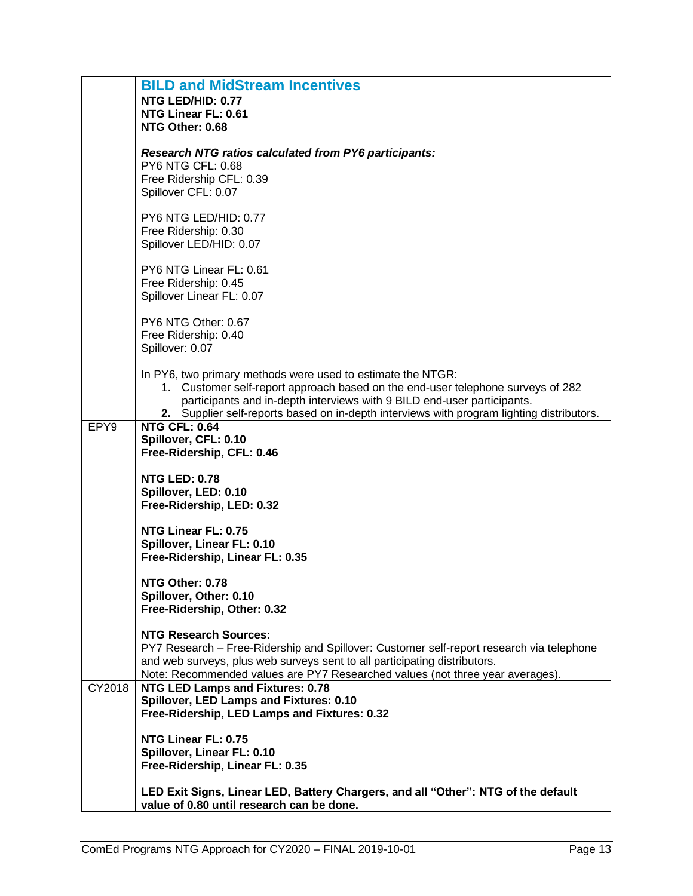| | BILD and MidStream Incentives |
|---|---|
| | **NTG LED/HID: 0.77**<br>**NTG Linear FL: 0.61**<br>**NTG Other: 0.68**<br><br>***Research NTG ratios calculated from PY6 participants:***<br>PY6 NTG CFL: 0.68<br>Free Ridership CFL: 0.39<br>Spillover CFL: 0.07<br><br>PY6 NTG LED/HID: 0.77<br>Free Ridership: 0.30<br>Spillover LED/HID: 0.07<br><br>PY6 NTG Linear FL: 0.61<br>Free Ridership: 0.45<br>Spillover Linear FL: 0.07<br><br>PY6 NTG Other: 0.67<br>Free Ridership: 0.40<br>Spillover: 0.07<br><br>In PY6, two primary methods were used to estimate the NTGR:<br>1. Customer self-report approach based on the end-user telephone surveys of 282 participants and in-depth interviews with 9 BILD end-user participants.<br>2. Supplier self-reports based on in-depth interviews with program lighting distributors. |
| EPY9 | **NTG CFL: 0.64**<br>**Spillover, CFL: 0.10**<br>**Free-Ridership, CFL: 0.46**<br><br>**NTG LED: 0.78**<br>**Spillover, LED: 0.10**<br>**Free-Ridership, LED: 0.32**<br><br>**NTG Linear FL: 0.75**<br>**Spillover, Linear FL: 0.10**<br>**Free-Ridership, Linear FL: 0.35**<br><br>**NTG Other: 0.78**<br>**Spillover, Other: 0.10**<br>**Free-Ridership, Other: 0.32**<br><br>**NTG Research Sources:**<br>PY7 Research – Free-Ridership and Spillover: Customer self-report research via telephone and web surveys, plus web surveys sent to all participating distributors.<br>Note: Recommended values are PY7 Researched values (not three year averages). |
| CY2018 | **NTG LED Lamps and Fixtures: 0.78**<br>**Spillover, LED Lamps and Fixtures: 0.10**<br>**Free-Ridership, LED Lamps and Fixtures: 0.32**<br><br>**NTG Linear FL: 0.75**<br>**Spillover, Linear FL: 0.10**<br>**Free-Ridership, Linear FL: 0.35**<br><br>**LED Exit Signs, Linear LED, Battery Chargers, and all "Other": NTG of the default value of 0.80 until research can be done.** |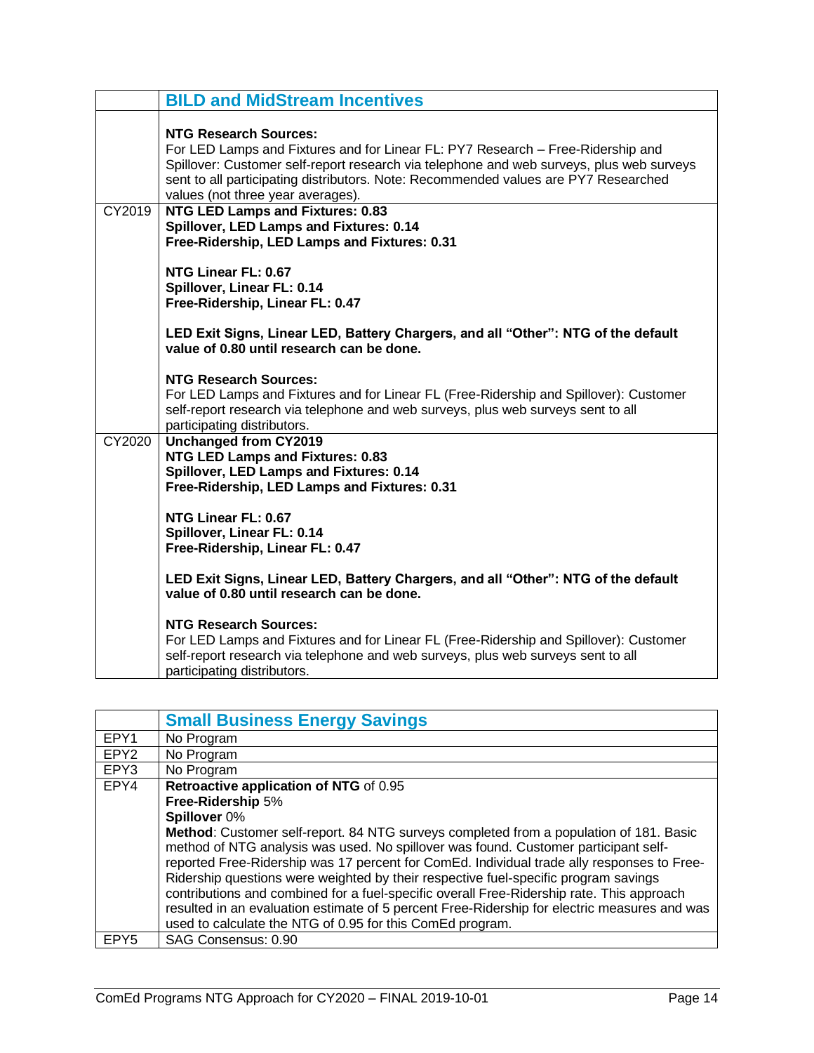| | **BILD and MidStream Incentives** |
|---|---|
| | **NTG Research Sources:**<br>For LED Lamps and Fixtures and for Linear FL: PY7 Research – Free-Ridership and Spillover: Customer self-report research via telephone and web surveys, plus web surveys sent to all participating distributors. Note: Recommended values are PY7 Researched values (not three year averages). |
| CY2019 | **NTG LED Lamps and Fixtures: 0.83**<br>**Spillover, LED Lamps and Fixtures: 0.14**<br>**Free-Ridership, LED Lamps and Fixtures: 0.31**<br><br>**NTG Linear FL: 0.67**<br>**Spillover, Linear FL: 0.14**<br>**Free-Ridership, Linear FL: 0.47**<br><br>**LED Exit Signs, Linear LED, Battery Chargers, and all "Other": NTG of the default value of 0.80 until research can be done.**<br><br>**NTG Research Sources:**<br>For LED Lamps and Fixtures and for Linear FL (Free-Ridership and Spillover): Customer self-report research via telephone and web surveys, plus web surveys sent to all participating distributors. |
| CY2020 | **Unchanged from CY2019**<br>**NTG LED Lamps and Fixtures: 0.83**<br>**Spillover, LED Lamps and Fixtures: 0.14**<br>**Free-Ridership, LED Lamps and Fixtures: 0.31**<br><br>**NTG Linear FL: 0.67**<br>**Spillover, Linear FL: 0.14**<br>**Free-Ridership, Linear FL: 0.47**<br><br>**LED Exit Signs, Linear LED, Battery Chargers, and all "Other": NTG of the default value of 0.80 until research can be done.**<br><br>**NTG Research Sources:**<br>For LED Lamps and Fixtures and for Linear FL (Free-Ridership and Spillover): Customer self-report research via telephone and web surveys, plus web surveys sent to all participating distributors. |

| | **Small Business Energy Savings** |
|---|---|
| EPY1 | No Program |
| EPY2 | No Program |
| EPY3 | No Program |
| EPY4 | **Retroactive application of NTG** of 0.95<br>**Free-Ridership** 5%<br>**Spillover** 0%<br>**Method**: Customer self-report. 84 NTG surveys completed from a population of 181. Basic method of NTG analysis was used. No spillover was found. Customer participant self-reported Free-Ridership was 17 percent for ComEd. Individual trade ally responses to Free-Ridership questions were weighted by their respective fuel-specific program savings contributions and combined for a fuel-specific overall Free-Ridership rate. This approach resulted in an evaluation estimate of 5 percent Free-Ridership for electric measures and was used to calculate the NTG of 0.95 for this ComEd program. |
| EPY5 | SAG Consensus: 0.90 |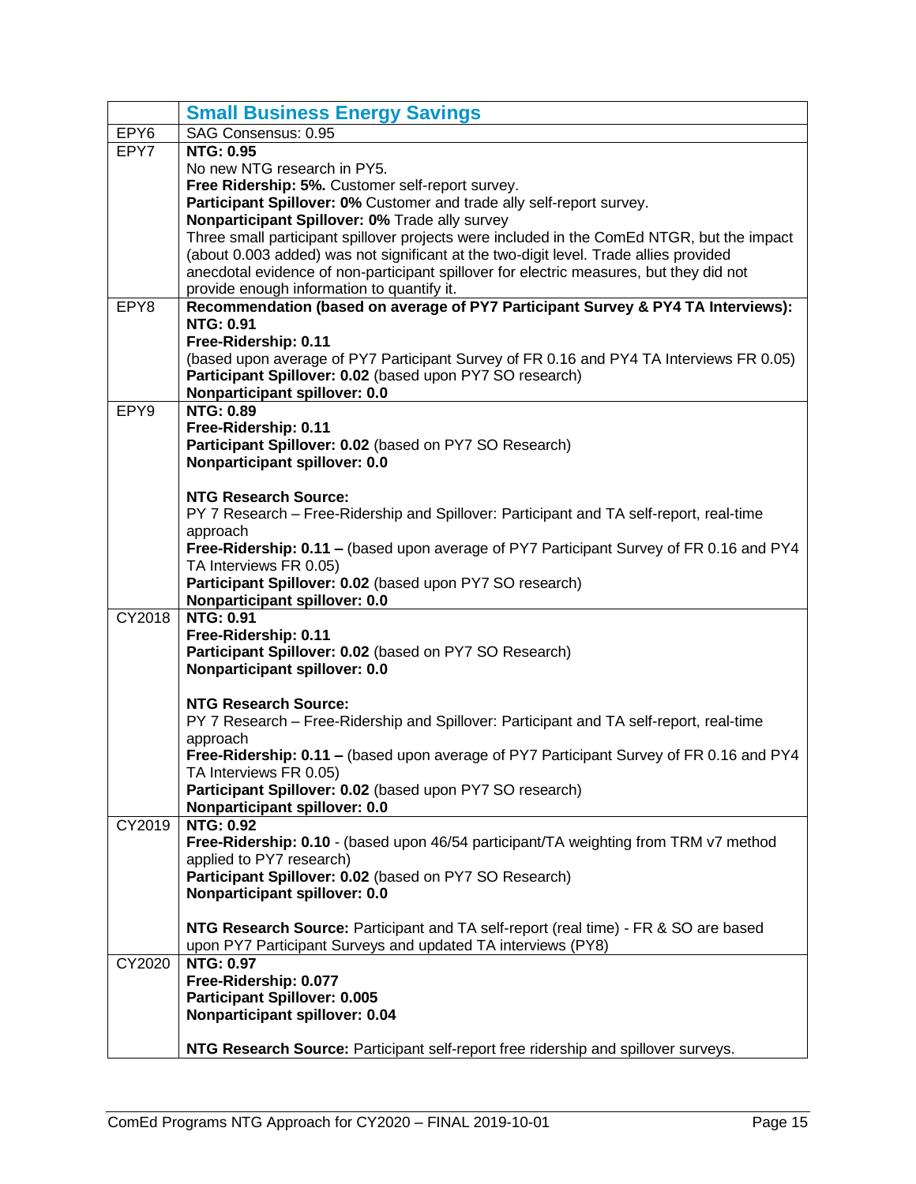| | **Small Business Energy Savings** |
|---|---|
| EPY6 | SAG Consensus: 0.95 |
| EPY7 | **NTG: 0.95**<br>No new NTG research in PY5.<br>**Free Ridership: 5%.** Customer self-report survey.<br>**Participant Spillover: 0%** Customer and trade ally self-report survey.<br>**Nonparticipant Spillover: 0%** Trade ally survey<br>Three small participant spillover projects were included in the ComEd NTGR, but the impact (about 0.003 added) was not significant at the two-digit level. Trade allies provided anecdotal evidence of non-participant spillover for electric measures, but they did not provide enough information to quantify it. |
| EPY8 | **Recommendation (based on average of PY7 Participant Survey & PY4 TA Interviews):**<br>**NTG: 0.91**<br>**Free-Ridership: 0.11**<br>(based upon average of PY7 Participant Survey of FR 0.16 and PY4 TA Interviews FR 0.05)<br>**Participant Spillover: 0.02** (based upon PY7 SO research)<br>**Nonparticipant spillover: 0.0** |
| EPY9 | **NTG: 0.89**<br>**Free-Ridership: 0.11**<br>**Participant Spillover: 0.02** (based on PY7 SO Research)<br>**Nonparticipant spillover: 0.0**<br><br>**NTG Research Source:**<br>PY 7 Research – Free-Ridership and Spillover: Participant and TA self-report, real-time approach<br>**Free-Ridership: 0.11 –** (based upon average of PY7 Participant Survey of FR 0.16 and PY4 TA Interviews FR 0.05)<br>**Participant Spillover: 0.02** (based upon PY7 SO research)<br>**Nonparticipant spillover: 0.0** |
| CY2018 | **NTG: 0.91**<br>**Free-Ridership: 0.11**<br>**Participant Spillover: 0.02** (based on PY7 SO Research)<br>**Nonparticipant spillover: 0.0**<br><br>**NTG Research Source:**<br>PY 7 Research – Free-Ridership and Spillover: Participant and TA self-report, real-time approach<br>**Free-Ridership: 0.11 –** (based upon average of PY7 Participant Survey of FR 0.16 and PY4 TA Interviews FR 0.05)<br>**Participant Spillover: 0.02** (based upon PY7 SO research)<br>**Nonparticipant spillover: 0.0** |
| CY2019 | **NTG: 0.92**<br>**Free-Ridership: 0.10** - (based upon 46/54 participant/TA weighting from TRM v7 method applied to PY7 research)<br>**Participant Spillover: 0.02** (based on PY7 SO Research)<br>**Nonparticipant spillover: 0.0**<br><br>**NTG Research Source:** Participant and TA self-report (real time) - FR & SO are based upon PY7 Participant Surveys and updated TA interviews (PY8) |
| CY2020 | **NTG: 0.97**<br>**Free-Ridership: 0.077**<br>**Participant Spillover: 0.005**<br>**Nonparticipant spillover: 0.04**<br><br>**NTG Research Source:** Participant self-report free ridership and spillover surveys. |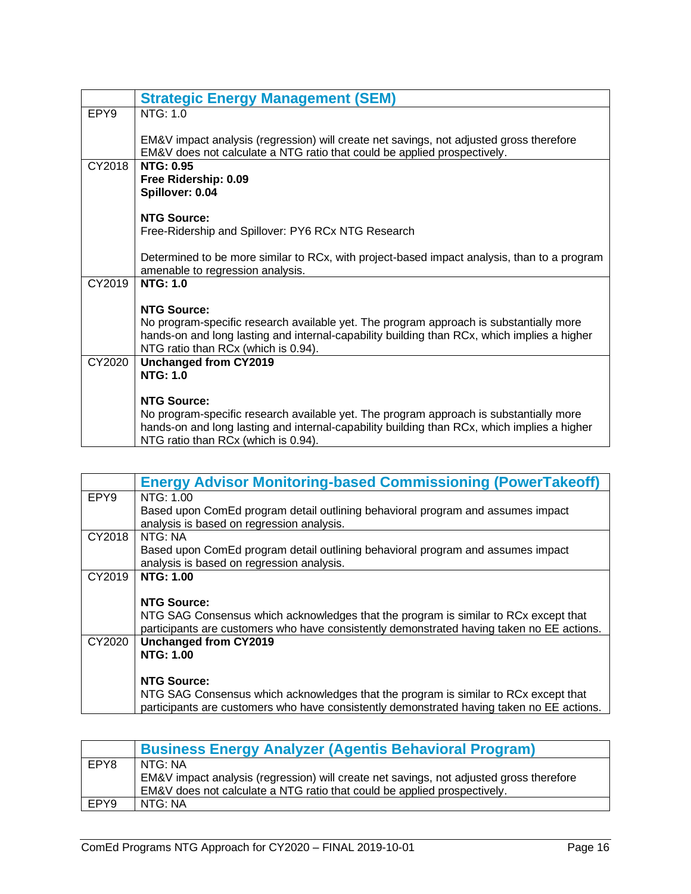| | Strategic Energy Management (SEM) |
|---|---|
| EPY9 | NTG: 1.0<br><br>EM&V impact analysis (regression) will create net savings, not adjusted gross therefore EM&V does not calculate a NTG ratio that could be applied prospectively. |
| CY2018 | **NTG: 0.95**<br>**Free Ridership: 0.09**<br>**Spillover: 0.04**<br><br>**NTG Source:**<br>Free-Ridership and Spillover: PY6 RCx NTG Research<br><br>Determined to be more similar to RCx, with project-based impact analysis, than to a program amenable to regression analysis. |
| CY2019 | **NTG: 1.0**<br><br>**NTG Source:**<br>No program-specific research available yet. The program approach is substantially more hands-on and long lasting and internal-capability building than RCx, which implies a higher NTG ratio than RCx (which is 0.94). |
| CY2020 | **Unchanged from CY2019**<br>**NTG: 1.0**<br><br>**NTG Source:**<br>No program-specific research available yet. The program approach is substantially more hands-on and long lasting and internal-capability building than RCx, which implies a higher NTG ratio than RCx (which is 0.94). |

| | Energy Advisor Monitoring-based Commissioning (PowerTakeoff) |
|---|---|
| EPY9 | NTG: 1.00<br>Based upon ComEd program detail outlining behavioral program and assumes impact analysis is based on regression analysis. |
| CY2018 | NTG: NA<br>Based upon ComEd program detail outlining behavioral program and assumes impact analysis is based on regression analysis. |
| CY2019 | **NTG: 1.00**<br><br>**NTG Source:**<br>NTG SAG Consensus which acknowledges that the program is similar to RCx except that participants are customers who have consistently demonstrated having taken no EE actions. |
| CY2020 | **Unchanged from CY2019**<br>**NTG: 1.00**<br><br>**NTG Source:**<br>NTG SAG Consensus which acknowledges that the program is similar to RCx except that participants are customers who have consistently demonstrated having taken no EE actions. |

| | Business Energy Analyzer (Agentis Behavioral Program) |
|---|---|
| EPY8 | NTG: NA<br>EM&V impact analysis (regression) will create net savings, not adjusted gross therefore EM&V does not calculate a NTG ratio that could be applied prospectively. |
| EPY9 | NTG: NA |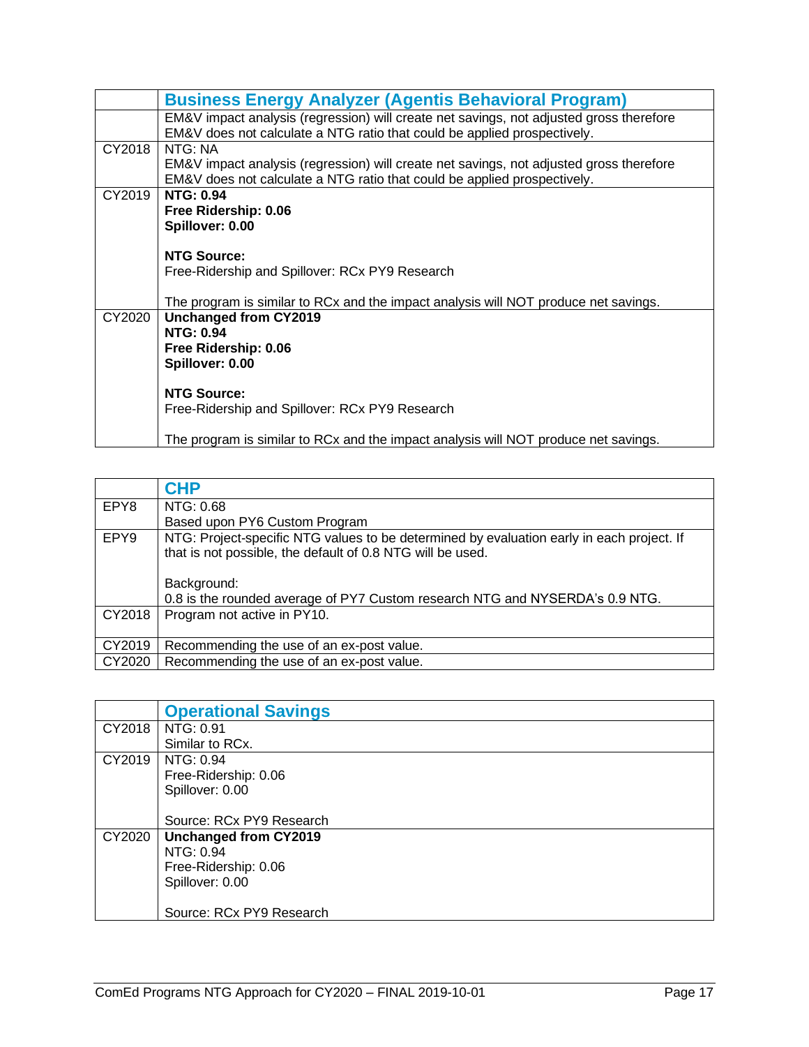| | **Business Energy Analyzer (Agentis Behavioral Program)** |
|---|---|
| | EM&V impact analysis (regression) will create net savings, not adjusted gross therefore EM&V does not calculate a NTG ratio that could be applied prospectively. |
| CY2018 | NTG: NA<br>EM&V impact analysis (regression) will create net savings, not adjusted gross therefore EM&V does not calculate a NTG ratio that could be applied prospectively. |
| CY2019 | **NTG: 0.94**<br>**Free Ridership: 0.06**<br>**Spillover: 0.00**<br><br>**NTG Source:**<br>Free-Ridership and Spillover: RCx PY9 Research<br><br>The program is similar to RCx and the impact analysis will NOT produce net savings. |
| CY2020 | **Unchanged from CY2019**<br>**NTG: 0.94**<br>**Free Ridership: 0.06**<br>**Spillover: 0.00**<br><br>**NTG Source:**<br>Free-Ridership and Spillover: RCx PY9 Research<br><br>The program is similar to RCx and the impact analysis will NOT produce net savings. |

| | **CHP** |
|---|---|
| EPY8 | NTG: 0.68<br>Based upon PY6 Custom Program |
| EPY9 | NTG: Project-specific NTG values to be determined by evaluation early in each project. If that is not possible, the default of 0.8 NTG will be used.<br><br>Background:<br>0.8 is the rounded average of PY7 Custom research NTG and NYSERDA's 0.9 NTG. |
| CY2018 | Program not active in PY10. |
| CY2019 | Recommending the use of an ex-post value. |
| CY2020 | Recommending the use of an ex-post value. |

| | **Operational Savings** |
|---|---|
| CY2018 | NTG: 0.91<br>Similar to RCx. |
| CY2019 | NTG: 0.94<br>Free-Ridership: 0.06<br>Spillover: 0.00<br><br>Source: RCx PY9 Research |
| CY2020 | **Unchanged from CY2019**<br>NTG: 0.94<br>Free-Ridership: 0.06<br>Spillover: 0.00<br><br>Source: RCx PY9 Research |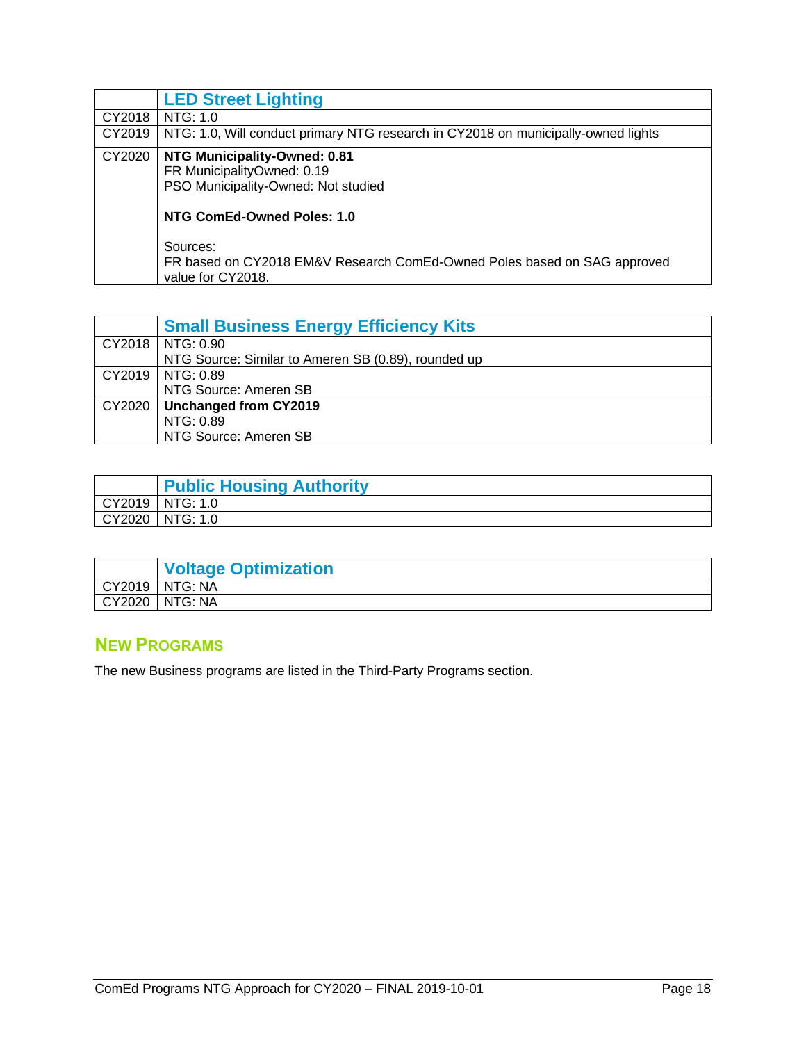| | LED Street Lighting |
|---|---|
| CY2018 | NTG: 1.0 |
| CY2019 | NTG: 1.0, Will conduct primary NTG research in CY2018 on municipally-owned lights |
| CY2020 | **NTG Municipality-Owned: 0.81**<br>FR MunicipalityOwned: 0.19<br>PSO Municipality-Owned: Not studied<br><br>**NTG ComEd-Owned Poles: 1.0**<br><br>Sources:<br>FR based on CY2018 EM&V Research ComEd-Owned Poles based on SAG approved value for CY2018. |

| | Small Business Energy Efficiency Kits |
|---|---|
| CY2018 | NTG: 0.90<br>NTG Source: Similar to Ameren SB (0.89), rounded up |
| CY2019 | NTG: 0.89<br>NTG Source: Ameren SB |
| CY2020 | **Unchanged from CY2019**<br>NTG: 0.89<br>NTG Source: Ameren SB |

| | Public Housing Authority |
|---|---|
| CY2019 | NTG: 1.0 |
| CY2020 | NTG: 1.0 |

| | Voltage Optimization |
|---|---|
| CY2019 | NTG: NA |
| CY2020 | NTG: NA |

## New Programs

The new Business programs are listed in the Third-Party Programs section.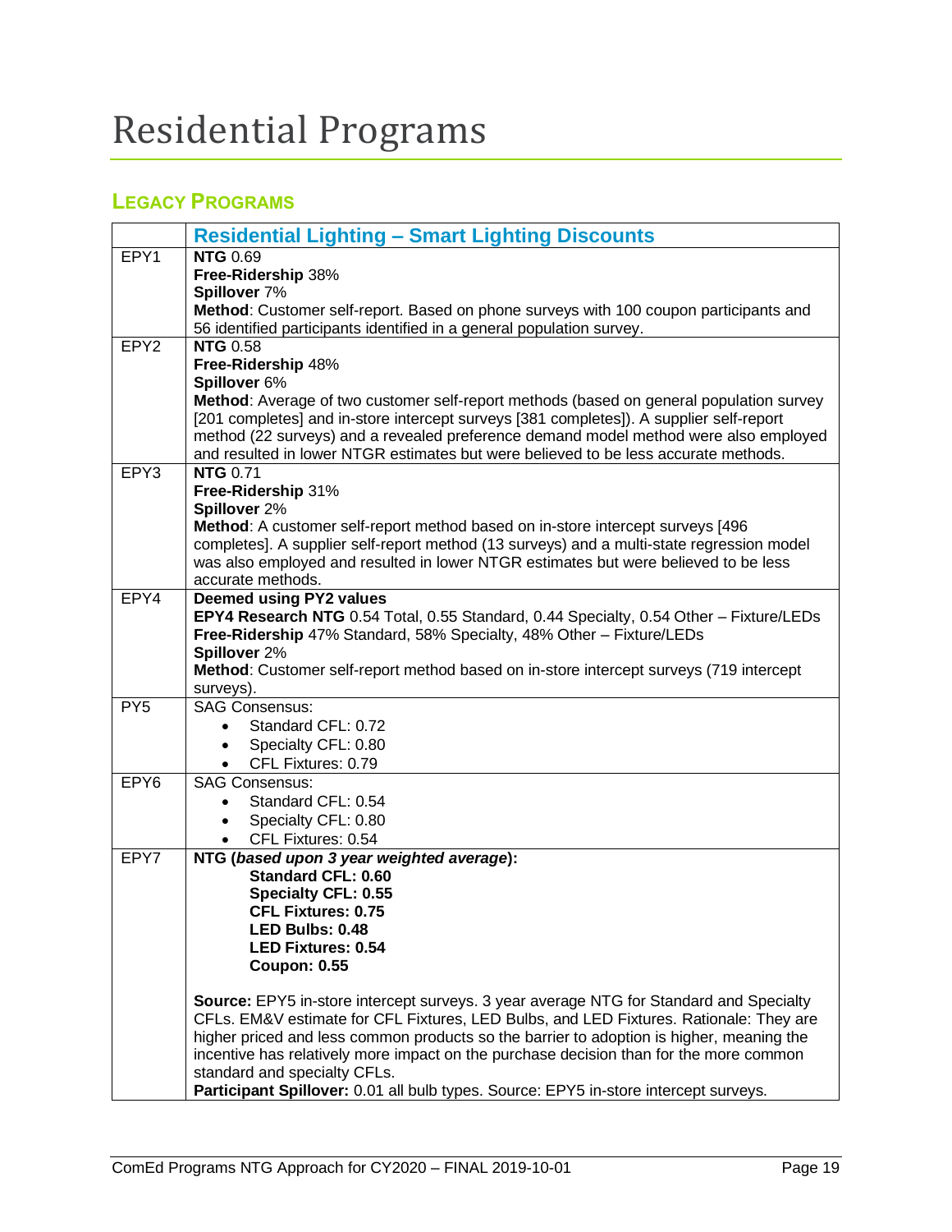# Residential Programs

## LEGACY PROGRAMS

| | Residential Lighting – Smart Lighting Discounts |
|---|---|
| EPY1 | **NTG** 0.69<br>**Free-Ridership** 38%<br>**Spillover** 7%<br>**Method**: Customer self-report. Based on phone surveys with 100 coupon participants and 56 identified participants identified in a general population survey. |
| EPY2 | **NTG** 0.58<br>**Free-Ridership** 48%<br>**Spillover** 6%<br>**Method**: Average of two customer self-report methods (based on general population survey [201 completes] and in-store intercept surveys [381 completes]). A supplier self-report method (22 surveys) and a revealed preference demand model method were also employed and resulted in lower NTGR estimates but were believed to be less accurate methods. |
| EPY3 | **NTG** 0.71<br>**Free-Ridership** 31%<br>**Spillover** 2%<br>**Method**: A customer self-report method based on in-store intercept surveys [496 completes]. A supplier self-report method (13 surveys) and a multi-state regression model was also employed and resulted in lower NTGR estimates but were believed to be less accurate methods. |
| EPY4 | **Deemed using PY2 values**<br>**EPY4 Research NTG** 0.54 Total, 0.55 Standard, 0.44 Specialty, 0.54 Other – Fixture/LEDs<br>**Free-Ridership** 47% Standard, 58% Specialty, 48% Other – Fixture/LEDs<br>**Spillover** 2%<br>**Method**: Customer self-report method based on in-store intercept surveys (719 intercept surveys). |
| PY5 | SAG Consensus:<br>• Standard CFL: 0.72<br>• Specialty CFL: 0.80<br>• CFL Fixtures: 0.79 |
| EPY6 | SAG Consensus:<br>• Standard CFL: 0.54<br>• Specialty CFL: 0.80<br>• CFL Fixtures: 0.54 |
| EPY7 | **NTG (*based upon 3 year weighted average*):**<br>**Standard CFL: 0.60**<br>**Specialty CFL: 0.55**<br>**CFL Fixtures: 0.75**<br>**LED Bulbs: 0.48**<br>**LED Fixtures: 0.54**<br>**Coupon: 0.55**<br><br>**Source:** EPY5 in-store intercept surveys. 3 year average NTG for Standard and Specialty CFLs. EM&V estimate for CFL Fixtures, LED Bulbs, and LED Fixtures. Rationale: They are higher priced and less common products so the barrier to adoption is higher, meaning the incentive has relatively more impact on the purchase decision than for the more common standard and specialty CFLs.<br>**Participant Spillover:** 0.01 all bulb types. Source: EPY5 in-store intercept surveys. |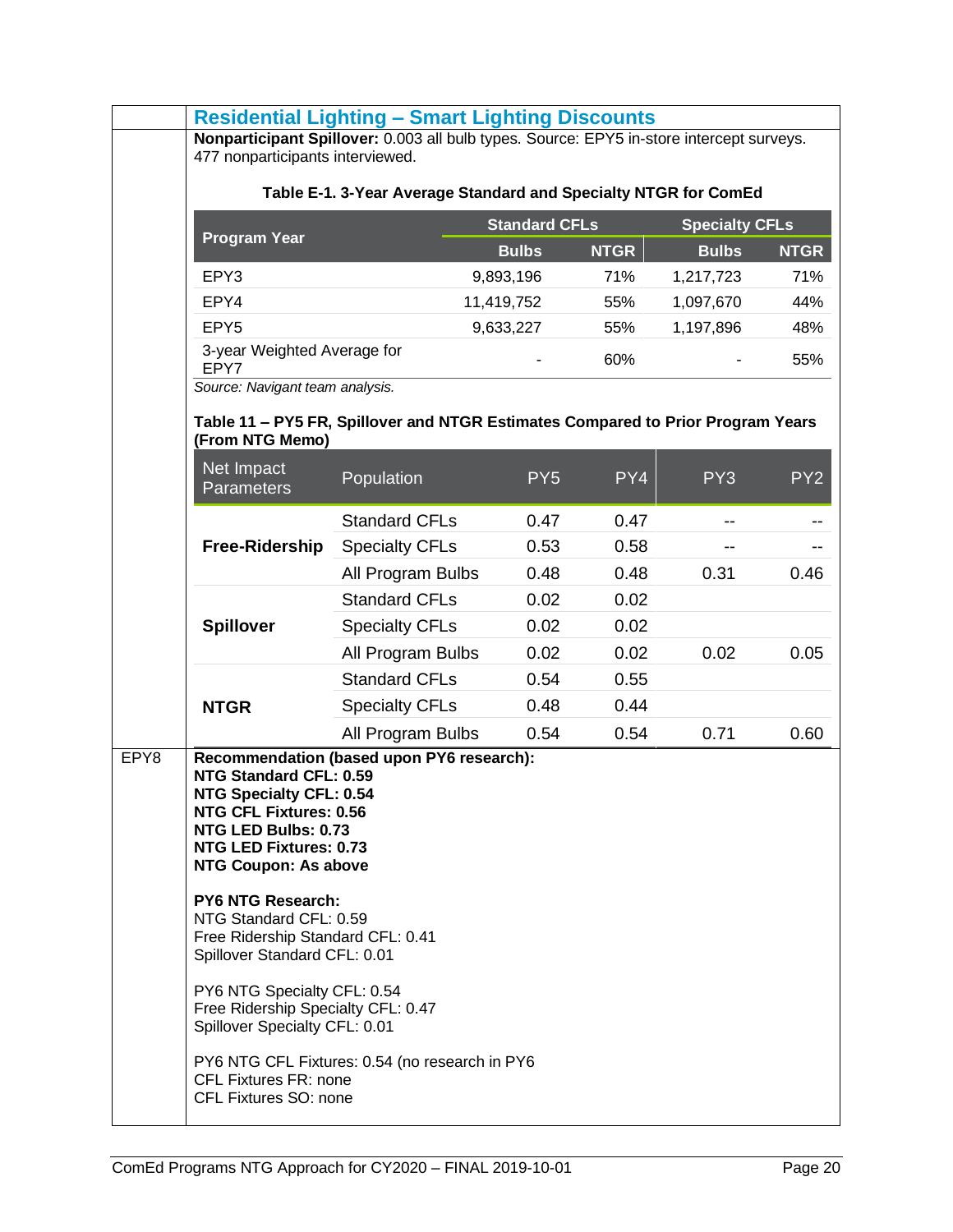## Residential Lighting – Smart Lighting Discounts

**Nonparticipant Spillover:** 0.003 all bulb types. Source: EPY5 in-store intercept surveys. 477 nonparticipants interviewed.

**Table E-1. 3-Year Average Standard and Specialty NTGR for ComEd**

| Program Year | Standard CFLs | | Specialty CFLs | |
|---|---|---|---|---|
| | Bulbs | NTGR | Bulbs | NTGR |
| EPY3 | 9,893,196 | 71% | 1,217,723 | 71% |
| EPY4 | 11,419,752 | 55% | 1,097,670 | 44% |
| EPY5 | 9,633,227 | 55% | 1,197,896 | 48% |
| 3-year Weighted Average for EPY7 | - | 60% | - | 55% |

*Source: Navigant team analysis.*

**Table 11 – PY5 FR, Spillover and NTGR Estimates Compared to Prior Program Years (From NTG Memo)**

| Net Impact Parameters | Population | PY5 | PY4 | PY3 | PY2 |
|---|---|---|---|---|---|
| **Free-Ridership** | Standard CFLs | 0.47 | 0.47 | -- | -- |
| | Specialty CFLs | 0.53 | 0.58 | -- | -- |
| | All Program Bulbs | 0.48 | 0.48 | 0.31 | 0.46 |
| **Spillover** | Standard CFLs | 0.02 | 0.02 | | |
| | Specialty CFLs | 0.02 | 0.02 | | |
| | All Program Bulbs | 0.02 | 0.02 | 0.02 | 0.05 |
| **NTGR** | Standard CFLs | 0.54 | 0.55 | | |
| | Specialty CFLs | 0.48 | 0.44 | | |
| | All Program Bulbs | 0.54 | 0.54 | 0.71 | 0.60 |

EPY8

**Recommendation (based upon PY6 research):**
**NTG Standard CFL: 0.59**
**NTG Specialty CFL: 0.54**
**NTG CFL Fixtures: 0.56**
**NTG LED Bulbs: 0.73**
**NTG LED Fixtures: 0.73**
**NTG Coupon: As above**

**PY6 NTG Research:**
NTG Standard CFL: 0.59
Free Ridership Standard CFL: 0.41
Spillover Standard CFL: 0.01

PY6 NTG Specialty CFL: 0.54
Free Ridership Specialty CFL: 0.47
Spillover Specialty CFL: 0.01

PY6 NTG CFL Fixtures: 0.54 (no research in PY6
CFL Fixtures FR: none
CFL Fixtures SO: none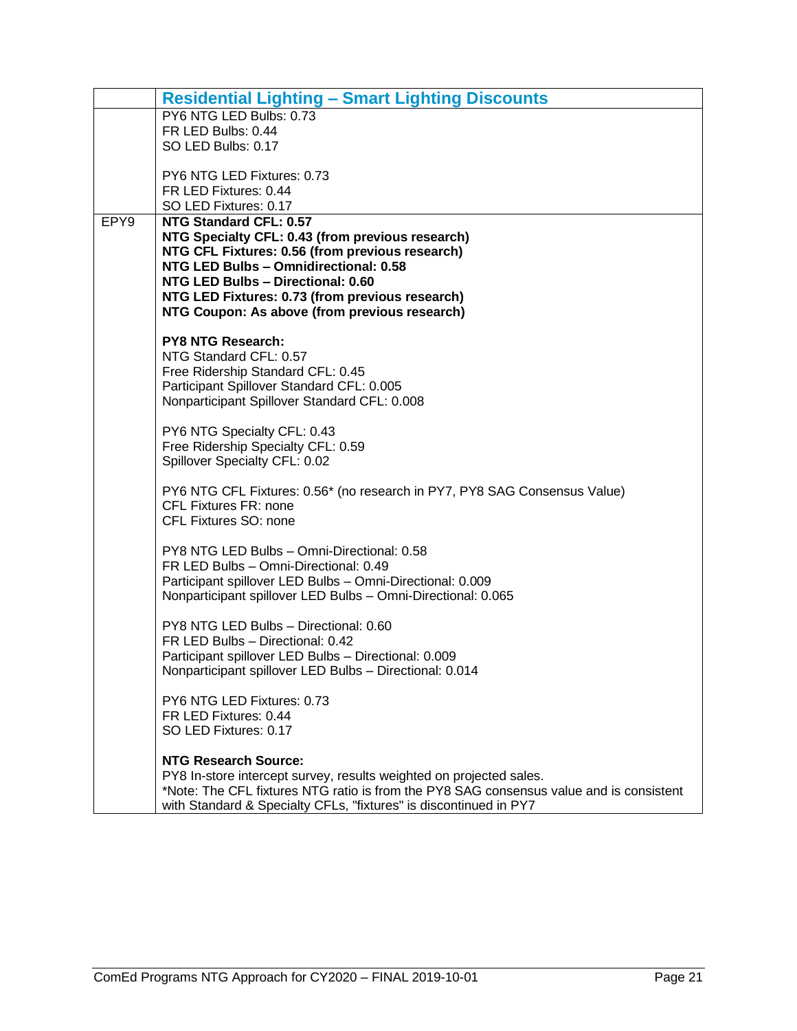| | Residential Lighting – Smart Lighting Discounts |
|---|---|
| | PY6 NTG LED Bulbs: 0.73<br>FR LED Bulbs: 0.44<br>SO LED Bulbs: 0.17<br><br>PY6 NTG LED Fixtures: 0.73<br>FR LED Fixtures: 0.44<br>SO LED Fixtures: 0.17 |
| EPY9 | **NTG Standard CFL: 0.57**<br>**NTG Specialty CFL: 0.43 (from previous research)**<br>**NTG CFL Fixtures: 0.56 (from previous research)**<br>**NTG LED Bulbs – Omnidirectional: 0.58**<br>**NTG LED Bulbs – Directional: 0.60**<br>**NTG LED Fixtures: 0.73 (from previous research)**<br>**NTG Coupon: As above (from previous research)**<br><br>**PY8 NTG Research:**<br>NTG Standard CFL: 0.57<br>Free Ridership Standard CFL: 0.45<br>Participant Spillover Standard CFL: 0.005<br>Nonparticipant Spillover Standard CFL: 0.008<br><br>PY6 NTG Specialty CFL: 0.43<br>Free Ridership Specialty CFL: 0.59<br>Spillover Specialty CFL: 0.02<br><br>PY6 NTG CFL Fixtures: 0.56* (no research in PY7, PY8 SAG Consensus Value)<br>CFL Fixtures FR: none<br>CFL Fixtures SO: none<br><br>PY8 NTG LED Bulbs – Omni-Directional: 0.58<br>FR LED Bulbs – Omni-Directional: 0.49<br>Participant spillover LED Bulbs – Omni-Directional: 0.009<br>Nonparticipant spillover LED Bulbs – Omni-Directional: 0.065<br><br>PY8 NTG LED Bulbs – Directional: 0.60<br>FR LED Bulbs – Directional: 0.42<br>Participant spillover LED Bulbs – Directional: 0.009<br>Nonparticipant spillover LED Bulbs – Directional: 0.014<br><br>PY6 NTG LED Fixtures: 0.73<br>FR LED Fixtures: 0.44<br>SO LED Fixtures: 0.17<br><br>**NTG Research Source:**<br>PY8 In-store intercept survey, results weighted on projected sales.<br>*Note: The CFL fixtures NTG ratio is from the PY8 SAG consensus value and is consistent with Standard & Specialty CFLs, "fixtures" is discontinued in PY7 |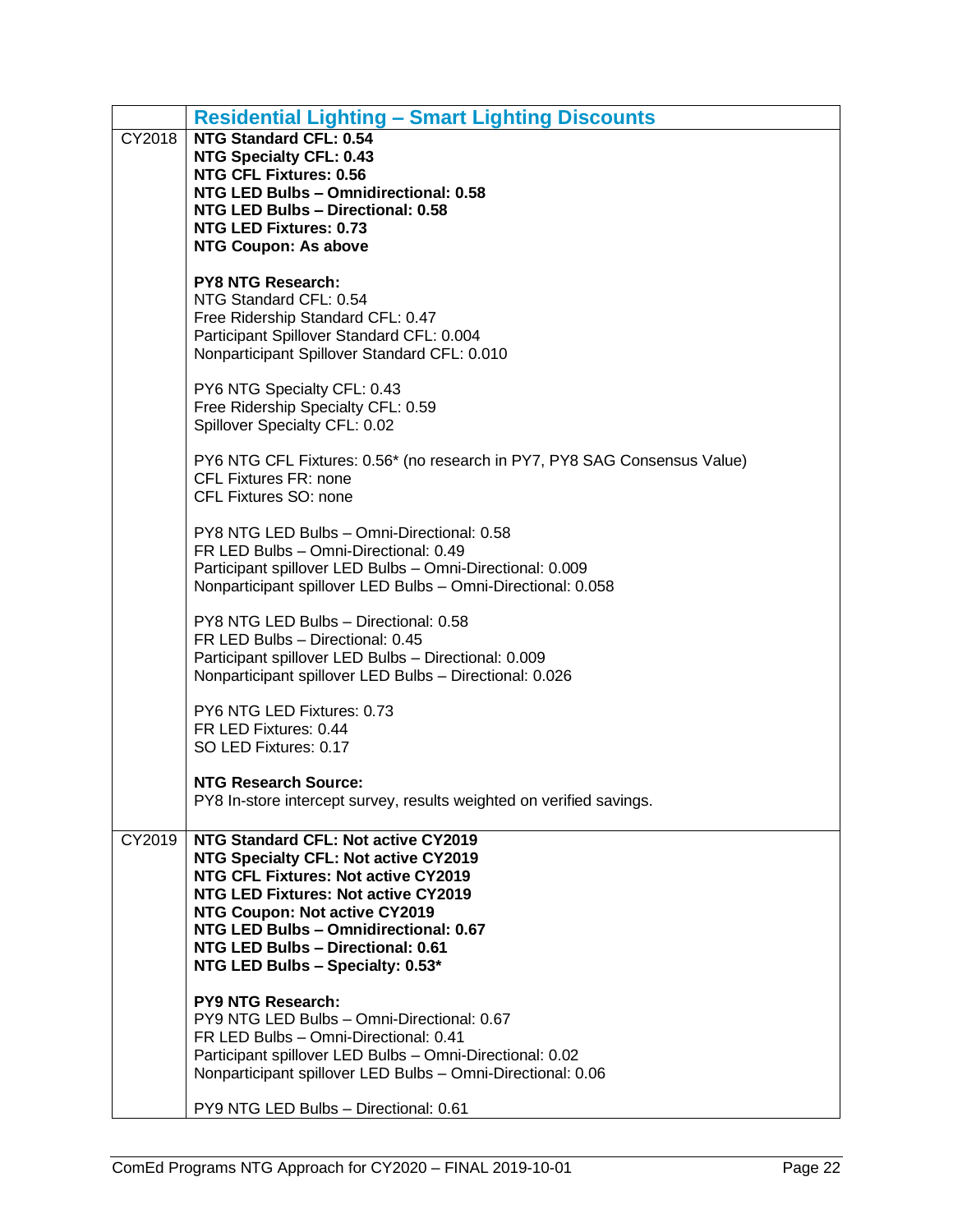| | Residential Lighting – Smart Lighting Discounts |
|---|---|
| CY2018 | **NTG Standard CFL: 0.54**<br>**NTG Specialty CFL: 0.43**<br>**NTG CFL Fixtures: 0.56**<br>**NTG LED Bulbs – Omnidirectional: 0.58**<br>**NTG LED Bulbs – Directional: 0.58**<br>**NTG LED Fixtures: 0.73**<br>**NTG Coupon: As above**<br><br>**PY8 NTG Research:**<br>NTG Standard CFL: 0.54<br>Free Ridership Standard CFL: 0.47<br>Participant Spillover Standard CFL: 0.004<br>Nonparticipant Spillover Standard CFL: 0.010<br><br>PY6 NTG Specialty CFL: 0.43<br>Free Ridership Specialty CFL: 0.59<br>Spillover Specialty CFL: 0.02<br><br>PY6 NTG CFL Fixtures: 0.56* (no research in PY7, PY8 SAG Consensus Value)<br>CFL Fixtures FR: none<br>CFL Fixtures SO: none<br><br>PY8 NTG LED Bulbs – Omni-Directional: 0.58<br>FR LED Bulbs – Omni-Directional: 0.49<br>Participant spillover LED Bulbs – Omni-Directional: 0.009<br>Nonparticipant spillover LED Bulbs – Omni-Directional: 0.058<br><br>PY8 NTG LED Bulbs – Directional: 0.58<br>FR LED Bulbs – Directional: 0.45<br>Participant spillover LED Bulbs – Directional: 0.009<br>Nonparticipant spillover LED Bulbs – Directional: 0.026<br><br>PY6 NTG LED Fixtures: 0.73<br>FR LED Fixtures: 0.44<br>SO LED Fixtures: 0.17<br><br>**NTG Research Source:**<br>PY8 In-store intercept survey, results weighted on verified savings. |
| CY2019 | **NTG Standard CFL: Not active CY2019**<br>**NTG Specialty CFL: Not active CY2019**<br>**NTG CFL Fixtures: Not active CY2019**<br>**NTG LED Fixtures: Not active CY2019**<br>**NTG Coupon: Not active CY2019**<br>**NTG LED Bulbs – Omnidirectional: 0.67**<br>**NTG LED Bulbs – Directional: 0.61**<br>**NTG LED Bulbs – Specialty: 0.53***<br><br>**PY9 NTG Research:**<br>PY9 NTG LED Bulbs – Omni-Directional: 0.67<br>FR LED Bulbs – Omni-Directional: 0.41<br>Participant spillover LED Bulbs – Omni-Directional: 0.02<br>Nonparticipant spillover LED Bulbs – Omni-Directional: 0.06<br><br>PY9 NTG LED Bulbs – Directional: 0.61 |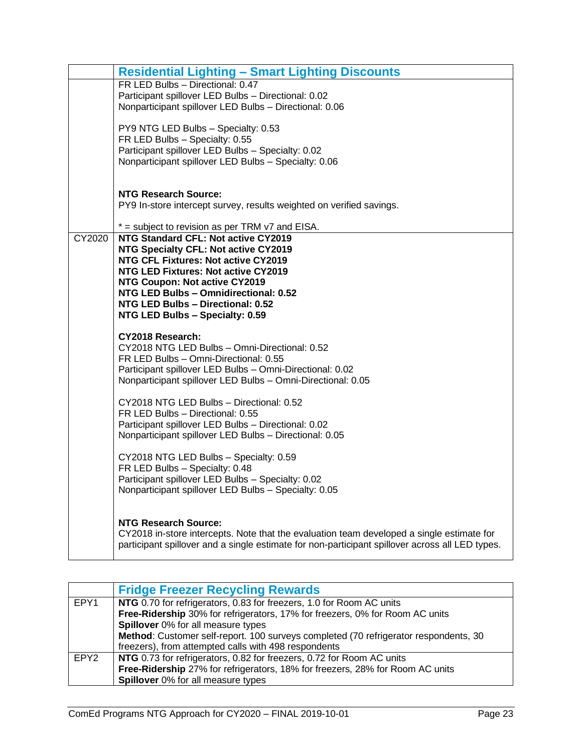| | Residential Lighting – Smart Lighting Discounts |
|---|---|
| | FR LED Bulbs – Directional: 0.47<br>Participant spillover LED Bulbs – Directional: 0.02<br>Nonparticipant spillover LED Bulbs – Directional: 0.06<br><br>PY9 NTG LED Bulbs – Specialty: 0.53<br>FR LED Bulbs – Specialty: 0.55<br>Participant spillover LED Bulbs – Specialty: 0.02<br>Nonparticipant spillover LED Bulbs – Specialty: 0.06<br><br>**NTG Research Source:**<br>PY9 In-store intercept survey, results weighted on verified savings.<br><br>* = subject to revision as per TRM v7 and EISA. |
| CY2020 | **NTG Standard CFL: Not active CY2019**<br>**NTG Specialty CFL: Not active CY2019**<br>**NTG CFL Fixtures: Not active CY2019**<br>**NTG LED Fixtures: Not active CY2019**<br>**NTG Coupon: Not active CY2019**<br>**NTG LED Bulbs – Omnidirectional: 0.52**<br>**NTG LED Bulbs – Directional: 0.52**<br>**NTG LED Bulbs – Specialty: 0.59**<br><br>**CY2018 Research:**<br>CY2018 NTG LED Bulbs – Omni-Directional: 0.52<br>FR LED Bulbs – Omni-Directional: 0.55<br>Participant spillover LED Bulbs – Omni-Directional: 0.02<br>Nonparticipant spillover LED Bulbs – Omni-Directional: 0.05<br><br>CY2018 NTG LED Bulbs – Directional: 0.52<br>FR LED Bulbs – Directional: 0.55<br>Participant spillover LED Bulbs – Directional: 0.02<br>Nonparticipant spillover LED Bulbs – Directional: 0.05<br><br>CY2018 NTG LED Bulbs – Specialty: 0.59<br>FR LED Bulbs – Specialty: 0.48<br>Participant spillover LED Bulbs – Specialty: 0.02<br>Nonparticipant spillover LED Bulbs – Specialty: 0.05<br><br>**NTG Research Source:**<br>CY2018 in-store intercepts. Note that the evaluation team developed a single estimate for participant spillover and a single estimate for non-participant spillover across all LED types. |

| | Fridge Freezer Recycling Rewards |
|---|---|
| EPY1 | **NTG** 0.70 for refrigerators, 0.83 for freezers, 1.0 for Room AC units<br>**Free-Ridership** 30% for refrigerators, 17% for freezers, 0% for Room AC units<br>**Spillover** 0% for all measure types<br>**Method**: Customer self-report. 100 surveys completed (70 refrigerator respondents, 30 freezers), from attempted calls with 498 respondents |
| EPY2 | **NTG** 0.73 for refrigerators, 0.82 for freezers, 0.72 for Room AC units<br>**Free-Ridership** 27% for refrigerators, 18% for freezers, 28% for Room AC units<br>**Spillover** 0% for all measure types |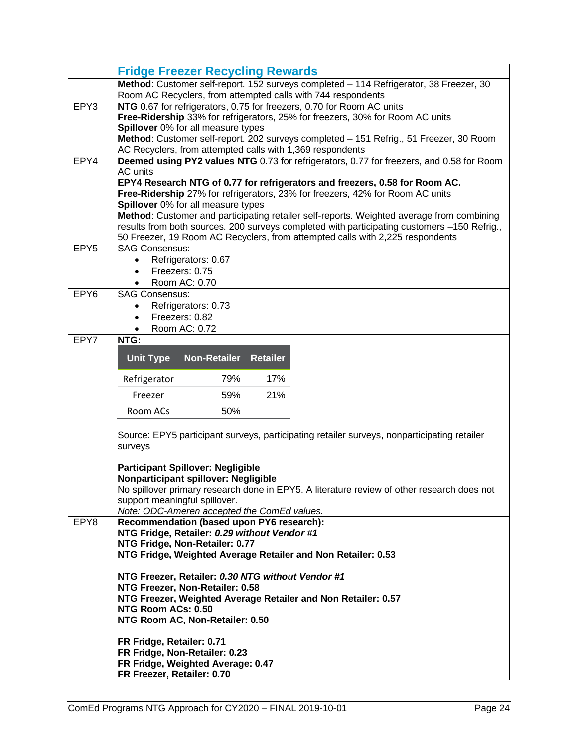| | **Fridge Freezer Recycling Rewards** |
|---|---|
| | **Method**: Customer self-report. 152 surveys completed – 114 Refrigerator, 38 Freezer, 30 Room AC Recyclers, from attempted calls with 744 respondents |
| EPY3 | **NTG** 0.67 for refrigerators, 0.75 for freezers, 0.70 for Room AC units<br>**Free-Ridership** 33% for refrigerators, 25% for freezers, 30% for Room AC units<br>**Spillover** 0% for all measure types<br>**Method**: Customer self-report. 202 surveys completed – 151 Refrig., 51 Freezer, 30 Room AC Recyclers, from attempted calls with 1,369 respondents |
| EPY4 | **Deemed using PY2 values NTG** 0.73 for refrigerators, 0.77 for freezers, and 0.58 for Room AC units<br>**EPY4 Research NTG of 0.77 for refrigerators and freezers, 0.58 for Room AC.**<br>**Free-Ridership** 27% for refrigerators, 23% for freezers, 42% for Room AC units<br>**Spillover** 0% for all measure types<br>**Method**: Customer and participating retailer self-reports. Weighted average from combining results from both sources. 200 surveys completed with participating customers –150 Refrig., 50 Freezer, 19 Room AC Recyclers, from attempted calls with 2,225 respondents |
| EPY5 | SAG Consensus:<br>• Refrigerators: 0.67<br>• Freezers: 0.75<br>• Room AC: 0.70 |
| EPY6 | SAG Consensus:<br>• Refrigerators: 0.73<br>• Freezers: 0.82<br>• Room AC: 0.72 |
| EPY7 | **NTG:**<br><br>Unit Type / Non-Retailer / Retailer<br>Refrigerator: 79% / 17%<br>Freezer: 59% / 21%<br>Room ACs: 50%<br><br>Source: EPY5 participant surveys, participating retailer surveys, nonparticipating retailer surveys<br><br>**Participant Spillover: Negligible**<br>**Nonparticipant spillover: Negligible**<br>No spillover primary research done in EPY5. A literature review of other research does not support meaningful spillover.<br>*Note: ODC-Ameren accepted the ComEd values.* |
| EPY8 | **Recommendation (based upon PY6 research):**<br>**NTG Fridge, Retailer: *0.29 without Vendor #1***<br>**NTG Fridge, Non-Retailer: 0.77**<br>**NTG Fridge, Weighted Average Retailer and Non Retailer: 0.53**<br><br>**NTG Freezer, Retailer: *0.30 NTG without Vendor #1***<br>**NTG Freezer, Non-Retailer: 0.58**<br>**NTG Freezer, Weighted Average Retailer and Non Retailer: 0.57**<br>**NTG Room ACs: 0.50**<br>**NTG Room AC, Non-Retailer: 0.50**<br><br>**FR Fridge, Retailer: 0.71**<br>**FR Fridge, Non-Retailer: 0.23**<br>**FR Fridge, Weighted Average: 0.47**<br>**FR Freezer, Retailer: 0.70** |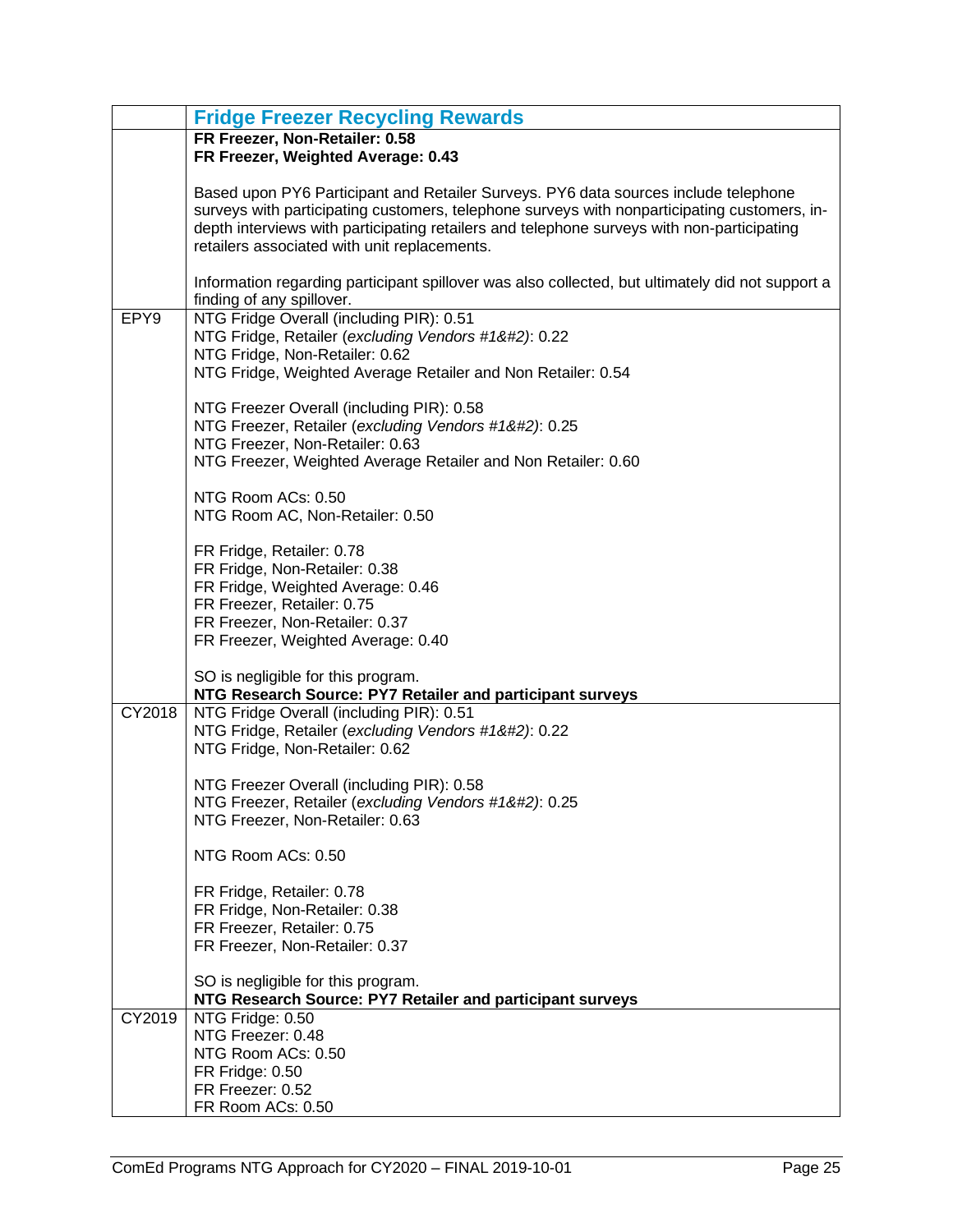|  | Fridge Freezer Recycling Rewards |
| --- | --- |
|  | **FR Freezer, Non-Retailer: 0.58**<br>**FR Freezer, Weighted Average: 0.43**<br><br>Based upon PY6 Participant and Retailer Surveys. PY6 data sources include telephone surveys with participating customers, telephone surveys with nonparticipating customers, in-depth interviews with participating retailers and telephone surveys with non-participating retailers associated with unit replacements.<br><br>Information regarding participant spillover was also collected, but ultimately did not support a finding of any spillover. |
| EPY9 | NTG Fridge Overall (including PIR): 0.51<br>NTG Fridge, Retailer (*excluding Vendors #1&#2*): 0.22<br>NTG Fridge, Non-Retailer: 0.62<br>NTG Fridge, Weighted Average Retailer and Non Retailer: 0.54<br><br>NTG Freezer Overall (including PIR): 0.58<br>NTG Freezer, Retailer (*excluding Vendors #1&#2*): 0.25<br>NTG Freezer, Non-Retailer: 0.63<br>NTG Freezer, Weighted Average Retailer and Non Retailer: 0.60<br><br>NTG Room ACs: 0.50<br>NTG Room AC, Non-Retailer: 0.50<br><br>FR Fridge, Retailer: 0.78<br>FR Fridge, Non-Retailer: 0.38<br>FR Fridge, Weighted Average: 0.46<br>FR Freezer, Retailer: 0.75<br>FR Freezer, Non-Retailer: 0.37<br>FR Freezer, Weighted Average: 0.40<br><br>SO is negligible for this program.<br>**NTG Research Source: PY7 Retailer and participant surveys** |
| CY2018 | NTG Fridge Overall (including PIR): 0.51<br>NTG Fridge, Retailer (*excluding Vendors #1&#2*): 0.22<br>NTG Fridge, Non-Retailer: 0.62<br><br>NTG Freezer Overall (including PIR): 0.58<br>NTG Freezer, Retailer (*excluding Vendors #1&#2*): 0.25<br>NTG Freezer, Non-Retailer: 0.63<br><br>NTG Room ACs: 0.50<br><br>FR Fridge, Retailer: 0.78<br>FR Fridge, Non-Retailer: 0.38<br>FR Freezer, Retailer: 0.75<br>FR Freezer, Non-Retailer: 0.37<br><br>SO is negligible for this program.<br>**NTG Research Source: PY7 Retailer and participant surveys** |
| CY2019 | NTG Fridge: 0.50<br>NTG Freezer: 0.48<br>NTG Room ACs: 0.50<br>FR Fridge: 0.50<br>FR Freezer: 0.52<br>FR Room ACs: 0.50 |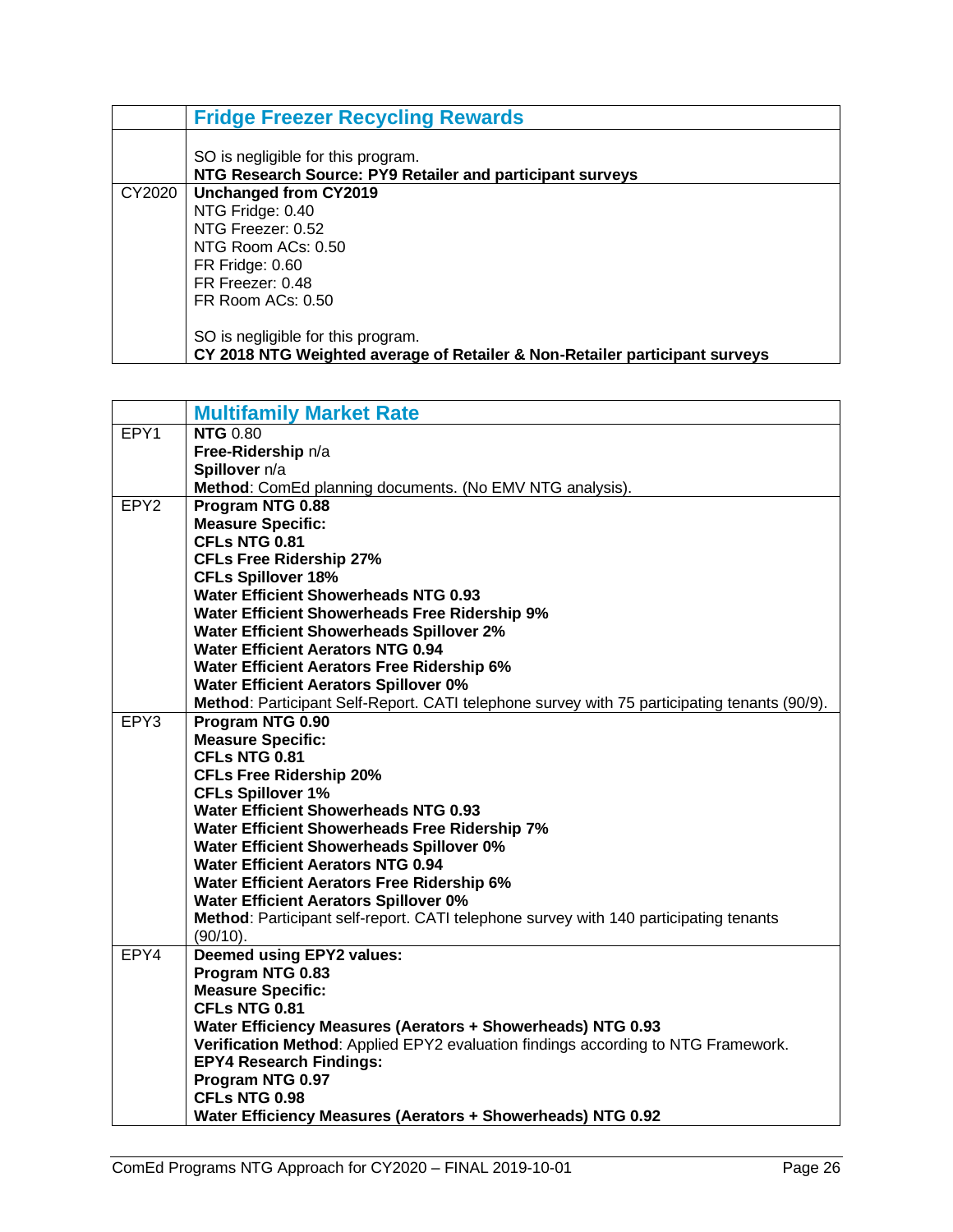| | **Fridge Freezer Recycling Rewards** |
|---|---|
| | SO is negligible for this program.<br>**NTG Research Source: PY9 Retailer and participant surveys** |
| CY2020 | **Unchanged from CY2019**<br>NTG Fridge: 0.40<br>NTG Freezer: 0.52<br>NTG Room ACs: 0.50<br>FR Fridge: 0.60<br>FR Freezer: 0.48<br>FR Room ACs: 0.50<br><br>SO is negligible for this program.<br>**CY 2018 NTG Weighted average of Retailer & Non-Retailer participant surveys** |

| | **Multifamily Market Rate** |
|---|---|
| EPY1 | **NTG** 0.80<br>**Free-Ridership** n/a<br>**Spillover** n/a<br>**Method**: ComEd planning documents. (No EMV NTG analysis). |
| EPY2 | **Program NTG 0.88**<br>**Measure Specific:**<br>**CFLs NTG 0.81**<br>**CFLs Free Ridership 27%**<br>**CFLs Spillover 18%**<br>**Water Efficient Showerheads NTG 0.93**<br>**Water Efficient Showerheads Free Ridership 9%**<br>**Water Efficient Showerheads Spillover 2%**<br>**Water Efficient Aerators NTG 0.94**<br>**Water Efficient Aerators Free Ridership 6%**<br>**Water Efficient Aerators Spillover 0%**<br>**Method**: Participant Self-Report. CATI telephone survey with 75 participating tenants (90/9). |
| EPY3 | **Program NTG 0.90**<br>**Measure Specific:**<br>**CFLs NTG 0.81**<br>**CFLs Free Ridership 20%**<br>**CFLs Spillover 1%**<br>**Water Efficient Showerheads NTG 0.93**<br>**Water Efficient Showerheads Free Ridership 7%**<br>**Water Efficient Showerheads Spillover 0%**<br>**Water Efficient Aerators NTG 0.94**<br>**Water Efficient Aerators Free Ridership 6%**<br>**Water Efficient Aerators Spillover 0%**<br>**Method**: Participant self-report. CATI telephone survey with 140 participating tenants (90/10). |
| EPY4 | **Deemed using EPY2 values:**<br>**Program NTG 0.83**<br>**Measure Specific:**<br>**CFLs NTG 0.81**<br>**Water Efficiency Measures (Aerators + Showerheads) NTG 0.93**<br>**Verification Method**: Applied EPY2 evaluation findings according to NTG Framework.<br>**EPY4 Research Findings:**<br>**Program NTG 0.97**<br>**CFLs NTG 0.98**<br>**Water Efficiency Measures (Aerators + Showerheads) NTG 0.92** |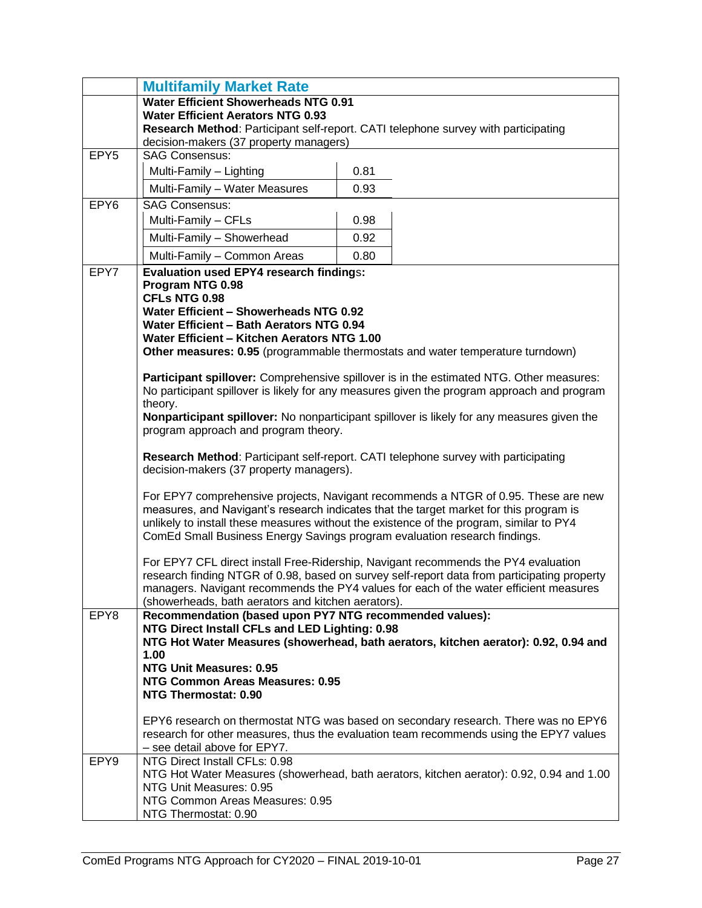| | **Multifamily Market Rate** |
|---|---|
| | **Water Efficient Showerheads NTG 0.91**<br>**Water Efficient Aerators NTG 0.93**<br>**Research Method**: Participant self-report. CATI telephone survey with participating decision-makers (37 property managers) |
| EPY5 | SAG Consensus:<br>Multi-Family – Lighting: 0.81<br>Multi-Family – Water Measures: 0.93 |
| EPY6 | SAG Consensus:<br>Multi-Family – CFLs: 0.98<br>Multi-Family – Showerhead: 0.92<br>Multi-Family – Common Areas: 0.80 |
| EPY7 | **Evaluation used EPY4 research findings:**<br>**Program NTG 0.98**<br>**CFLs NTG 0.98**<br>**Water Efficient – Showerheads NTG 0.92**<br>**Water Efficient – Bath Aerators NTG 0.94**<br>**Water Efficient – Kitchen Aerators NTG 1.00**<br>**Other measures: 0.95** (programmable thermostats and water temperature turndown)<br><br>**Participant spillover:** Comprehensive spillover is in the estimated NTG. Other measures: No participant spillover is likely for any measures given the program approach and program theory.<br>**Nonparticipant spillover:** No nonparticipant spillover is likely for any measures given the program approach and program theory.<br><br>**Research Method**: Participant self-report. CATI telephone survey with participating decision-makers (37 property managers).<br><br>For EPY7 comprehensive projects, Navigant recommends a NTGR of 0.95. These are new measures, and Navigant's research indicates that the target market for this program is unlikely to install these measures without the existence of the program, similar to PY4 ComEd Small Business Energy Savings program evaluation research findings.<br><br>For EPY7 CFL direct install Free-Ridership, Navigant recommends the PY4 evaluation research finding NTGR of 0.98, based on survey self-report data from participating property managers. Navigant recommends the PY4 values for each of the water efficient measures (showerheads, bath aerators and kitchen aerators). |
| EPY8 | **Recommendation (based upon PY7 NTG recommended values):**<br>**NTG Direct Install CFLs and LED Lighting: 0.98**<br>**NTG Hot Water Measures (showerhead, bath aerators, kitchen aerator): 0.92, 0.94 and 1.00**<br>**NTG Unit Measures: 0.95**<br>**NTG Common Areas Measures: 0.95**<br>**NTG Thermostat: 0.90**<br><br>EPY6 research on thermostat NTG was based on secondary research. There was no EPY6 research for other measures, thus the evaluation team recommends using the EPY7 values – see detail above for EPY7. |
| EPY9 | NTG Direct Install CFLs: 0.98<br>NTG Hot Water Measures (showerhead, bath aerators, kitchen aerator): 0.92, 0.94 and 1.00<br>NTG Unit Measures: 0.95<br>NTG Common Areas Measures: 0.95<br>NTG Thermostat: 0.90 |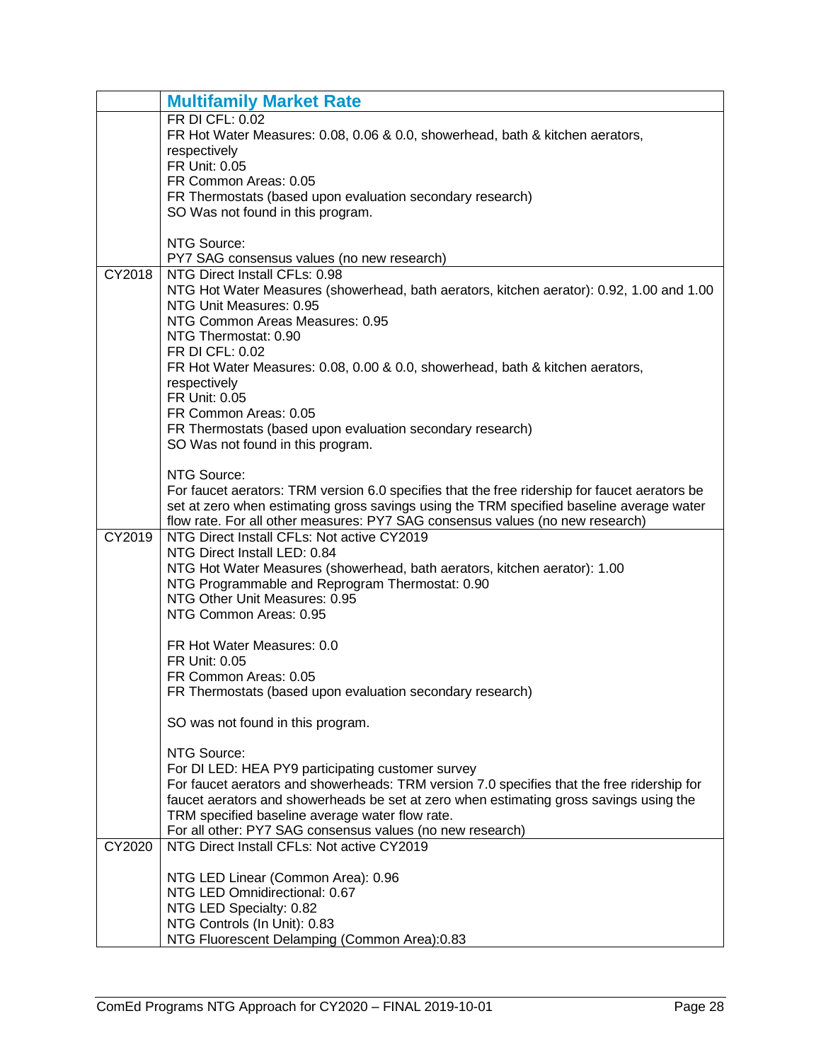| | Multifamily Market Rate |
|---|---|
| | FR DI CFL: 0.02<br>FR Hot Water Measures: 0.08, 0.06 & 0.0, showerhead, bath & kitchen aerators, respectively<br>FR Unit: 0.05<br>FR Common Areas: 0.05<br>FR Thermostats (based upon evaluation secondary research)<br>SO Was not found in this program.<br><br>NTG Source:<br>PY7 SAG consensus values (no new research) |
| CY2018 | NTG Direct Install CFLs: 0.98<br>NTG Hot Water Measures (showerhead, bath aerators, kitchen aerator): 0.92, 1.00 and 1.00<br>NTG Unit Measures: 0.95<br>NTG Common Areas Measures: 0.95<br>NTG Thermostat: 0.90<br>FR DI CFL: 0.02<br>FR Hot Water Measures: 0.08, 0.00 & 0.0, showerhead, bath & kitchen aerators, respectively<br>FR Unit: 0.05<br>FR Common Areas: 0.05<br>FR Thermostats (based upon evaluation secondary research)<br>SO Was not found in this program.<br><br>NTG Source:<br>For faucet aerators: TRM version 6.0 specifies that the free ridership for faucet aerators be set at zero when estimating gross savings using the TRM specified baseline average water flow rate. For all other measures: PY7 SAG consensus values (no new research) |
| CY2019 | NTG Direct Install CFLs: Not active CY2019<br>NTG Direct Install LED: 0.84<br>NTG Hot Water Measures (showerhead, bath aerators, kitchen aerator): 1.00<br>NTG Programmable and Reprogram Thermostat: 0.90<br>NTG Other Unit Measures: 0.95<br>NTG Common Areas: 0.95<br><br>FR Hot Water Measures: 0.0<br>FR Unit: 0.05<br>FR Common Areas: 0.05<br>FR Thermostats (based upon evaluation secondary research)<br><br>SO was not found in this program.<br><br>NTG Source:<br>For DI LED: HEA PY9 participating customer survey<br>For faucet aerators and showerheads: TRM version 7.0 specifies that the free ridership for faucet aerators and showerheads be set at zero when estimating gross savings using the TRM specified baseline average water flow rate.<br>For all other: PY7 SAG consensus values (no new research) |
| CY2020 | NTG Direct Install CFLs: Not active CY2019<br><br>NTG LED Linear (Common Area): 0.96<br>NTG LED Omnidirectional: 0.67<br>NTG LED Specialty: 0.82<br>NTG Controls (In Unit): 0.83<br>NTG Fluorescent Delamping (Common Area):0.83 |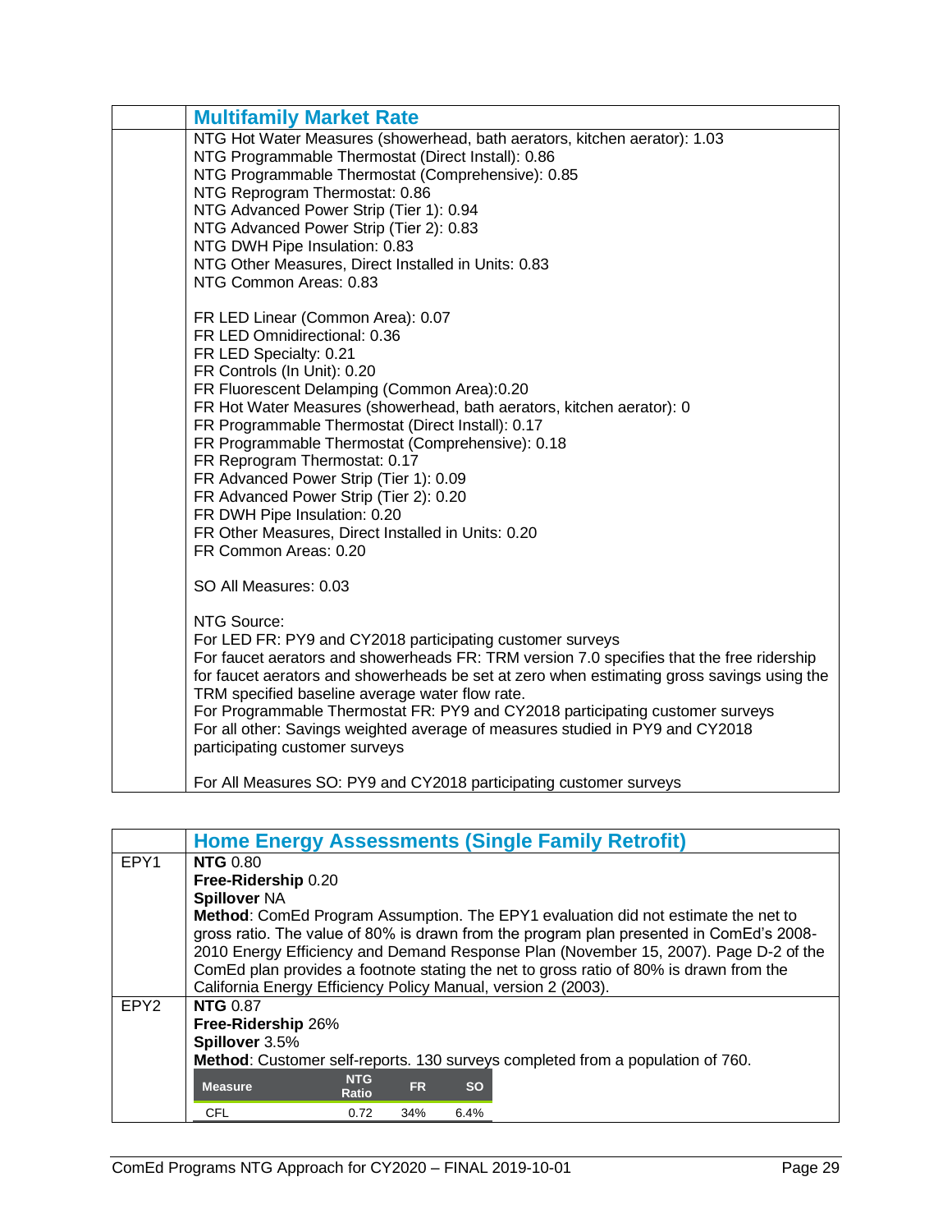| | **Multifamily Market Rate** |
|---|---|
| | NTG Hot Water Measures (showerhead, bath aerators, kitchen aerator): 1.03<br>NTG Programmable Thermostat (Direct Install): 0.86<br>NTG Programmable Thermostat (Comprehensive): 0.85<br>NTG Reprogram Thermostat: 0.86<br>NTG Advanced Power Strip (Tier 1): 0.94<br>NTG Advanced Power Strip (Tier 2): 0.83<br>NTG DWH Pipe Insulation: 0.83<br>NTG Other Measures, Direct Installed in Units: 0.83<br>NTG Common Areas: 0.83<br><br>FR LED Linear (Common Area): 0.07<br>FR LED Omnidirectional: 0.36<br>FR LED Specialty: 0.21<br>FR Controls (In Unit): 0.20<br>FR Fluorescent Delamping (Common Area):0.20<br>FR Hot Water Measures (showerhead, bath aerators, kitchen aerator): 0<br>FR Programmable Thermostat (Direct Install): 0.17<br>FR Programmable Thermostat (Comprehensive): 0.18<br>FR Reprogram Thermostat: 0.17<br>FR Advanced Power Strip (Tier 1): 0.09<br>FR Advanced Power Strip (Tier 2): 0.20<br>FR DWH Pipe Insulation: 0.20<br>FR Other Measures, Direct Installed in Units: 0.20<br>FR Common Areas: 0.20<br><br>SO All Measures: 0.03<br><br>NTG Source:<br>For LED FR: PY9 and CY2018 participating customer surveys<br>For faucet aerators and showerheads FR: TRM version 7.0 specifies that the free ridership for faucet aerators and showerheads be set at zero when estimating gross savings using the TRM specified baseline average water flow rate.<br>For Programmable Thermostat FR: PY9 and CY2018 participating customer surveys<br>For all other: Savings weighted average of measures studied in PY9 and CY2018 participating customer surveys<br><br>For All Measures SO: PY9 and CY2018 participating customer surveys |

| | **Home Energy Assessments (Single Family Retrofit)** |
|---|---|
| EPY1 | **NTG** 0.80<br>**Free-Ridership** 0.20<br>**Spillover** NA<br>**Method**: ComEd Program Assumption. The EPY1 evaluation did not estimate the net to gross ratio. The value of 80% is drawn from the program plan presented in ComEd's 2008-2010 Energy Efficiency and Demand Response Plan (November 15, 2007). Page D-2 of the ComEd plan provides a footnote stating the net to gross ratio of 80% is drawn from the California Energy Efficiency Policy Manual, version 2 (2003). |
| EPY2 | **NTG** 0.87<br>**Free-Ridership** 26%<br>**Spillover** 3.5%<br>**Method**: Customer self-reports. 130 surveys completed from a population of 760. |

| Measure | NTG Ratio | FR | SO |
|---|---|---|---|
| CFL | 0.72 | 34% | 6.4% |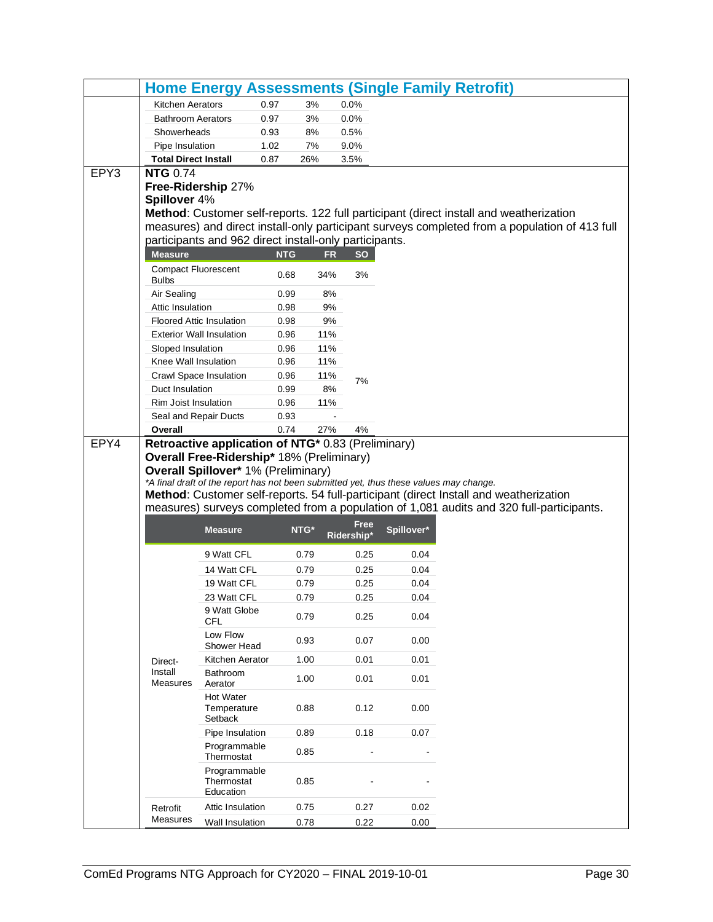## Home Energy Assessments (Single Family Retrofit)

| | | | |
|---|---|---|---|
| Kitchen Aerators | 0.97 | 3% | 0.0% |
| Bathroom Aerators | 0.97 | 3% | 0.0% |
| Showerheads | 0.93 | 8% | 0.5% |
| Pipe Insulation | 1.02 | 7% | 9.0% |
| **Total Direct Install** | 0.87 | 26% | 3.5% |

**EPY3**

**NTG** 0.74

**Free-Ridership** 27%

**Spillover** 4%

**Method**: Customer self-reports. 122 full participant (direct install and weatherization measures) and direct install-only participant surveys completed from a population of 413 full participants and 962 direct install-only participants.

| Measure | NTG | FR | SO |
|---|---|---|---|
| Compact Fluorescent Bulbs | 0.68 | 34% | 3% |
| Air Sealing | 0.99 | 8% | 7% |
| Attic Insulation | 0.98 | 9% | |
| Floored Attic Insulation | 0.98 | 9% | |
| Exterior Wall Insulation | 0.96 | 11% | |
| Sloped Insulation | 0.96 | 11% | |
| Knee Wall Insulation | 0.96 | 11% | |
| Crawl Space Insulation | 0.96 | 11% | |
| Duct Insulation | 0.99 | 8% | |
| Rim Joist Insulation | 0.96 | 11% | |
| Seal and Repair Ducts | 0.93 | - | |
| **Overall** | 0.74 | 27% | 4% |

**EPY4**

**Retroactive application of NTG*** 0.83 (Preliminary)

**Overall Free-Ridership*** 18% (Preliminary)

**Overall Spillover*** 1% (Preliminary)

*\*A final draft of the report has not been submitted yet, thus these values may change.*

**Method**: Customer self-reports. 54 full-participant (direct Install and weatherization measures) surveys completed from a population of 1,081 audits and 320 full-participants.

| | Measure | NTG* | Free Ridership* | Spillover* |
|---|---|---|---|---|
| Direct-Install Measures | 9 Watt CFL | 0.79 | 0.25 | 0.04 |
| | 14 Watt CFL | 0.79 | 0.25 | 0.04 |
| | 19 Watt CFL | 0.79 | 0.25 | 0.04 |
| | 23 Watt CFL | 0.79 | 0.25 | 0.04 |
| | 9 Watt Globe CFL | 0.79 | 0.25 | 0.04 |
| | Low Flow Shower Head | 0.93 | 0.07 | 0.00 |
| | Kitchen Aerator | 1.00 | 0.01 | 0.01 |
| | Bathroom Aerator | 1.00 | 0.01 | 0.01 |
| | Hot Water Temperature Setback | 0.88 | 0.12 | 0.00 |
| | Pipe Insulation | 0.89 | 0.18 | 0.07 |
| | Programmable Thermostat | 0.85 | - | - |
| | Programmable Thermostat Education | 0.85 | - | - |
| Retrofit Measures | Attic Insulation | 0.75 | 0.27 | 0.02 |
| | Wall Insulation | 0.78 | 0.22 | 0.00 |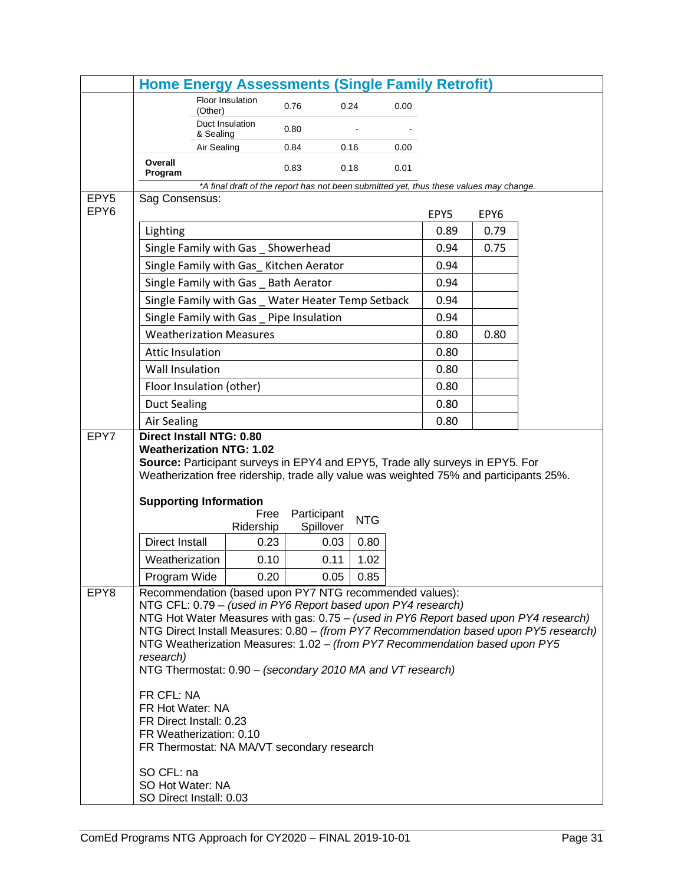## Home Energy Assessments (Single Family Retrofit)

| | | | |
|---|---|---|---|
| Floor Insulation (Other) | 0.76 | 0.24 | 0.00 |
| Duct Insulation & Sealing | 0.80 | - | - |
| Air Sealing | 0.84 | 0.16 | 0.00 |
| **Overall Program** | 0.83 | 0.18 | 0.01 |

*\*A final draft of the report has not been submitted yet, thus these values may change.*

**EPY5 EPY6**

Sag Consensus:

| | EPY5 | EPY6 |
|---|---|---|
| Lighting | 0.89 | 0.79 |
| Single Family with Gas _ Showerhead | 0.94 | 0.75 |
| Single Family with Gas_ Kitchen Aerator | 0.94 | |
| Single Family with Gas _ Bath Aerator | 0.94 | |
| Single Family with Gas _ Water Heater Temp Setback | 0.94 | |
| Single Family with Gas _ Pipe Insulation | 0.94 | |
| Weatherization Measures | 0.80 | 0.80 |
| Attic Insulation | 0.80 | |
| Wall Insulation | 0.80 | |
| Floor Insulation (other) | 0.80 | |
| Duct Sealing | 0.80 | |
| Air Sealing | 0.80 | |

**EPY7**

**Direct Install NTG: 0.80**
**Weatherization NTG: 1.02**
**Source:** Participant surveys in EPY4 and EPY5, Trade ally surveys in EPY5. For Weatherization free ridership, trade ally value was weighted 75% and participants 25%.

**Supporting Information**

| | Free Ridership | Participant Spillover | NTG |
|---|---|---|---|
| Direct Install | 0.23 | 0.03 | 0.80 |
| Weatherization | 0.10 | 0.11 | 1.02 |
| Program Wide | 0.20 | 0.05 | 0.85 |

**EPY8**

Recommendation (based upon PY7 NTG recommended values):
NTG CFL: 0.79 – *(used in PY6 Report based upon PY4 research)*
NTG Hot Water Measures with gas: 0.75 – *(used in PY6 Report based upon PY4 research)*
NTG Direct Install Measures: 0.80 – *(from PY7 Recommendation based upon PY5 research)*
NTG Weatherization Measures: 1.02 – *(from PY7 Recommendation based upon PY5 research)*
NTG Thermostat: 0.90 – *(secondary 2010 MA and VT research)*

FR CFL: NA
FR Hot Water: NA
FR Direct Install: 0.23
FR Weatherization: 0.10
FR Thermostat: NA MA/VT secondary research

SO CFL: na
SO Hot Water: NA
SO Direct Install: 0.03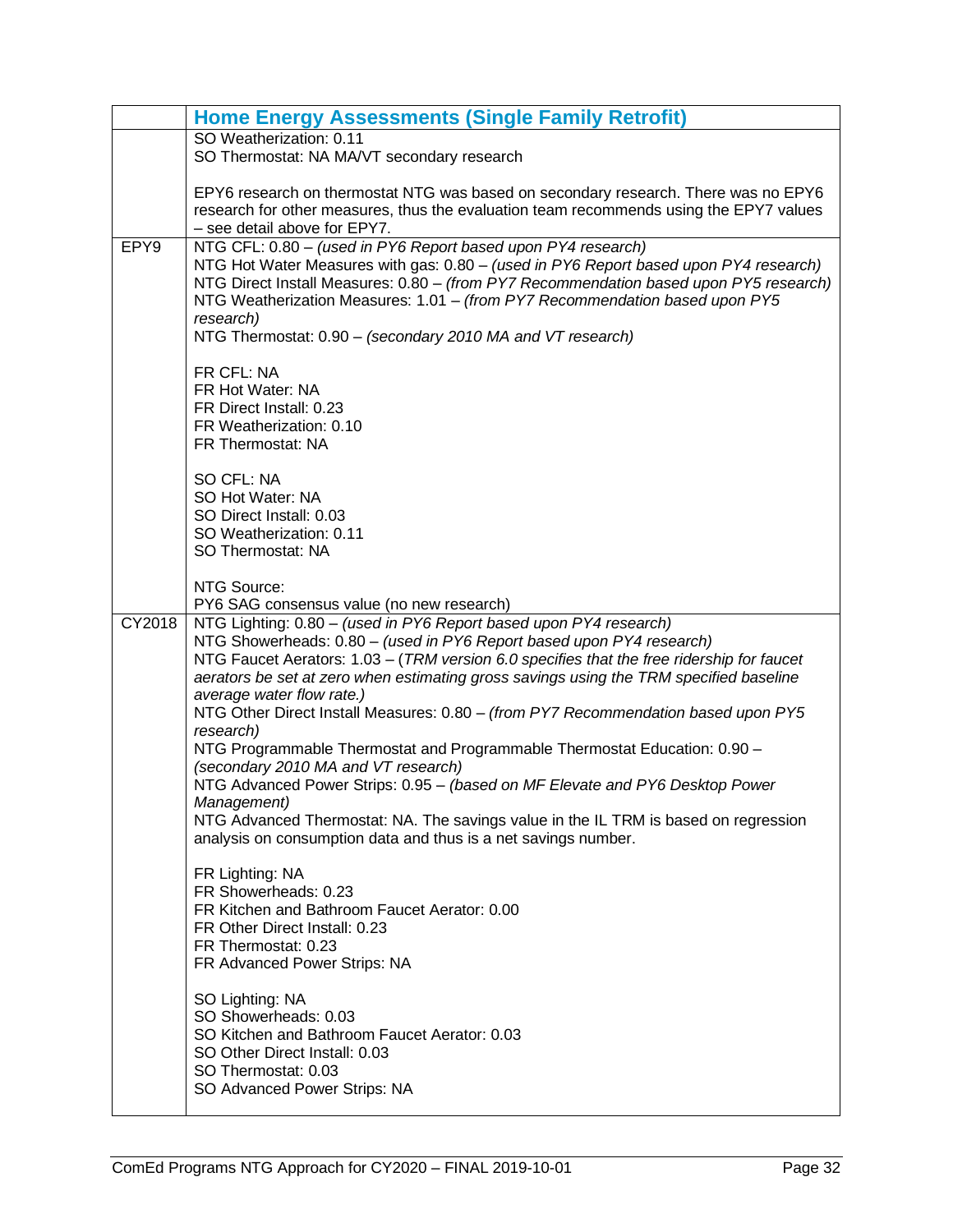| | Home Energy Assessments (Single Family Retrofit) |
|---|---|
| | SO Weatherization: 0.11<br>SO Thermostat: NA MA/VT secondary research<br><br>EPY6 research on thermostat NTG was based on secondary research. There was no EPY6 research for other measures, thus the evaluation team recommends using the EPY7 values – see detail above for EPY7. |
| EPY9 | NTG CFL: 0.80 – *(used in PY6 Report based upon PY4 research)*<br>NTG Hot Water Measures with gas: 0.80 – *(used in PY6 Report based upon PY4 research)*<br>NTG Direct Install Measures: 0.80 – *(from PY7 Recommendation based upon PY5 research)*<br>NTG Weatherization Measures: 1.01 – *(from PY7 Recommendation based upon PY5 research)*<br>NTG Thermostat: 0.90 – *(secondary 2010 MA and VT research)*<br><br>FR CFL: NA<br>FR Hot Water: NA<br>FR Direct Install: 0.23<br>FR Weatherization: 0.10<br>FR Thermostat: NA<br><br>SO CFL: NA<br>SO Hot Water: NA<br>SO Direct Install: 0.03<br>SO Weatherization: 0.11<br>SO Thermostat: NA<br><br>NTG Source:<br>PY6 SAG consensus value (no new research) |
| CY2018 | NTG Lighting: 0.80 – *(used in PY6 Report based upon PY4 research)*<br>NTG Showerheads: 0.80 – *(used in PY6 Report based upon PY4 research)*<br>NTG Faucet Aerators: 1.03 – (*TRM version 6.0 specifies that the free ridership for faucet aerators be set at zero when estimating gross savings using the TRM specified baseline average water flow rate.)*<br>NTG Other Direct Install Measures: 0.80 – *(from PY7 Recommendation based upon PY5 research)*<br>NTG Programmable Thermostat and Programmable Thermostat Education: 0.90 – *(secondary 2010 MA and VT research)*<br>NTG Advanced Power Strips: 0.95 – *(based on MF Elevate and PY6 Desktop Power Management)*<br>NTG Advanced Thermostat: NA. The savings value in the IL TRM is based on regression analysis on consumption data and thus is a net savings number.<br><br>FR Lighting: NA<br>FR Showerheads: 0.23<br>FR Kitchen and Bathroom Faucet Aerator: 0.00<br>FR Other Direct Install: 0.23<br>FR Thermostat: 0.23<br>FR Advanced Power Strips: NA<br><br>SO Lighting: NA<br>SO Showerheads: 0.03<br>SO Kitchen and Bathroom Faucet Aerator: 0.03<br>SO Other Direct Install: 0.03<br>SO Thermostat: 0.03<br>SO Advanced Power Strips: NA |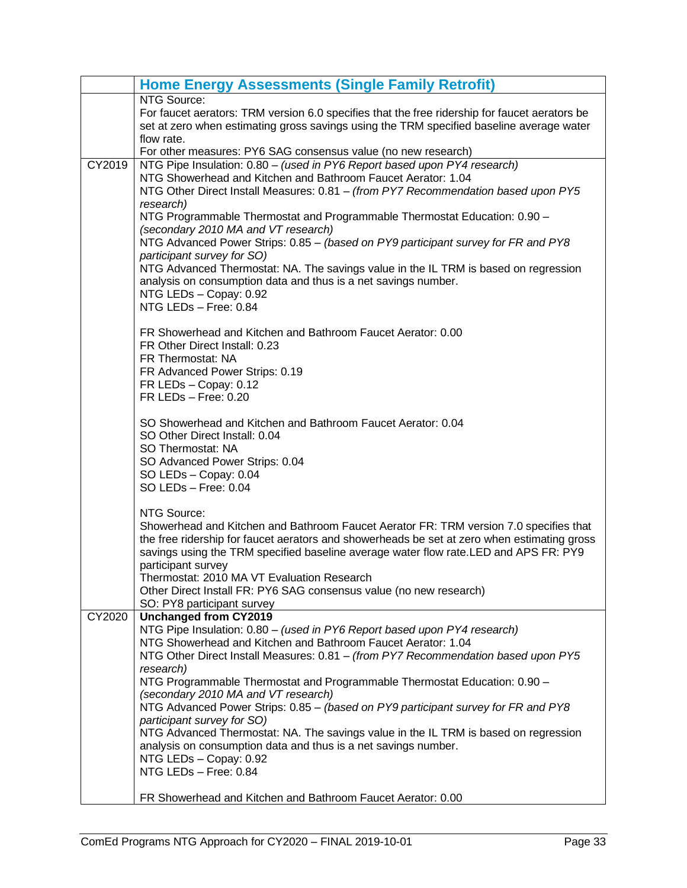| | Home Energy Assessments (Single Family Retrofit) |
|---|---|
| | NTG Source:<br>For faucet aerators: TRM version 6.0 specifies that the free ridership for faucet aerators be set at zero when estimating gross savings using the TRM specified baseline average water flow rate.<br>For other measures: PY6 SAG consensus value (no new research) |
| CY2019 | NTG Pipe Insulation: 0.80 – *(used in PY6 Report based upon PY4 research)*<br>NTG Showerhead and Kitchen and Bathroom Faucet Aerator: 1.04<br>NTG Other Direct Install Measures: 0.81 – *(from PY7 Recommendation based upon PY5 research)*<br>NTG Programmable Thermostat and Programmable Thermostat Education: 0.90 – *(secondary 2010 MA and VT research)*<br>NTG Advanced Power Strips: 0.85 – *(based on PY9 participant survey for FR and PY8 participant survey for SO)*<br>NTG Advanced Thermostat: NA. The savings value in the IL TRM is based on regression analysis on consumption data and thus is a net savings number.<br>NTG LEDs – Copay: 0.92<br>NTG LEDs – Free: 0.84<br><br>FR Showerhead and Kitchen and Bathroom Faucet Aerator: 0.00<br>FR Other Direct Install: 0.23<br>FR Thermostat: NA<br>FR Advanced Power Strips: 0.19<br>FR LEDs – Copay: 0.12<br>FR LEDs – Free: 0.20<br><br>SO Showerhead and Kitchen and Bathroom Faucet Aerator: 0.04<br>SO Other Direct Install: 0.04<br>SO Thermostat: NA<br>SO Advanced Power Strips: 0.04<br>SO LEDs – Copay: 0.04<br>SO LEDs – Free: 0.04<br><br>NTG Source:<br>Showerhead and Kitchen and Bathroom Faucet Aerator FR: TRM version 7.0 specifies that the free ridership for faucet aerators and showerheads be set at zero when estimating gross savings using the TRM specified baseline average water flow rate.LED and APS FR: PY9 participant survey<br>Thermostat: 2010 MA VT Evaluation Research<br>Other Direct Install FR: PY6 SAG consensus value (no new research)<br>SO: PY8 participant survey |
| CY2020 | **Unchanged from CY2019**<br>NTG Pipe Insulation: 0.80 – *(used in PY6 Report based upon PY4 research)*<br>NTG Showerhead and Kitchen and Bathroom Faucet Aerator: 1.04<br>NTG Other Direct Install Measures: 0.81 – *(from PY7 Recommendation based upon PY5 research)*<br>NTG Programmable Thermostat and Programmable Thermostat Education: 0.90 – *(secondary 2010 MA and VT research)*<br>NTG Advanced Power Strips: 0.85 – *(based on PY9 participant survey for FR and PY8 participant survey for SO)*<br>NTG Advanced Thermostat: NA. The savings value in the IL TRM is based on regression analysis on consumption data and thus is a net savings number.<br>NTG LEDs – Copay: 0.92<br>NTG LEDs – Free: 0.84<br><br>FR Showerhead and Kitchen and Bathroom Faucet Aerator: 0.00 |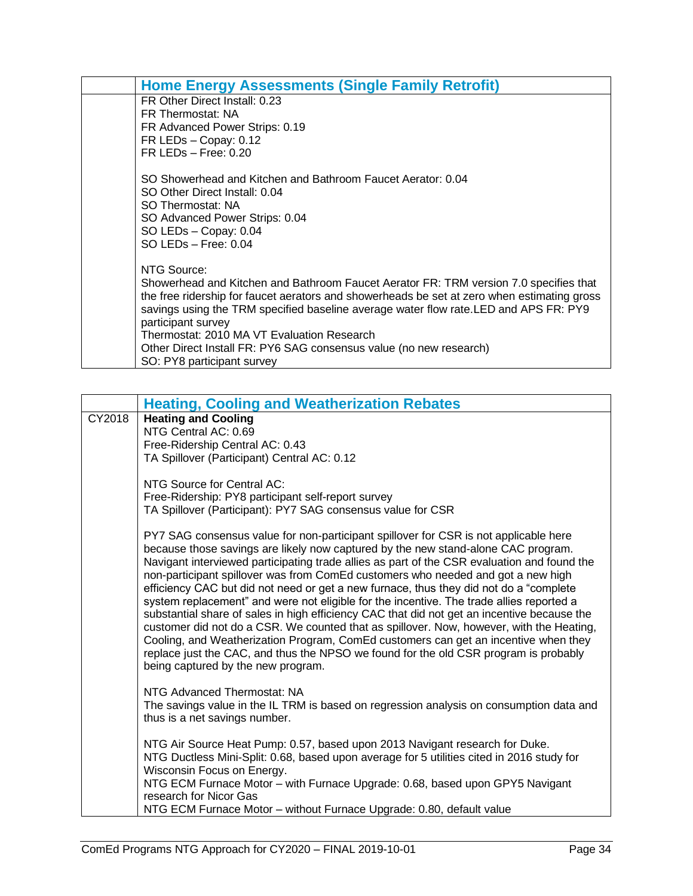| | Home Energy Assessments (Single Family Retrofit) |
|---|---|
| | FR Other Direct Install: 0.23<br>FR Thermostat: NA<br>FR Advanced Power Strips: 0.19<br>FR LEDs – Copay: 0.12<br>FR LEDs – Free: 0.20<br><br>SO Showerhead and Kitchen and Bathroom Faucet Aerator: 0.04<br>SO Other Direct Install: 0.04<br>SO Thermostat: NA<br>SO Advanced Power Strips: 0.04<br>SO LEDs – Copay: 0.04<br>SO LEDs – Free: 0.04<br><br>NTG Source:<br>Showerhead and Kitchen and Bathroom Faucet Aerator FR: TRM version 7.0 specifies that the free ridership for faucet aerators and showerheads be set at zero when estimating gross savings using the TRM specified baseline average water flow rate.LED and APS FR: PY9 participant survey<br>Thermostat: 2010 MA VT Evaluation Research<br>Other Direct Install FR: PY6 SAG consensus value (no new research)<br>SO: PY8 participant survey |

| | Heating, Cooling and Weatherization Rebates |
|---|---|
| CY2018 | **Heating and Cooling**<br>NTG Central AC: 0.69<br>Free-Ridership Central AC: 0.43<br>TA Spillover (Participant) Central AC: 0.12<br><br>NTG Source for Central AC:<br>Free-Ridership: PY8 participant self-report survey<br>TA Spillover (Participant): PY7 SAG consensus value for CSR<br><br>PY7 SAG consensus value for non-participant spillover for CSR is not applicable here because those savings are likely now captured by the new stand-alone CAC program. Navigant interviewed participating trade allies as part of the CSR evaluation and found the non-participant spillover was from ComEd customers who needed and got a new high efficiency CAC but did not need or get a new furnace, thus they did not do a "complete system replacement" and were not eligible for the incentive. The trade allies reported a substantial share of sales in high efficiency CAC that did not get an incentive because the customer did not do a CSR. We counted that as spillover. Now, however, with the Heating, Cooling, and Weatherization Program, ComEd customers can get an incentive when they replace just the CAC, and thus the NPSO we found for the old CSR program is probably being captured by the new program.<br><br>NTG Advanced Thermostat: NA<br>The savings value in the IL TRM is based on regression analysis on consumption data and thus is a net savings number.<br><br>NTG Air Source Heat Pump: 0.57, based upon 2013 Navigant research for Duke.<br>NTG Ductless Mini-Split: 0.68, based upon average for 5 utilities cited in 2016 study for Wisconsin Focus on Energy.<br>NTG ECM Furnace Motor – with Furnace Upgrade: 0.68, based upon GPY5 Navigant research for Nicor Gas<br>NTG ECM Furnace Motor – without Furnace Upgrade: 0.80, default value |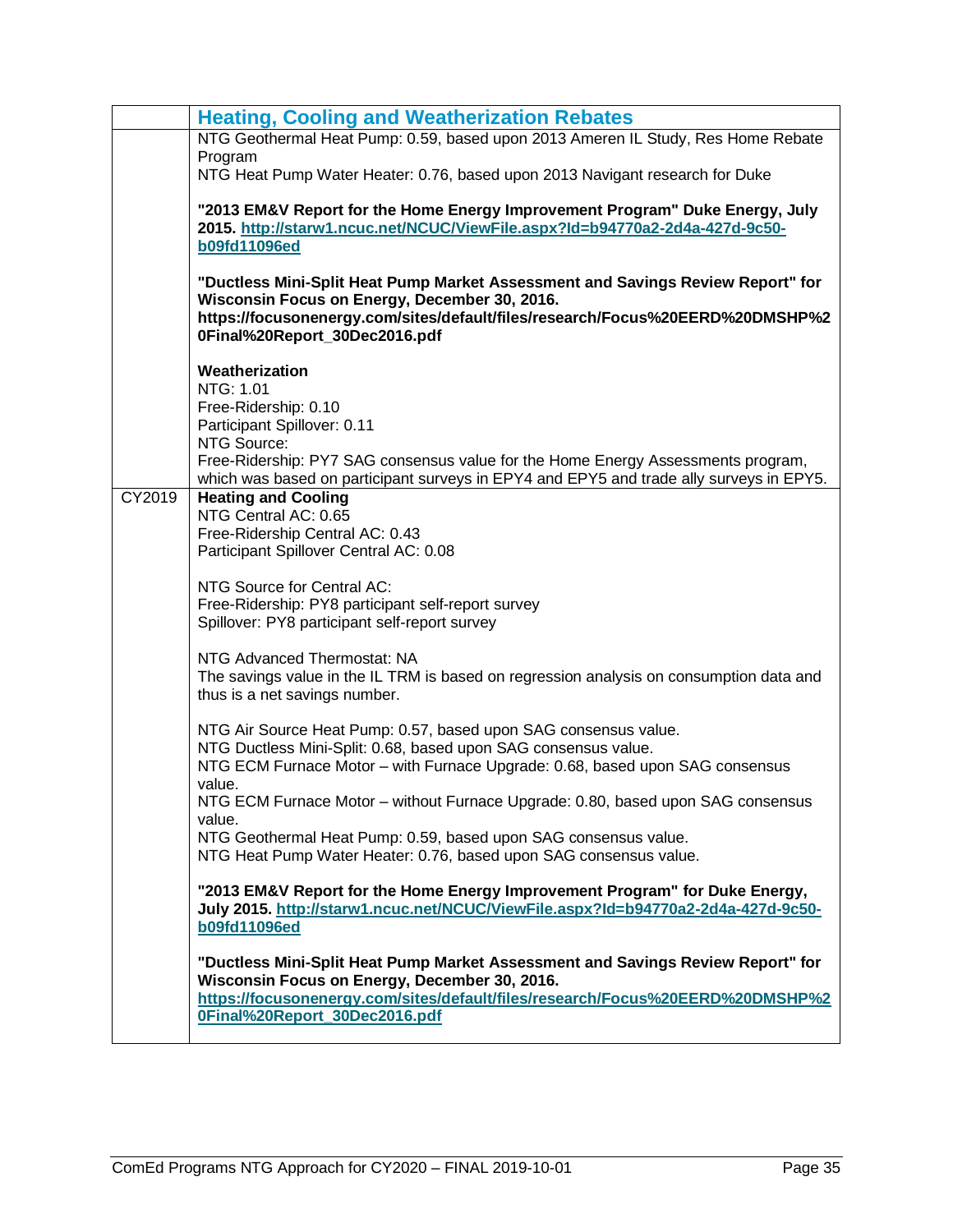| | Heating, Cooling and Weatherization Rebates |
|---|---|
| | NTG Geothermal Heat Pump: 0.59, based upon 2013 Ameren IL Study, Res Home Rebate Program<br>NTG Heat Pump Water Heater: 0.76, based upon 2013 Navigant research for Duke<br><br>**"2013 EM&V Report for the Home Energy Improvement Program" Duke Energy, July 2015. http://starw1.ncuc.net/NCUC/ViewFile.aspx?Id=b94770a2-2d4a-427d-9c50-b09fd11096ed**<br><br>**"Ductless Mini-Split Heat Pump Market Assessment and Savings Review Report" for Wisconsin Focus on Energy, December 30, 2016. https://focusonenergy.com/sites/default/files/research/Focus%20EERD%20DMSHP%20Final%20Report_30Dec2016.pdf**<br><br>**Weatherization**<br>NTG: 1.01<br>Free-Ridership: 0.10<br>Participant Spillover: 0.11<br>NTG Source:<br>Free-Ridership: PY7 SAG consensus value for the Home Energy Assessments program, which was based on participant surveys in EPY4 and EPY5 and trade ally surveys in EPY5. |
| CY2019 | **Heating and Cooling**<br>NTG Central AC: 0.65<br>Free-Ridership Central AC: 0.43<br>Participant Spillover Central AC: 0.08<br><br>NTG Source for Central AC:<br>Free-Ridership: PY8 participant self-report survey<br>Spillover: PY8 participant self-report survey<br><br>NTG Advanced Thermostat: NA<br>The savings value in the IL TRM is based on regression analysis on consumption data and thus is a net savings number.<br><br>NTG Air Source Heat Pump: 0.57, based upon SAG consensus value.<br>NTG Ductless Mini-Split: 0.68, based upon SAG consensus value.<br>NTG ECM Furnace Motor – with Furnace Upgrade: 0.68, based upon SAG consensus value.<br>NTG ECM Furnace Motor – without Furnace Upgrade: 0.80, based upon SAG consensus value.<br>NTG Geothermal Heat Pump: 0.59, based upon SAG consensus value.<br>NTG Heat Pump Water Heater: 0.76, based upon SAG consensus value.<br><br>**"2013 EM&V Report for the Home Energy Improvement Program" for Duke Energy, July 2015. http://starw1.ncuc.net/NCUC/ViewFile.aspx?Id=b94770a2-2d4a-427d-9c50-b09fd11096ed**<br><br>**"Ductless Mini-Split Heat Pump Market Assessment and Savings Review Report" for Wisconsin Focus on Energy, December 30, 2016. https://focusonenergy.com/sites/default/files/research/Focus%20EERD%20DMSHP%20Final%20Report_30Dec2016.pdf** |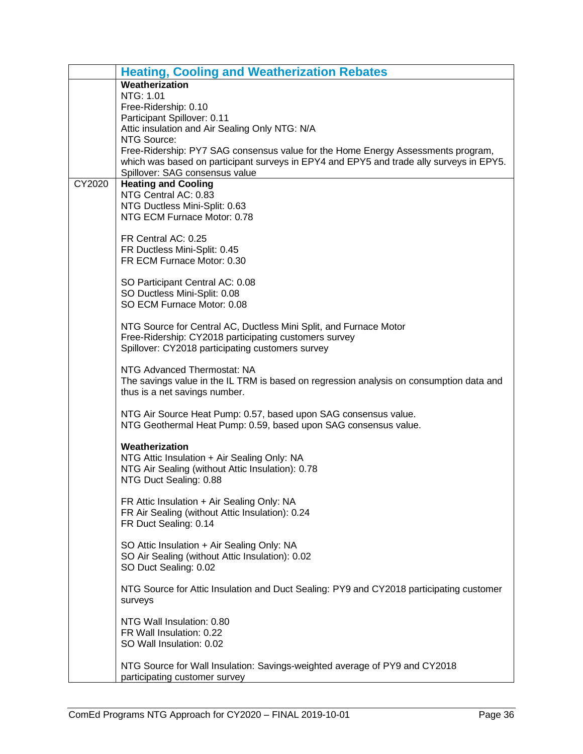| | Heating, Cooling and Weatherization Rebates |
|---|---|
| | **Weatherization**<br>NTG: 1.01<br>Free-Ridership: 0.10<br>Participant Spillover: 0.11<br>Attic insulation and Air Sealing Only NTG: N/A<br>NTG Source:<br>Free-Ridership: PY7 SAG consensus value for the Home Energy Assessments program, which was based on participant surveys in EPY4 and EPY5 and trade ally surveys in EPY5.<br>Spillover: SAG consensus value |
| CY2020 | **Heating and Cooling**<br>NTG Central AC: 0.83<br>NTG Ductless Mini-Split: 0.63<br>NTG ECM Furnace Motor: 0.78<br><br>FR Central AC: 0.25<br>FR Ductless Mini-Split: 0.45<br>FR ECM Furnace Motor: 0.30<br><br>SO Participant Central AC: 0.08<br>SO Ductless Mini-Split: 0.08<br>SO ECM Furnace Motor: 0.08<br><br>NTG Source for Central AC, Ductless Mini Split, and Furnace Motor<br>Free-Ridership: CY2018 participating customers survey<br>Spillover: CY2018 participating customers survey<br><br>NTG Advanced Thermostat: NA<br>The savings value in the IL TRM is based on regression analysis on consumption data and thus is a net savings number.<br><br>NTG Air Source Heat Pump: 0.57, based upon SAG consensus value.<br>NTG Geothermal Heat Pump: 0.59, based upon SAG consensus value.<br><br>**Weatherization**<br>NTG Attic Insulation + Air Sealing Only: NA<br>NTG Air Sealing (without Attic Insulation): 0.78<br>NTG Duct Sealing: 0.88<br><br>FR Attic Insulation + Air Sealing Only: NA<br>FR Air Sealing (without Attic Insulation): 0.24<br>FR Duct Sealing: 0.14<br><br>SO Attic Insulation + Air Sealing Only: NA<br>SO Air Sealing (without Attic Insulation): 0.02<br>SO Duct Sealing: 0.02<br><br>NTG Source for Attic Insulation and Duct Sealing: PY9 and CY2018 participating customer surveys<br><br>NTG Wall Insulation: 0.80<br>FR Wall Insulation: 0.22<br>SO Wall Insulation: 0.02<br><br>NTG Source for Wall Insulation: Savings-weighted average of PY9 and CY2018 participating customer survey |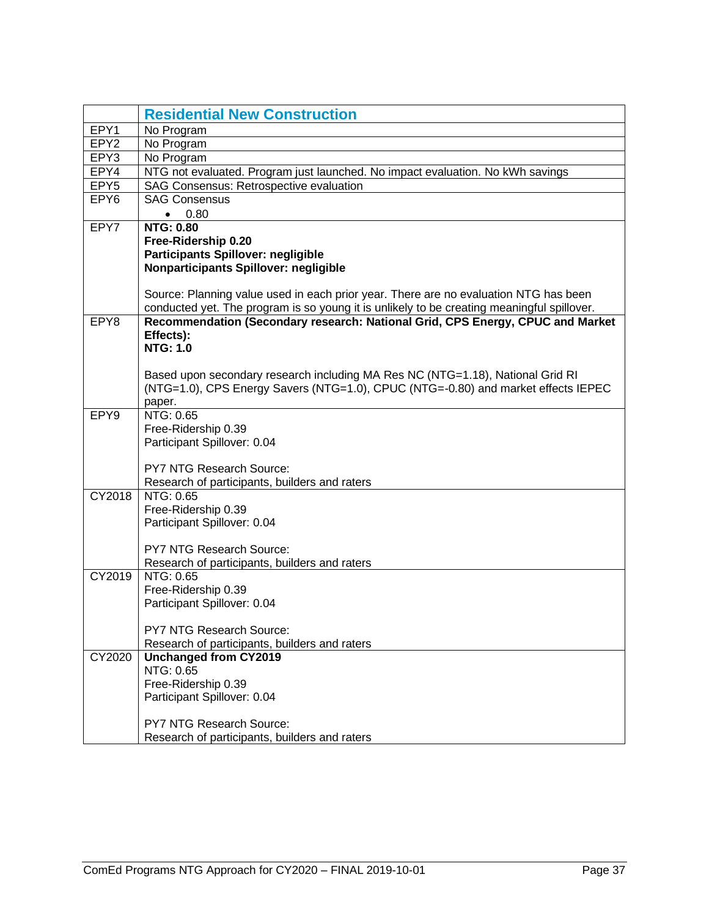| | **Residential New Construction** |
|---|---|
| EPY1 | No Program |
| EPY2 | No Program |
| EPY3 | No Program |
| EPY4 | NTG not evaluated. Program just launched. No impact evaluation. No kWh savings |
| EPY5 | SAG Consensus: Retrospective evaluation |
| EPY6 | SAG Consensus<br>• 0.80 |
| EPY7 | **NTG: 0.80**<br>**Free-Ridership 0.20**<br>**Participants Spillover: negligible**<br>**Nonparticipants Spillover: negligible**<br><br>Source: Planning value used in each prior year. There are no evaluation NTG has been conducted yet. The program is so young it is unlikely to be creating meaningful spillover. |
| EPY8 | **Recommendation (Secondary research: National Grid, CPS Energy, CPUC and Market Effects):**<br>**NTG: 1.0**<br><br>Based upon secondary research including MA Res NC (NTG=1.18), National Grid RI (NTG=1.0), CPS Energy Savers (NTG=1.0), CPUC (NTG=-0.80) and market effects IEPEC paper. |
| EPY9 | NTG: 0.65<br>Free-Ridership 0.39<br>Participant Spillover: 0.04<br><br>PY7 NTG Research Source:<br>Research of participants, builders and raters |
| CY2018 | NTG: 0.65<br>Free-Ridership 0.39<br>Participant Spillover: 0.04<br><br>PY7 NTG Research Source:<br>Research of participants, builders and raters |
| CY2019 | NTG: 0.65<br>Free-Ridership 0.39<br>Participant Spillover: 0.04<br><br>PY7 NTG Research Source:<br>Research of participants, builders and raters |
| CY2020 | **Unchanged from CY2019**<br>NTG: 0.65<br>Free-Ridership 0.39<br>Participant Spillover: 0.04<br><br>PY7 NTG Research Source:<br>Research of participants, builders and raters |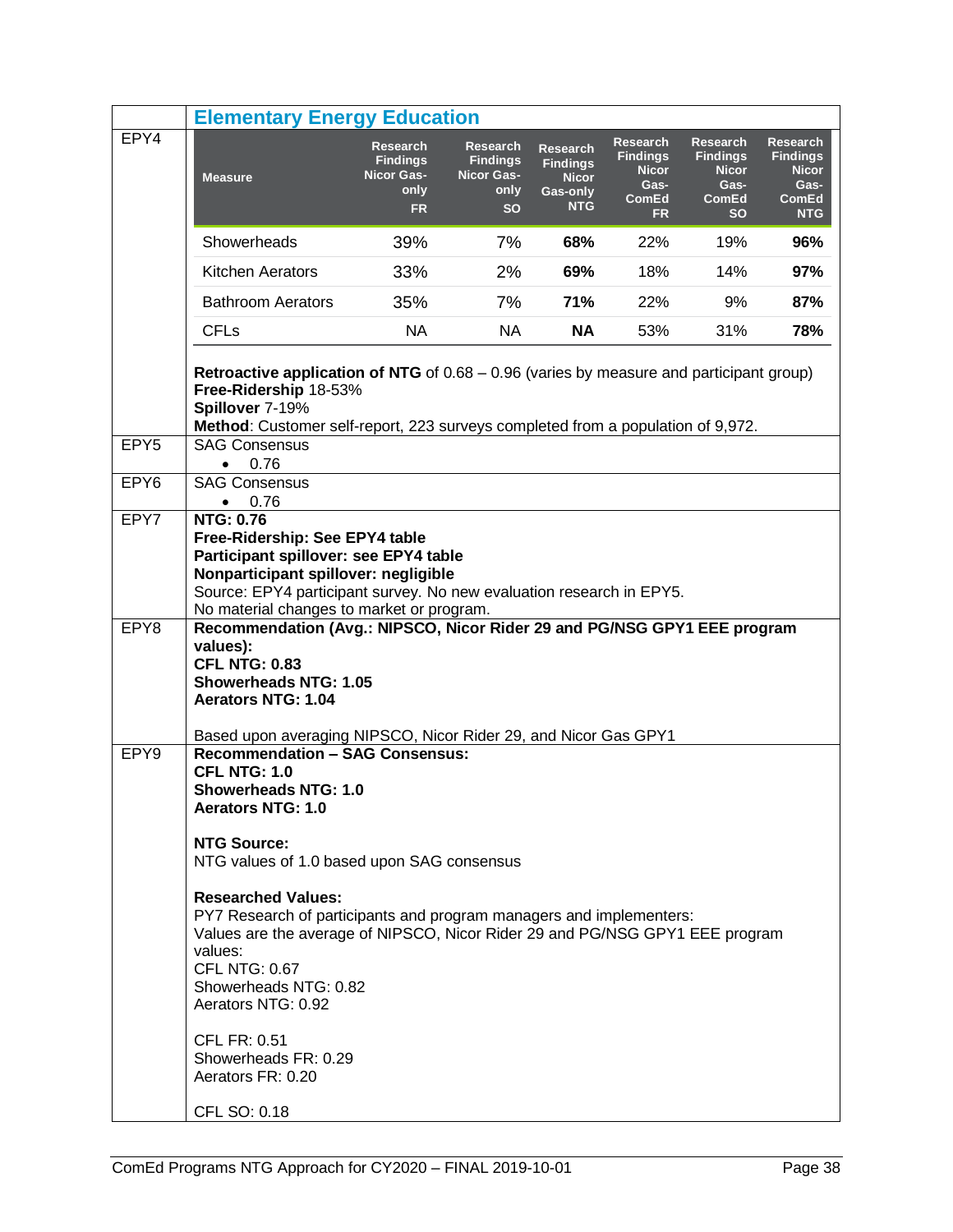| | **Elementary Energy Education** |
|---|---|
| EPY4 | (see table below) |

| Measure | Research Findings Nicor Gas-only FR | Research Findings Nicor Gas-only SO | Research Findings Nicor Gas-only NTG | Research Findings Nicor Gas-ComEd FR | Research Findings Nicor Gas-ComEd SO | Research Findings Nicor Gas-ComEd NTG |
|---|---|---|---|---|---|---|
| Showerheads | 39% | 7% | **68%** | 22% | 19% | **96%** |
| Kitchen Aerators | 33% | 2% | **69%** | 18% | 14% | **97%** |
| Bathroom Aerators | 35% | 7% | **71%** | 22% | 9% | **87%** |
| CFLs | NA | NA | **NA** | 53% | 31% | **78%** |

**Retroactive application of NTG** of 0.68 – 0.96 (varies by measure and participant group)
**Free-Ridership** 18-53%
**Spillover** 7-19%
**Method**: Customer self-report, 223 surveys completed from a population of 9,972.

**EPY5**

SAG Consensus
- 0.76

**EPY6**

SAG Consensus
- 0.76

**EPY7**

**NTG: 0.76**
**Free-Ridership: See EPY4 table**
**Participant spillover: see EPY4 table**
**Nonparticipant spillover: negligible**
Source: EPY4 participant survey. No new evaluation research in EPY5.
No material changes to market or program.

**EPY8**

**Recommendation (Avg.: NIPSCO, Nicor Rider 29 and PG/NSG GPY1 EEE program values):**
**CFL NTG: 0.83**
**Showerheads NTG: 1.05**
**Aerators NTG: 1.04**

Based upon averaging NIPSCO, Nicor Rider 29, and Nicor Gas GPY1

**EPY9**

**Recommendation – SAG Consensus:**
**CFL NTG: 1.0**
**Showerheads NTG: 1.0**
**Aerators NTG: 1.0**

**NTG Source:**
NTG values of 1.0 based upon SAG consensus

**Researched Values:**
PY7 Research of participants and program managers and implementers:
Values are the average of NIPSCO, Nicor Rider 29 and PG/NSG GPY1 EEE program values:
CFL NTG: 0.67
Showerheads NTG: 0.82
Aerators NTG: 0.92

CFL FR: 0.51
Showerheads FR: 0.29
Aerators FR: 0.20

CFL SO: 0.18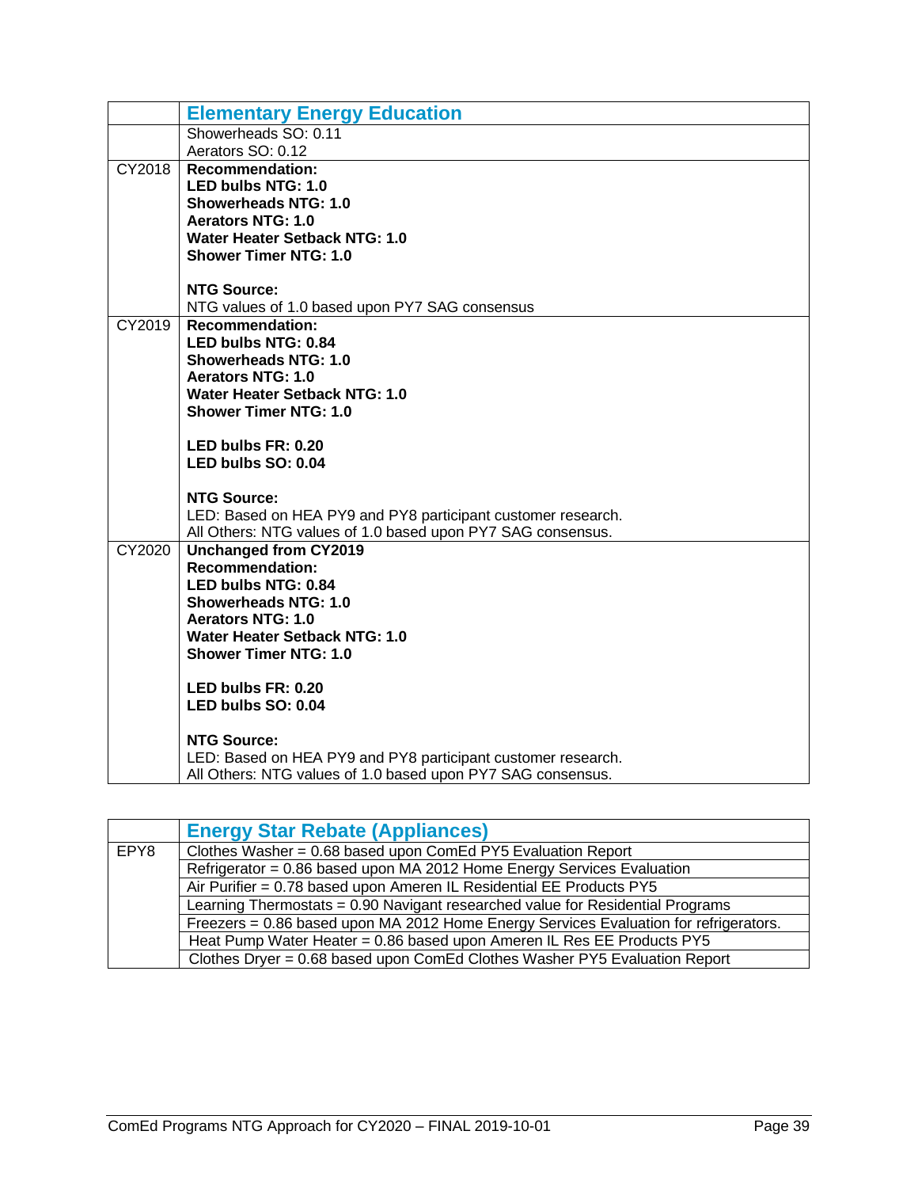| | **Elementary Energy Education** |
|---|---|
| | Showerheads SO: 0.11<br>Aerators SO: 0.12 |
| CY2018 | **Recommendation:**<br>**LED bulbs NTG: 1.0**<br>**Showerheads NTG: 1.0**<br>**Aerators NTG: 1.0**<br>**Water Heater Setback NTG: 1.0**<br>**Shower Timer NTG: 1.0**<br><br>**NTG Source:**<br>NTG values of 1.0 based upon PY7 SAG consensus |
| CY2019 | **Recommendation:**<br>**LED bulbs NTG: 0.84**<br>**Showerheads NTG: 1.0**<br>**Aerators NTG: 1.0**<br>**Water Heater Setback NTG: 1.0**<br>**Shower Timer NTG: 1.0**<br><br>**LED bulbs FR: 0.20**<br>**LED bulbs SO: 0.04**<br><br>**NTG Source:**<br>LED: Based on HEA PY9 and PY8 participant customer research.<br>All Others: NTG values of 1.0 based upon PY7 SAG consensus. |
| CY2020 | **Unchanged from CY2019**<br>**Recommendation:**<br>**LED bulbs NTG: 0.84**<br>**Showerheads NTG: 1.0**<br>**Aerators NTG: 1.0**<br>**Water Heater Setback NTG: 1.0**<br>**Shower Timer NTG: 1.0**<br><br>**LED bulbs FR: 0.20**<br>**LED bulbs SO: 0.04**<br><br>**NTG Source:**<br>LED: Based on HEA PY9 and PY8 participant customer research.<br>All Others: NTG values of 1.0 based upon PY7 SAG consensus. |

| | **Energy Star Rebate (Appliances)** |
|---|---|
| EPY8 | Clothes Washer = 0.68 based upon ComEd PY5 Evaluation Report |
| | Refrigerator = 0.86 based upon MA 2012 Home Energy Services Evaluation |
| | Air Purifier = 0.78 based upon Ameren IL Residential EE Products PY5 |
| | Learning Thermostats = 0.90 Navigant researched value for Residential Programs |
| | Freezers = 0.86 based upon MA 2012 Home Energy Services Evaluation for refrigerators. |
| | Heat Pump Water Heater = 0.86 based upon Ameren IL Res EE Products PY5 |
| | Clothes Dryer = 0.68 based upon ComEd Clothes Washer PY5 Evaluation Report |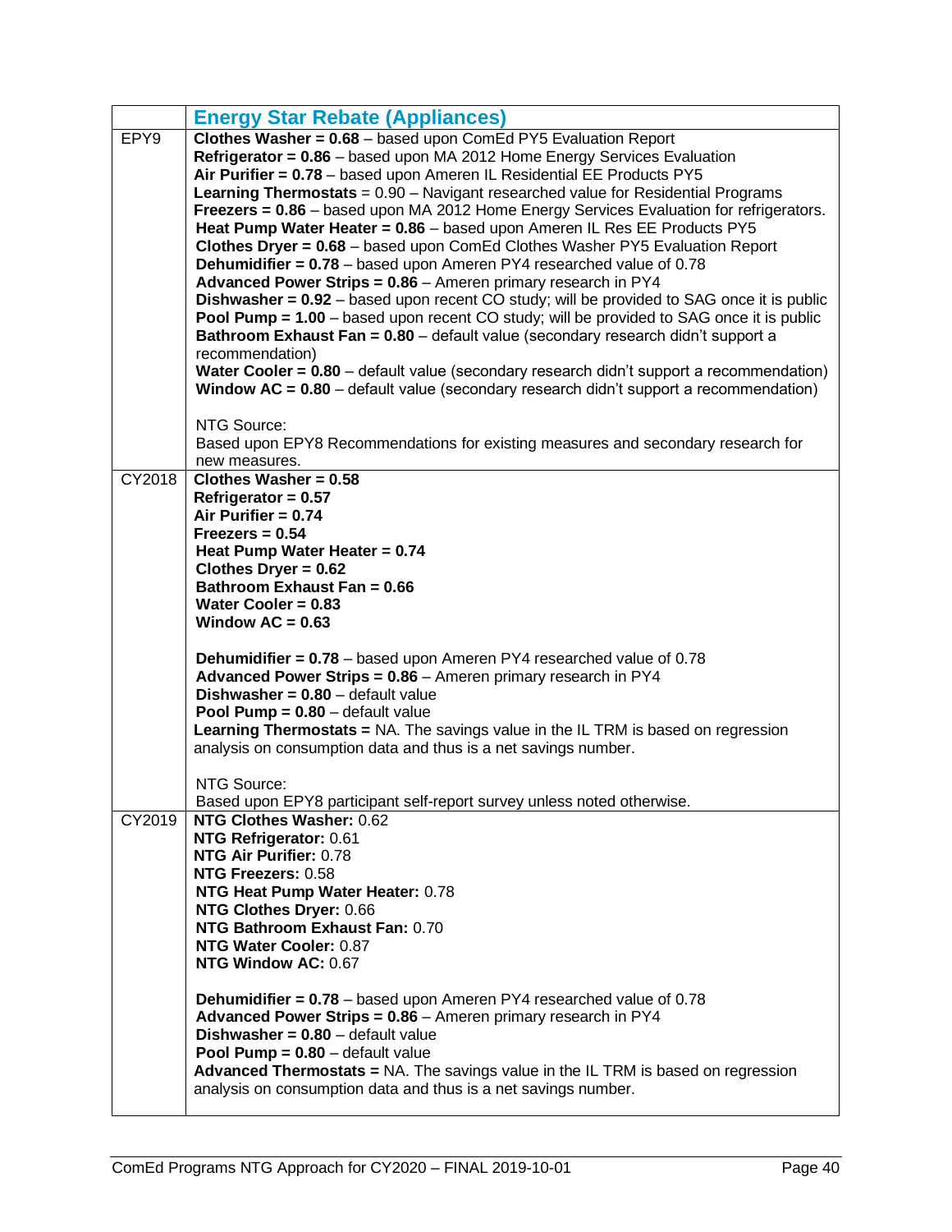| | Energy Star Rebate (Appliances) |
|---|---|
| EPY9 | **Clothes Washer = 0.68** – based upon ComEd PY5 Evaluation Report<br>**Refrigerator = 0.86** – based upon MA 2012 Home Energy Services Evaluation<br>**Air Purifier = 0.78** – based upon Ameren IL Residential EE Products PY5<br>**Learning Thermostats** = 0.90 – Navigant researched value for Residential Programs<br>**Freezers = 0.86** – based upon MA 2012 Home Energy Services Evaluation for refrigerators.<br>**Heat Pump Water Heater = 0.86** – based upon Ameren IL Res EE Products PY5<br>**Clothes Dryer = 0.68** – based upon ComEd Clothes Washer PY5 Evaluation Report<br>**Dehumidifier = 0.78** – based upon Ameren PY4 researched value of 0.78<br>**Advanced Power Strips = 0.86** – Ameren primary research in PY4<br>**Dishwasher = 0.92** – based upon recent CO study; will be provided to SAG once it is public<br>**Pool Pump = 1.00** – based upon recent CO study; will be provided to SAG once it is public<br>**Bathroom Exhaust Fan = 0.80** – default value (secondary research didn't support a recommendation)<br>**Water Cooler = 0.80** – default value (secondary research didn't support a recommendation)<br>**Window AC = 0.80** – default value (secondary research didn't support a recommendation)<br><br>NTG Source:<br>Based upon EPY8 Recommendations for existing measures and secondary research for new measures. |
| CY2018 | **Clothes Washer = 0.58**<br>**Refrigerator = 0.57**<br>**Air Purifier = 0.74**<br>**Freezers = 0.54**<br>**Heat Pump Water Heater = 0.74**<br>**Clothes Dryer = 0.62**<br>**Bathroom Exhaust Fan = 0.66**<br>**Water Cooler = 0.83**<br>**Window AC = 0.63**<br><br>**Dehumidifier = 0.78** – based upon Ameren PY4 researched value of 0.78<br>**Advanced Power Strips = 0.86** – Ameren primary research in PY4<br>**Dishwasher = 0.80** – default value<br>**Pool Pump = 0.80** – default value<br>**Learning Thermostats =** NA. The savings value in the IL TRM is based on regression analysis on consumption data and thus is a net savings number.<br><br>NTG Source:<br>Based upon EPY8 participant self-report survey unless noted otherwise. |
| CY2019 | **NTG Clothes Washer:** 0.62<br>**NTG Refrigerator:** 0.61<br>**NTG Air Purifier:** 0.78<br>**NTG Freezers:** 0.58<br>**NTG Heat Pump Water Heater:** 0.78<br>**NTG Clothes Dryer:** 0.66<br>**NTG Bathroom Exhaust Fan:** 0.70<br>**NTG Water Cooler:** 0.87<br>**NTG Window AC:** 0.67<br><br>**Dehumidifier = 0.78** – based upon Ameren PY4 researched value of 0.78<br>**Advanced Power Strips = 0.86** – Ameren primary research in PY4<br>**Dishwasher = 0.80** – default value<br>**Pool Pump = 0.80** – default value<br>**Advanced Thermostats =** NA. The savings value in the IL TRM is based on regression analysis on consumption data and thus is a net savings number. |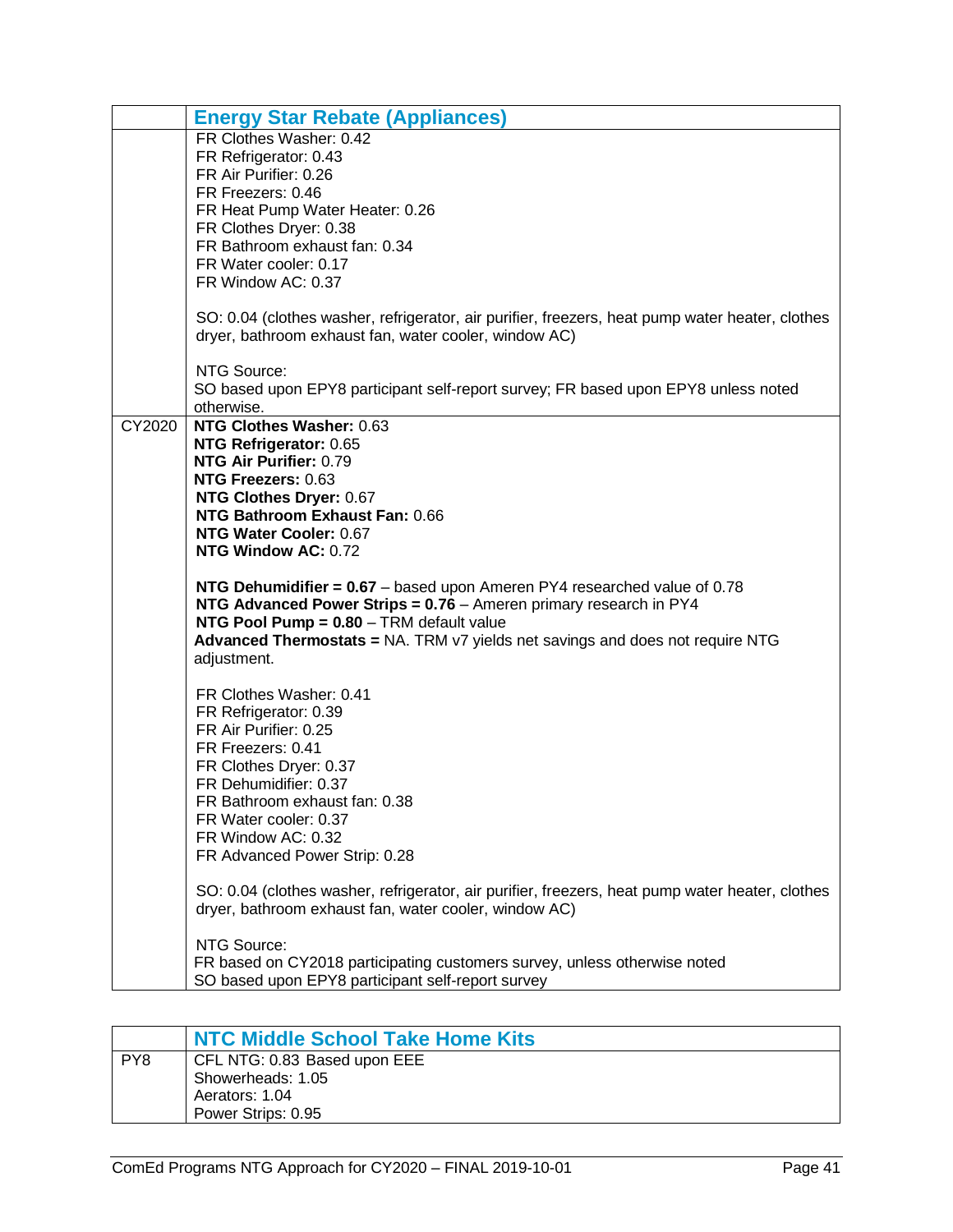| | Energy Star Rebate (Appliances) |
|---|---|
| | FR Clothes Washer: 0.42<br>FR Refrigerator: 0.43<br>FR Air Purifier: 0.26<br>FR Freezers: 0.46<br>FR Heat Pump Water Heater: 0.26<br>FR Clothes Dryer: 0.38<br>FR Bathroom exhaust fan: 0.34<br>FR Water cooler: 0.17<br>FR Window AC: 0.37<br><br>SO: 0.04 (clothes washer, refrigerator, air purifier, freezers, heat pump water heater, clothes dryer, bathroom exhaust fan, water cooler, window AC)<br><br>NTG Source:<br>SO based upon EPY8 participant self-report survey; FR based upon EPY8 unless noted otherwise. |
| CY2020 | **NTG Clothes Washer:** 0.63<br>**NTG Refrigerator:** 0.65<br>**NTG Air Purifier:** 0.79<br>**NTG Freezers:** 0.63<br>**NTG Clothes Dryer:** 0.67<br>**NTG Bathroom Exhaust Fan:** 0.66<br>**NTG Water Cooler:** 0.67<br>**NTG Window AC:** 0.72<br><br>**NTG Dehumidifier = 0.67** – based upon Ameren PY4 researched value of 0.78<br>**NTG Advanced Power Strips = 0.76** – Ameren primary research in PY4<br>**NTG Pool Pump = 0.80** – TRM default value<br>**Advanced Thermostats =** NA. TRM v7 yields net savings and does not require NTG adjustment.<br><br>FR Clothes Washer: 0.41<br>FR Refrigerator: 0.39<br>FR Air Purifier: 0.25<br>FR Freezers: 0.41<br>FR Clothes Dryer: 0.37<br>FR Dehumidifier: 0.37<br>FR Bathroom exhaust fan: 0.38<br>FR Water cooler: 0.37<br>FR Window AC: 0.32<br>FR Advanced Power Strip: 0.28<br><br>SO: 0.04 (clothes washer, refrigerator, air purifier, freezers, heat pump water heater, clothes dryer, bathroom exhaust fan, water cooler, window AC)<br><br>NTG Source:<br>FR based on CY2018 participating customers survey, unless otherwise noted<br>SO based upon EPY8 participant self-report survey |

| | NTC Middle School Take Home Kits |
|---|---|
| PY8 | CFL NTG: 0.83 Based upon EEE<br>Showerheads: 1.05<br>Aerators: 1.04<br>Power Strips: 0.95 |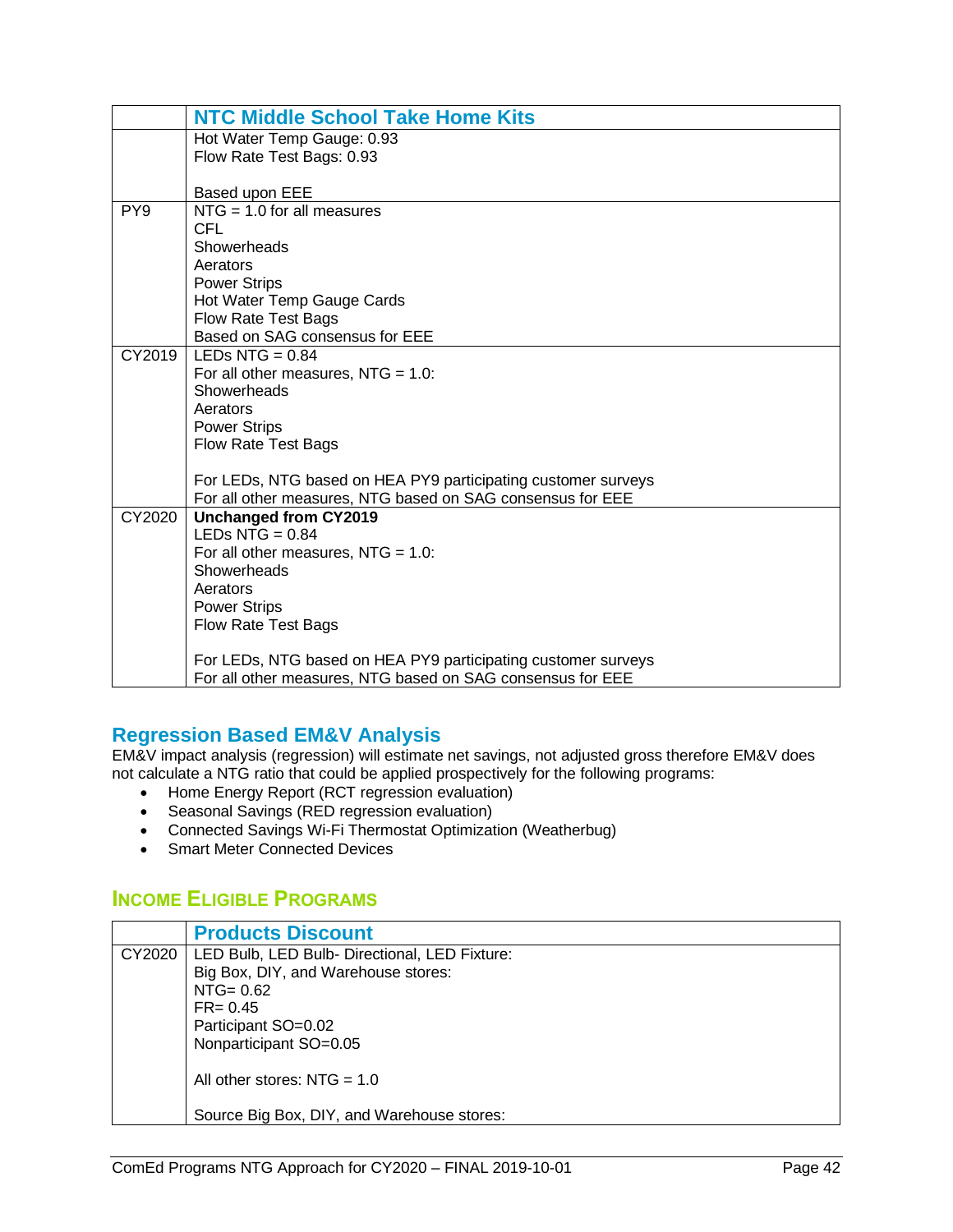| | NTC Middle School Take Home Kits |
|---|---|
| | Hot Water Temp Gauge: 0.93<br>Flow Rate Test Bags: 0.93<br><br>Based upon EEE |
| PY9 | NTG = 1.0 for all measures<br>CFL<br>Showerheads<br>Aerators<br>Power Strips<br>Hot Water Temp Gauge Cards<br>Flow Rate Test Bags<br>Based on SAG consensus for EEE |
| CY2019 | LEDs NTG = 0.84<br>For all other measures, NTG = 1.0:<br>Showerheads<br>Aerators<br>Power Strips<br>Flow Rate Test Bags<br><br>For LEDs, NTG based on HEA PY9 participating customer surveys<br>For all other measures, NTG based on SAG consensus for EEE |
| CY2020 | **Unchanged from CY2019**<br>LEDs NTG = 0.84<br>For all other measures, NTG = 1.0:<br>Showerheads<br>Aerators<br>Power Strips<br>Flow Rate Test Bags<br><br>For LEDs, NTG based on HEA PY9 participating customer surveys<br>For all other measures, NTG based on SAG consensus for EEE |

## Regression Based EM&V Analysis

EM&V impact analysis (regression) will estimate net savings, not adjusted gross therefore EM&V does not calculate a NTG ratio that could be applied prospectively for the following programs:

- Home Energy Report (RCT regression evaluation)
- Seasonal Savings (RED regression evaluation)
- Connected Savings Wi-Fi Thermostat Optimization (Weatherbug)
- Smart Meter Connected Devices

## Income Eligible Programs

| | Products Discount |
|---|---|
| CY2020 | LED Bulb, LED Bulb- Directional, LED Fixture:<br>Big Box, DIY, and Warehouse stores:<br>NTG= 0.62<br>FR= 0.45<br>Participant SO=0.02<br>Nonparticipant SO=0.05<br><br>All other stores: NTG = 1.0<br><br>Source Big Box, DIY, and Warehouse stores: |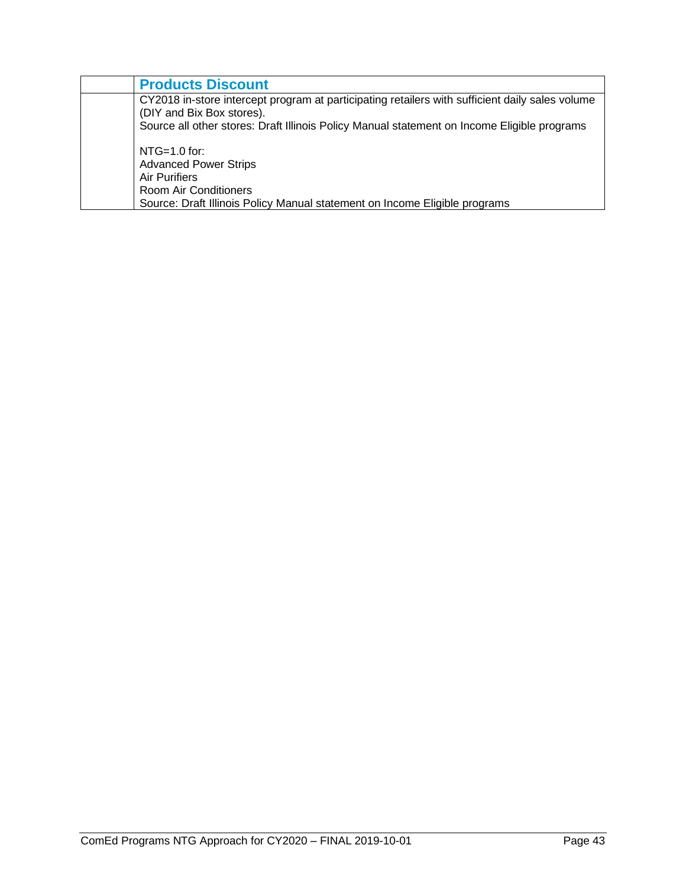| | Products Discount |
|---|---|
| | CY2018 in-store intercept program at participating retailers with sufficient daily sales volume (DIY and Bix Box stores).<br>Source all other stores: Draft Illinois Policy Manual statement on Income Eligible programs<br><br>NTG=1.0 for:<br>Advanced Power Strips<br>Air Purifiers<br>Room Air Conditioners<br>Source: Draft Illinois Policy Manual statement on Income Eligible programs |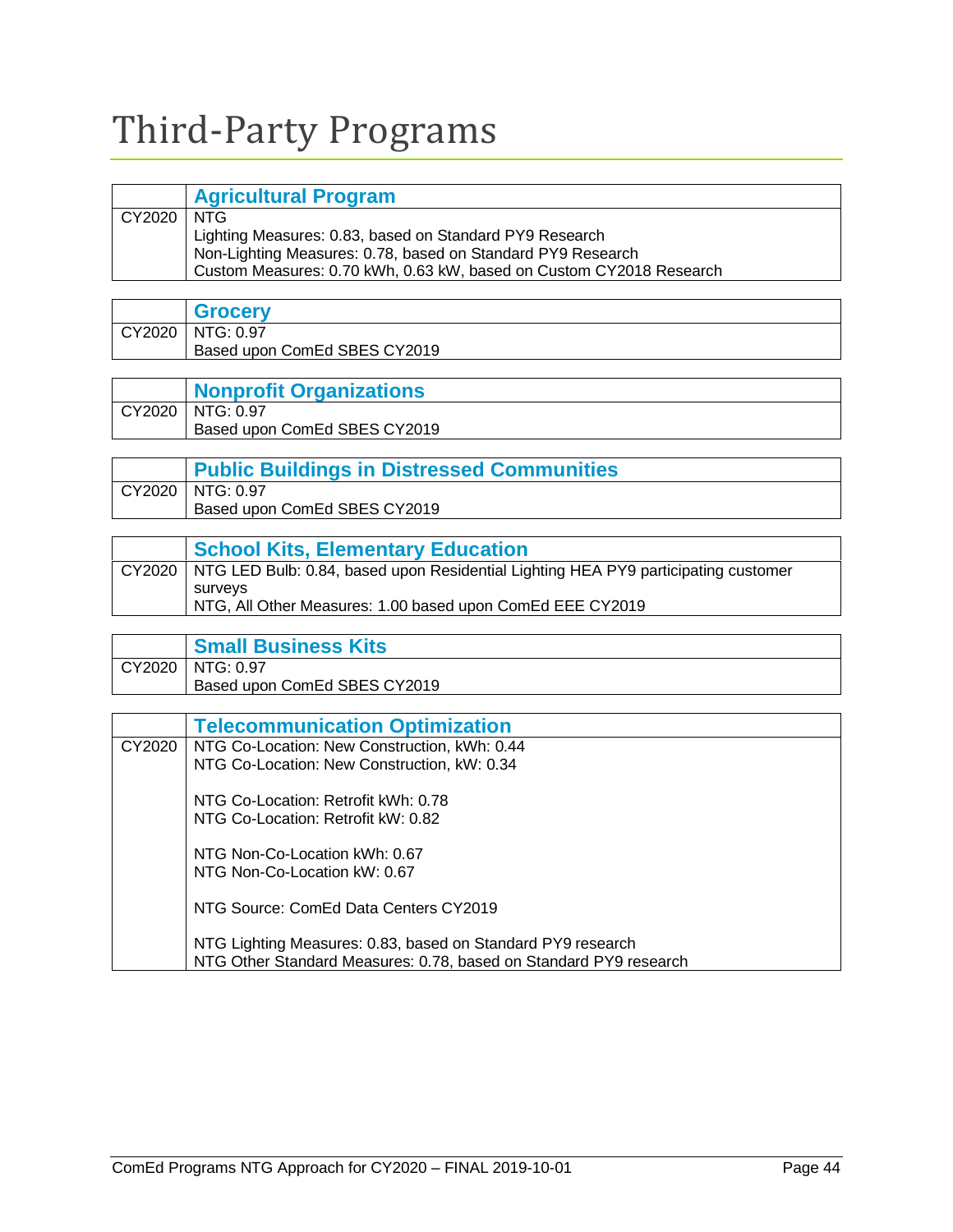# Third-Party Programs

| | Agricultural Program |
|---|---|
| CY2020 | NTG<br>Lighting Measures: 0.83, based on Standard PY9 Research<br>Non-Lighting Measures: 0.78, based on Standard PY9 Research<br>Custom Measures: 0.70 kWh, 0.63 kW, based on Custom CY2018 Research |

| | Grocery |
|---|---|
| CY2020 | NTG: 0.97<br>Based upon ComEd SBES CY2019 |

| | Nonprofit Organizations |
|---|---|
| CY2020 | NTG: 0.97<br>Based upon ComEd SBES CY2019 |

| | Public Buildings in Distressed Communities |
|---|---|
| CY2020 | NTG: 0.97<br>Based upon ComEd SBES CY2019 |

| | School Kits, Elementary Education |
|---|---|
| CY2020 | NTG LED Bulb: 0.84, based upon Residential Lighting HEA PY9 participating customer surveys<br>NTG, All Other Measures: 1.00 based upon ComEd EEE CY2019 |

| | Small Business Kits |
|---|---|
| CY2020 | NTG: 0.97<br>Based upon ComEd SBES CY2019 |

| | Telecommunication Optimization |
|---|---|
| CY2020 | NTG Co-Location: New Construction, kWh: 0.44<br>NTG Co-Location: New Construction, kW: 0.34<br><br>NTG Co-Location: Retrofit kWh: 0.78<br>NTG Co-Location: Retrofit kW: 0.82<br><br>NTG Non-Co-Location kWh: 0.67<br>NTG Non-Co-Location kW: 0.67<br><br>NTG Source: ComEd Data Centers CY2019<br><br>NTG Lighting Measures: 0.83, based on Standard PY9 research<br>NTG Other Standard Measures: 0.78, based on Standard PY9 research |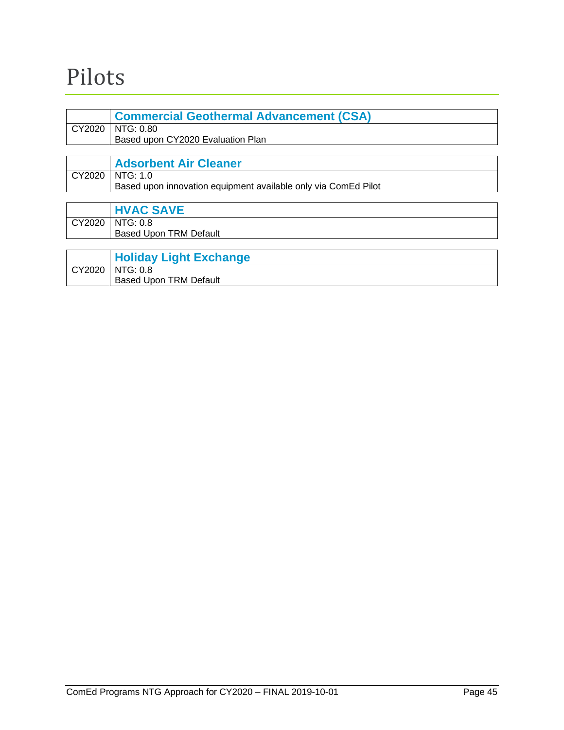# Pilots

| | Commercial Geothermal Advancement (CSA) |
|---|---|
| CY2020 | NTG: 0.80<br>Based upon CY2020 Evaluation Plan |

| | Adsorbent Air Cleaner |
|---|---|
| CY2020 | NTG: 1.0<br>Based upon innovation equipment available only via ComEd Pilot |

| | HVAC SAVE |
|---|---|
| CY2020 | NTG: 0.8<br>Based Upon TRM Default |

| | Holiday Light Exchange |
|---|---|
| CY2020 | NTG: 0.8<br>Based Upon TRM Default |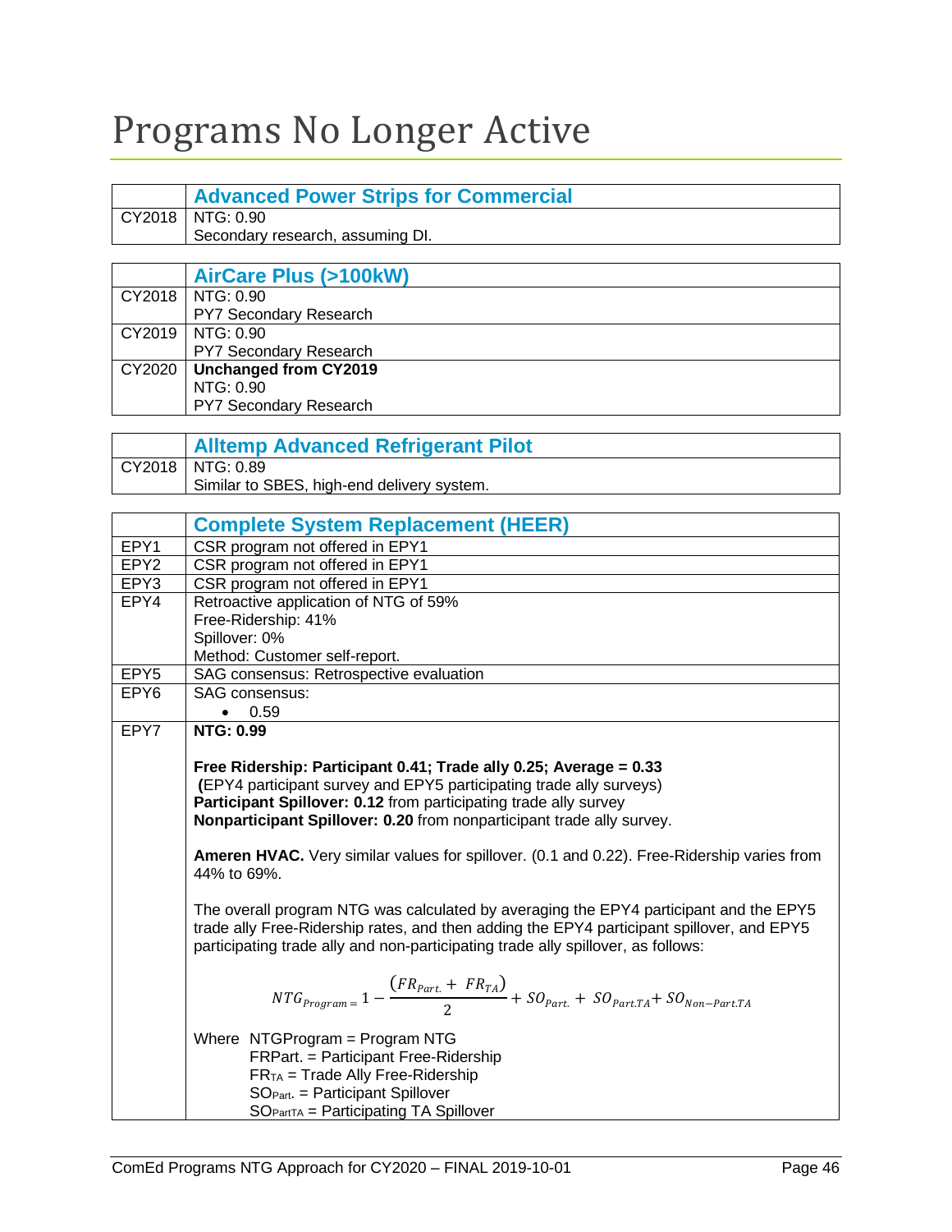# Programs No Longer Active

| | Advanced Power Strips for Commercial |
|---|---|
| CY2018 | NTG: 0.90<br>Secondary research, assuming DI. |

| | AirCare Plus (>100kW) |
|---|---|
| CY2018 | NTG: 0.90<br>PY7 Secondary Research |
| CY2019 | NTG: 0.90<br>PY7 Secondary Research |
| CY2020 | **Unchanged from CY2019**<br>NTG: 0.90<br>PY7 Secondary Research |

| | Alltemp Advanced Refrigerant Pilot |
|---|---|
| CY2018 | NTG: 0.89<br>Similar to SBES, high-end delivery system. |

| | Complete System Replacement (HEER) |
|---|---|
| EPY1 | CSR program not offered in EPY1 |
| EPY2 | CSR program not offered in EPY1 |
| EPY3 | CSR program not offered in EPY1 |
| EPY4 | Retroactive application of NTG of 59%<br>Free-Ridership: 41%<br>Spillover: 0%<br>Method: Customer self-report. |
| EPY5 | SAG consensus: Retrospective evaluation |
| EPY6 | SAG consensus:<br>• 0.59 |
| EPY7 | **NTG: 0.99**<br><br>**Free Ridership: Participant 0.41; Trade ally 0.25; Average = 0.33**<br>**(**EPY4 participant survey and EPY5 participating trade ally surveys)<br>**Participant Spillover: 0.12** from participating trade ally survey<br>**Nonparticipant Spillover: 0.20** from nonparticipant trade ally survey.<br><br>**Ameren HVAC.** Very similar values for spillover. (0.1 and 0.22). Free-Ridership varies from 44% to 69%.<br><br>The overall program NTG was calculated by averaging the EPY4 participant and the EPY5 trade ally Free-Ridership rates, and then adding the EPY4 participant spillover, and EPY5 participating trade ally and non-participating trade ally spillover, as follows:<br><br>$$NTG_{Program} = 1 - \frac{(FR_{Part.} + FR_{TA})}{2} + SO_{Part.} + SO_{Part.TA} + SO_{Non-Part.TA}$$<br><br>Where NTGProgram = Program NTG<br>FRPart. = Participant Free-Ridership<br>$FR_{TA}$ = Trade Ally Free-Ridership<br>$SO_{Part.}$ = Participant Spillover<br>$SO_{PartTA}$ = Participating TA Spillover |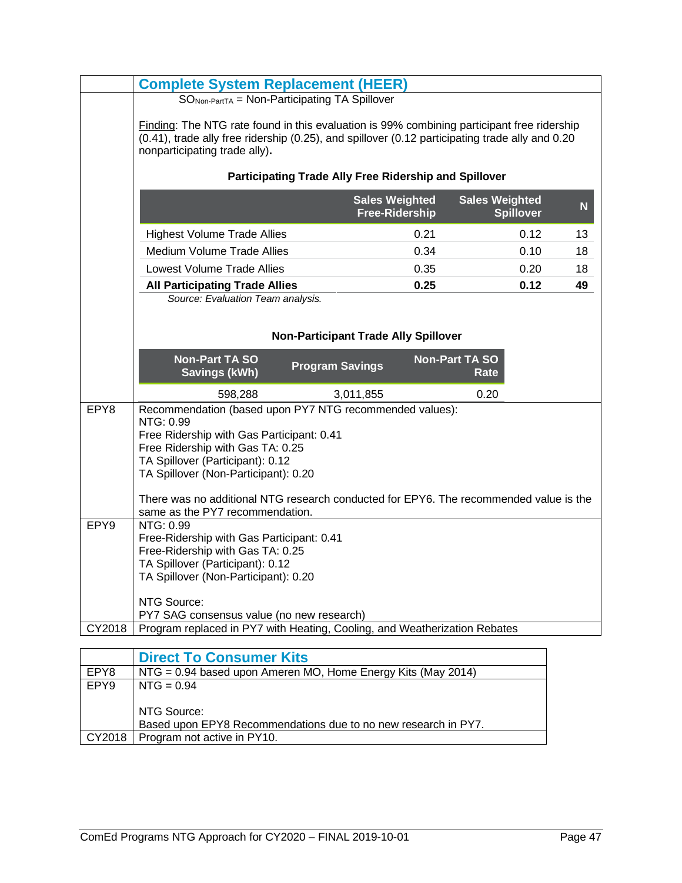| | **Complete System Replacement (HEER)** |
|---|---|
| | $SO_{Non\text{-}PartTA}$ = Non-Participating TA Spillover<br><br>Finding: The NTG rate found in this evaluation is 99% combining participant free ridership (0.41), trade ally free ridership (0.25), and spillover (0.12 participating trade ally and 0.20 nonparticipating trade ally). |

**Participating Trade Ally Free Ridership and Spillover**

| | Sales Weighted Free-Ridership | Sales Weighted Spillover | N |
|---|---|---|---|
| Highest Volume Trade Allies | 0.21 | 0.12 | 13 |
| Medium Volume Trade Allies | 0.34 | 0.10 | 18 |
| Lowest Volume Trade Allies | 0.35 | 0.20 | 18 |
| **All Participating Trade Allies** | **0.25** | **0.12** | **49** |

*Source: Evaluation Team analysis.*

**Non-Participant Trade Ally Spillover**

| Non-Part TA SO Savings (kWh) | Program Savings | Non-Part TA SO Rate |
|---|---|---|
| 598,288 | 3,011,855 | 0.20 |

| | |
|---|---|
| EPY8 | Recommendation (based upon PY7 NTG recommended values):<br>NTG: 0.99<br>Free Ridership with Gas Participant: 0.41<br>Free Ridership with Gas TA: 0.25<br>TA Spillover (Participant): 0.12<br>TA Spillover (Non-Participant): 0.20<br><br>There was no additional NTG research conducted for EPY6. The recommended value is the same as the PY7 recommendation. |
| EPY9 | NTG: 0.99<br>Free-Ridership with Gas Participant: 0.41<br>Free-Ridership with Gas TA: 0.25<br>TA Spillover (Participant): 0.12<br>TA Spillover (Non-Participant): 0.20<br><br>NTG Source:<br>PY7 SAG consensus value (no new research) |
| CY2018 | Program replaced in PY7 with Heating, Cooling, and Weatherization Rebates |

| | **Direct To Consumer Kits** |
|---|---|
| EPY8 | NTG = 0.94 based upon Ameren MO, Home Energy Kits (May 2014) |
| EPY9 | NTG = 0.94<br><br>NTG Source:<br>Based upon EPY8 Recommendations due to no new research in PY7. |
| CY2018 | Program not active in PY10. |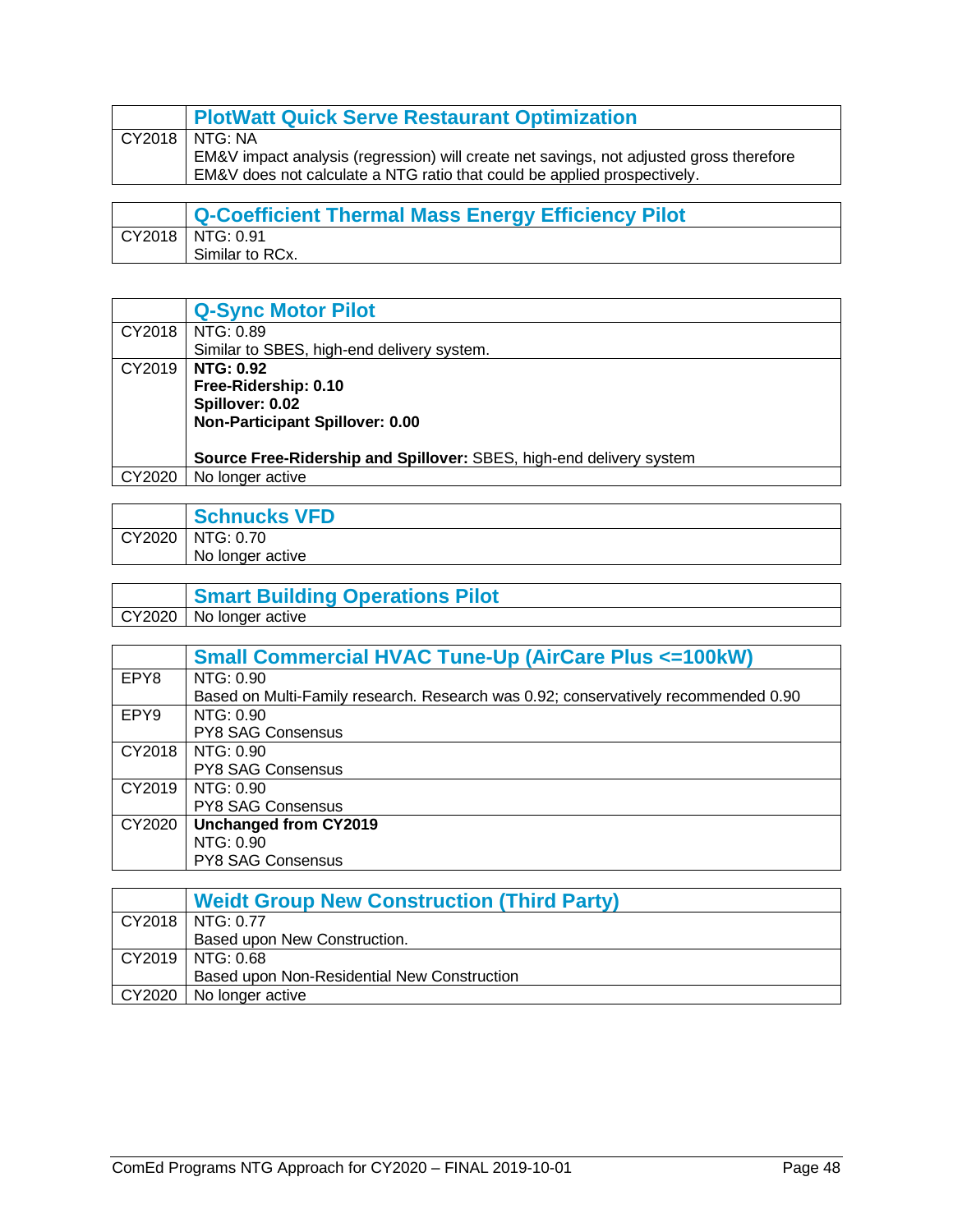| | PlotWatt Quick Serve Restaurant Optimization |
|---|---|
| CY2018 | NTG: NA<br>EM&V impact analysis (regression) will create net savings, not adjusted gross therefore EM&V does not calculate a NTG ratio that could be applied prospectively. |

| | Q-Coefficient Thermal Mass Energy Efficiency Pilot |
|---|---|
| CY2018 | NTG: 0.91<br>Similar to RCx. |

| | Q-Sync Motor Pilot |
|---|---|
| CY2018 | NTG: 0.89<br>Similar to SBES, high-end delivery system. |
| CY2019 | **NTG: 0.92**<br>**Free-Ridership: 0.10**<br>**Spillover: 0.02**<br>**Non-Participant Spillover: 0.00**<br><br>**Source Free-Ridership and Spillover:** SBES, high-end delivery system |
| CY2020 | No longer active |

| | Schnucks VFD |
|---|---|
| CY2020 | NTG: 0.70<br>No longer active |

| | Smart Building Operations Pilot |
|---|---|
| CY2020 | No longer active |

| | Small Commercial HVAC Tune-Up (AirCare Plus <=100kW) |
|---|---|
| EPY8 | NTG: 0.90<br>Based on Multi-Family research. Research was 0.92; conservatively recommended 0.90 |
| EPY9 | NTG: 0.90<br>PY8 SAG Consensus |
| CY2018 | NTG: 0.90<br>PY8 SAG Consensus |
| CY2019 | NTG: 0.90<br>PY8 SAG Consensus |
| CY2020 | **Unchanged from CY2019**<br>NTG: 0.90<br>PY8 SAG Consensus |

| | Weidt Group New Construction (Third Party) |
|---|---|
| CY2018 | NTG: 0.77<br>Based upon New Construction. |
| CY2019 | NTG: 0.68<br>Based upon Non-Residential New Construction |
| CY2020 | No longer active |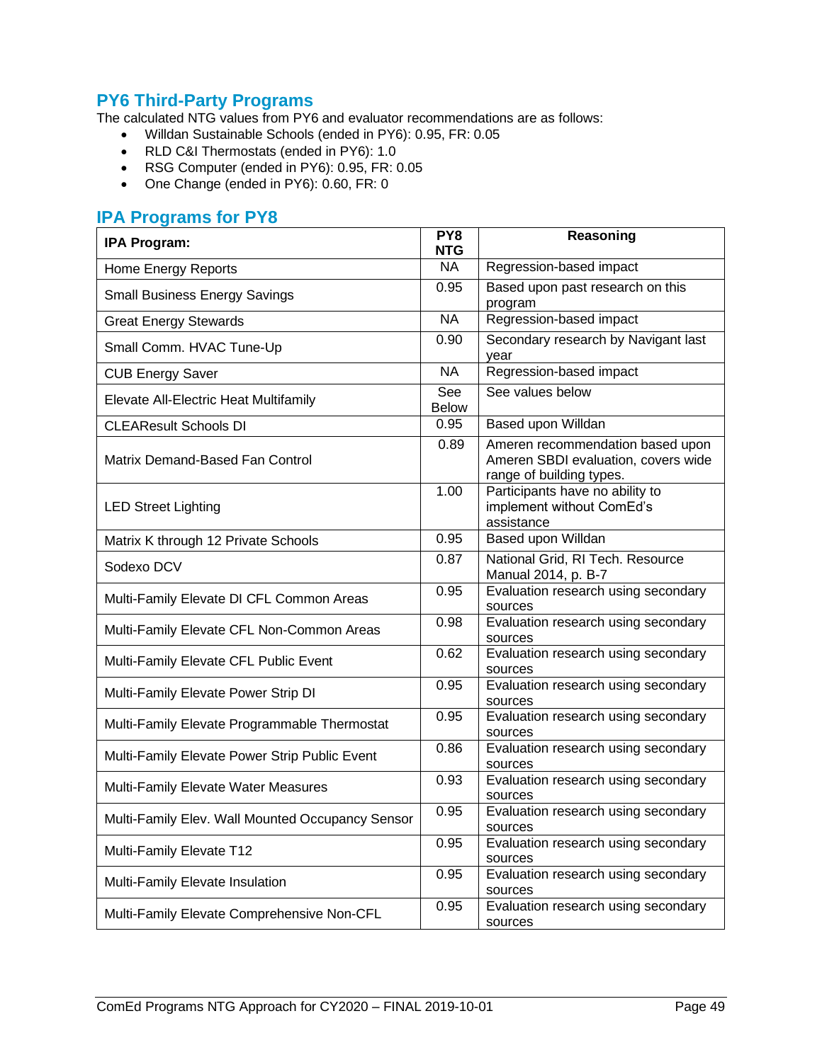## PY6 Third-Party Programs

The calculated NTG values from PY6 and evaluator recommendations are as follows:

- Willdan Sustainable Schools (ended in PY6): 0.95, FR: 0.05
- RLD C&I Thermostats (ended in PY6): 1.0
- RSG Computer (ended in PY6): 0.95, FR: 0.05
- One Change (ended in PY6): 0.60, FR: 0

## IPA Programs for PY8

| IPA Program: | PY8 NTG | Reasoning |
|---|---|---|
| Home Energy Reports | NA | Regression-based impact |
| Small Business Energy Savings | 0.95 | Based upon past research on this program |
| Great Energy Stewards | NA | Regression-based impact |
| Small Comm. HVAC Tune-Up | 0.90 | Secondary research by Navigant last year |
| CUB Energy Saver | NA | Regression-based impact |
| Elevate All-Electric Heat Multifamily | See Below | See values below |
| CLEAResult Schools DI | 0.95 | Based upon Willdan |
| Matrix Demand-Based Fan Control | 0.89 | Ameren recommendation based upon Ameren SBDI evaluation, covers wide range of building types. |
| LED Street Lighting | 1.00 | Participants have no ability to implement without ComEd's assistance |
| Matrix K through 12 Private Schools | 0.95 | Based upon Willdan |
| Sodexo DCV | 0.87 | National Grid, RI Tech. Resource Manual 2014, p. B-7 |
| Multi-Family Elevate DI CFL Common Areas | 0.95 | Evaluation research using secondary sources |
| Multi-Family Elevate CFL Non-Common Areas | 0.98 | Evaluation research using secondary sources |
| Multi-Family Elevate CFL Public Event | 0.62 | Evaluation research using secondary sources |
| Multi-Family Elevate Power Strip DI | 0.95 | Evaluation research using secondary sources |
| Multi-Family Elevate Programmable Thermostat | 0.95 | Evaluation research using secondary sources |
| Multi-Family Elevate Power Strip Public Event | 0.86 | Evaluation research using secondary sources |
| Multi-Family Elevate Water Measures | 0.93 | Evaluation research using secondary sources |
| Multi-Family Elev. Wall Mounted Occupancy Sensor | 0.95 | Evaluation research using secondary sources |
| Multi-Family Elevate T12 | 0.95 | Evaluation research using secondary sources |
| Multi-Family Elevate Insulation | 0.95 | Evaluation research using secondary sources |
| Multi-Family Elevate Comprehensive Non-CFL | 0.95 | Evaluation research using secondary sources |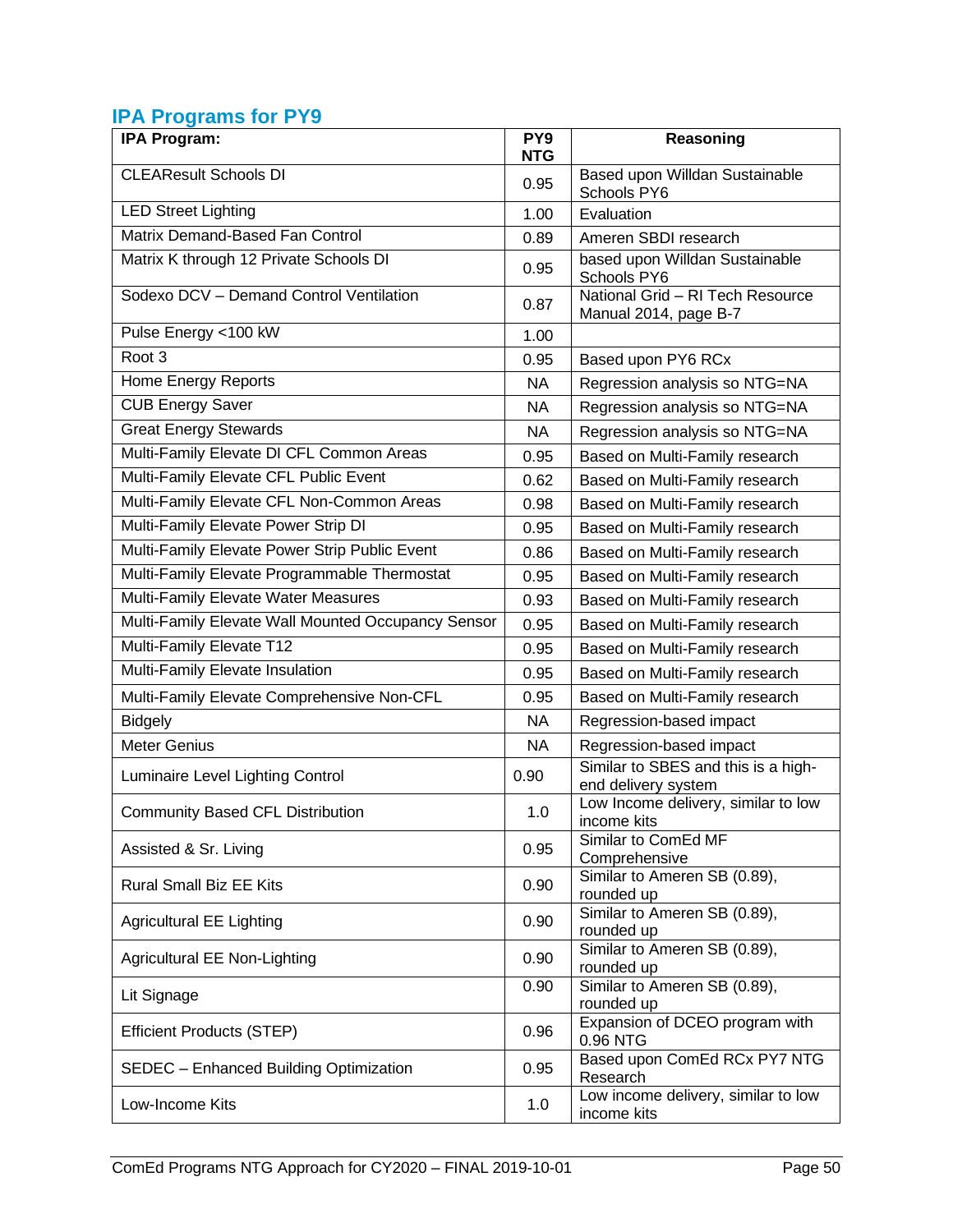## IPA Programs for PY9

| IPA Program: | PY9 NTG | Reasoning |
|---|---|---|
| CLEAResult Schools DI | 0.95 | Based upon Willdan Sustainable Schools PY6 |
| LED Street Lighting | 1.00 | Evaluation |
| Matrix Demand-Based Fan Control | 0.89 | Ameren SBDI research |
| Matrix K through 12 Private Schools DI | 0.95 | based upon Willdan Sustainable Schools PY6 |
| Sodexo DCV – Demand Control Ventilation | 0.87 | National Grid – RI Tech Resource Manual 2014, page B-7 |
| Pulse Energy <100 kW | 1.00 | |
| Root 3 | 0.95 | Based upon PY6 RCx |
| Home Energy Reports | NA | Regression analysis so NTG=NA |
| CUB Energy Saver | NA | Regression analysis so NTG=NA |
| Great Energy Stewards | NA | Regression analysis so NTG=NA |
| Multi-Family Elevate DI CFL Common Areas | 0.95 | Based on Multi-Family research |
| Multi-Family Elevate CFL Public Event | 0.62 | Based on Multi-Family research |
| Multi-Family Elevate CFL Non-Common Areas | 0.98 | Based on Multi-Family research |
| Multi-Family Elevate Power Strip DI | 0.95 | Based on Multi-Family research |
| Multi-Family Elevate Power Strip Public Event | 0.86 | Based on Multi-Family research |
| Multi-Family Elevate Programmable Thermostat | 0.95 | Based on Multi-Family research |
| Multi-Family Elevate Water Measures | 0.93 | Based on Multi-Family research |
| Multi-Family Elevate Wall Mounted Occupancy Sensor | 0.95 | Based on Multi-Family research |
| Multi-Family Elevate T12 | 0.95 | Based on Multi-Family research |
| Multi-Family Elevate Insulation | 0.95 | Based on Multi-Family research |
| Multi-Family Elevate Comprehensive Non-CFL | 0.95 | Based on Multi-Family research |
| Bidgely | NA | Regression-based impact |
| Meter Genius | NA | Regression-based impact |
| Luminaire Level Lighting Control | 0.90 | Similar to SBES and this is a high-end delivery system |
| Community Based CFL Distribution | 1.0 | Low Income delivery, similar to low income kits |
| Assisted & Sr. Living | 0.95 | Similar to ComEd MF Comprehensive |
| Rural Small Biz EE Kits | 0.90 | Similar to Ameren SB (0.89), rounded up |
| Agricultural EE Lighting | 0.90 | Similar to Ameren SB (0.89), rounded up |
| Agricultural EE Non-Lighting | 0.90 | Similar to Ameren SB (0.89), rounded up |
| Lit Signage | 0.90 | Similar to Ameren SB (0.89), rounded up |
| Efficient Products (STEP) | 0.96 | Expansion of DCEO program with 0.96 NTG |
| SEDEC – Enhanced Building Optimization | 0.95 | Based upon ComEd RCx PY7 NTG Research |
| Low-Income Kits | 1.0 | Low income delivery, similar to low income kits |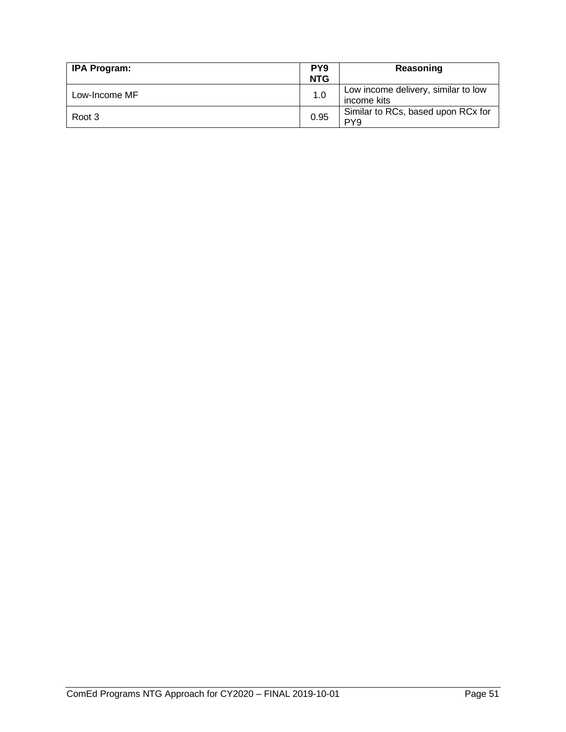| IPA Program: | PY9 NTG | Reasoning |
|---|---|---|
| Low-Income MF | 1.0 | Low income delivery, similar to low income kits |
| Root 3 | 0.95 | Similar to RCs, based upon RCx for PY9 |